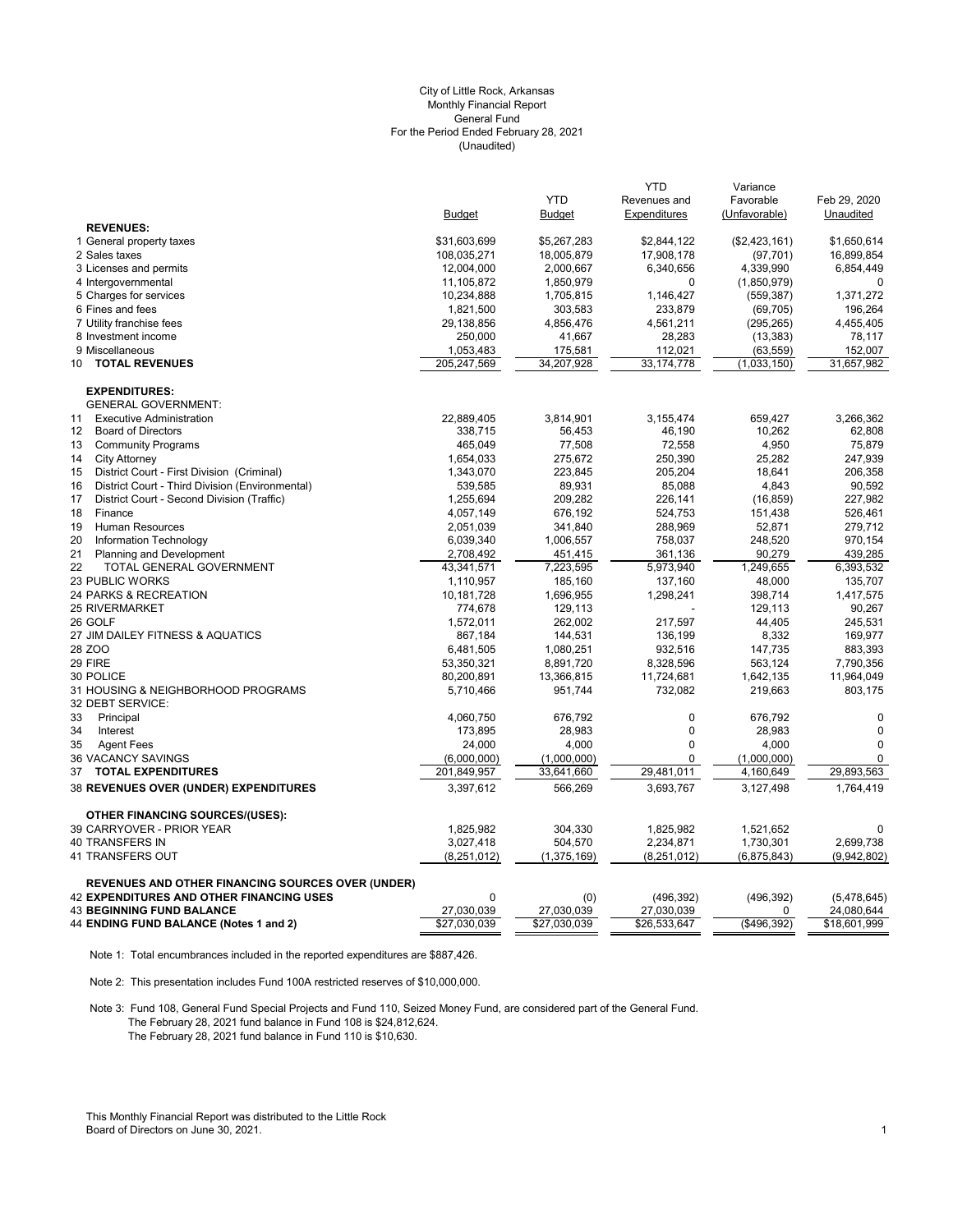City of Little Rock, Arkansas
Monthly Financial Report
General Fund
For the Period Ended February 28, 2021
(Unaudited)

| | Budget | YTD Budget | YTD Revenues and Expenditures | Variance Favorable (Unfavorable) | Feb 29, 2020 Unaudited |
|---|---|---|---|---|---|
| **REVENUES:** | | | | | |
| 1 General property taxes | $31,603,699 | $5,267,283 | $2,844,122 | ($2,423,161) | $1,650,614 |
| 2 Sales taxes | 108,035,271 | 18,005,879 | 17,908,178 | (97,701) | 16,899,854 |
| 3 Licenses and permits | 12,004,000 | 2,000,667 | 6,340,656 | 4,339,990 | 6,854,449 |
| 4 Intergovernmental | 11,105,872 | 1,850,979 | 0 | (1,850,979) | 0 |
| 5 Charges for services | 10,234,888 | 1,705,815 | 1,146,427 | (559,387) | 1,371,272 |
| 6 Fines and fees | 1,821,500 | 303,583 | 233,879 | (69,705) | 196,264 |
| 7 Utility franchise fees | 29,138,856 | 4,856,476 | 4,561,211 | (295,265) | 4,455,405 |
| 8 Investment income | 250,000 | 41,667 | 28,283 | (13,383) | 78,117 |
| 9 Miscellaneous | 1,053,483 | 175,581 | 112,021 | (63,559) | 152,007 |
| 10 **TOTAL REVENUES** | 205,247,569 | 34,207,928 | 33,174,778 | (1,033,150) | 31,657,982 |
| **EXPENDITURES:** | | | | | |
| GENERAL GOVERNMENT: | | | | | |
| 11 Executive Administration | 22,889,405 | 3,814,901 | 3,155,474 | 659,427 | 3,266,362 |
| 12 Board of Directors | 338,715 | 56,453 | 46,190 | 10,262 | 62,808 |
| 13 Community Programs | 465,049 | 77,508 | 72,558 | 4,950 | 75,879 |
| 14 City Attorney | 1,654,033 | 275,672 | 250,390 | 25,282 | 247,939 |
| 15 District Court - First Division (Criminal) | 1,343,070 | 223,845 | 205,204 | 18,641 | 206,358 |
| 16 District Court - Third Division (Environmental) | 539,585 | 89,931 | 85,088 | 4,843 | 90,592 |
| 17 District Court - Second Division (Traffic) | 1,255,694 | 209,282 | 226,141 | (16,859) | 227,982 |
| 18 Finance | 4,057,149 | 676,192 | 524,753 | 151,438 | 526,461 |
| 19 Human Resources | 2,051,039 | 341,840 | 288,969 | 52,871 | 279,712 |
| 20 Information Technology | 6,039,340 | 1,006,557 | 758,037 | 248,520 | 970,154 |
| 21 Planning and Development | 2,708,492 | 451,415 | 361,136 | 90,279 | 439,285 |
| 22 TOTAL GENERAL GOVERNMENT | 43,341,571 | 7,223,595 | 5,973,940 | 1,249,655 | 6,393,532 |
| 23 PUBLIC WORKS | 1,110,957 | 185,160 | 137,160 | 48,000 | 135,707 |
| 24 PARKS & RECREATION | 10,181,728 | 1,696,955 | 1,298,241 | 398,714 | 1,417,575 |
| 25 RIVERMARKET | 774,678 | 129,113 | - | 129,113 | 90,267 |
| 26 GOLF | 1,572,011 | 262,002 | 217,597 | 44,405 | 245,531 |
| 27 JIM DAILEY FITNESS & AQUATICS | 867,184 | 144,531 | 136,199 | 8,332 | 169,977 |
| 28 ZOO | 6,481,505 | 1,080,251 | 932,516 | 147,735 | 883,393 |
| 29 FIRE | 53,350,321 | 8,891,720 | 8,328,596 | 563,124 | 7,790,356 |
| 30 POLICE | 80,200,891 | 13,366,815 | 11,724,681 | 1,642,135 | 11,964,049 |
| 31 HOUSING & NEIGHBORHOOD PROGRAMS | 5,710,466 | 951,744 | 732,082 | 219,663 | 803,175 |
| 32 DEBT SERVICE: | | | | | |
| 33 Principal | 4,060,750 | 676,792 | 0 | 676,792 | 0 |
| 34 Interest | 173,895 | 28,983 | 0 | 28,983 | 0 |
| 35 Agent Fees | 24,000 | 4,000 | 0 | 4,000 | 0 |
| 36 VACANCY SAVINGS | (6,000,000) | (1,000,000) | 0 | (1,000,000) | 0 |
| 37 **TOTAL EXPENDITURES** | 201,849,957 | 33,641,660 | 29,481,011 | 4,160,649 | 29,893,563 |
| 38 **REVENUES OVER (UNDER) EXPENDITURES** | 3,397,612 | 566,269 | 3,693,767 | 3,127,498 | 1,764,419 |
| **OTHER FINANCING SOURCES/(USES):** | | | | | |
| 39 CARRYOVER - PRIOR YEAR | 1,825,982 | 304,330 | 1,825,982 | 1,521,652 | 0 |
| 40 TRANSFERS IN | 3,027,418 | 504,570 | 2,234,871 | 1,730,301 | 2,699,738 |
| 41 TRANSFERS OUT | (8,251,012) | (1,375,169) | (8,251,012) | (6,875,843) | (9,942,802) |
| **REVENUES AND OTHER FINANCING SOURCES OVER (UNDER)** | | | | | |
| 42 **EXPENDITURES AND OTHER FINANCING USES** | 0 | (0) | (496,392) | (496,392) | (5,478,645) |
| 43 **BEGINNING FUND BALANCE** | 27,030,039 | 27,030,039 | 27,030,039 | 0 | 24,080,644 |
| 44 **ENDING FUND BALANCE (Notes 1 and 2)** | $27,030,039 | $27,030,039 | $26,533,647 | ($496,392) | $18,601,999 |

Note 1: Total encumbrances included in the reported expenditures are $887,426.

Note 2: This presentation includes Fund 100A restricted reserves of $10,000,000.

Note 3: Fund 108, General Fund Special Projects and Fund 110, Seized Money Fund, are considered part of the General Fund.
The February 28, 2021 fund balance in Fund 108 is $24,812,624.
The February 28, 2021 fund balance in Fund 110 is $10,630.

This Monthly Financial Report was distributed to the Little Rock Board of Directors on June 30, 2021.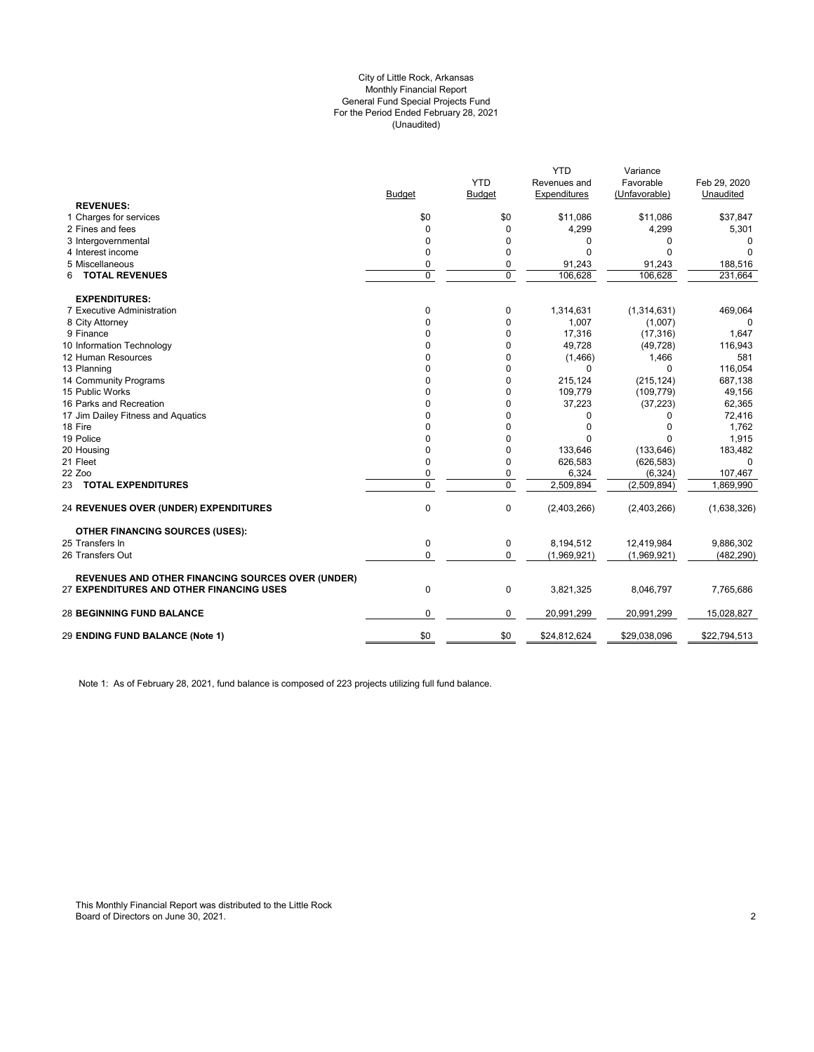City of Little Rock, Arkansas
Monthly Financial Report
General Fund Special Projects Fund
For the Period Ended February 28, 2021
(Unaudited)

| | Budget | YTD Budget | YTD Revenues and Expenditures | Variance Favorable (Unfavorable) | Feb 29, 2020 Unaudited |
|---|---|---|---|---|---|
| **REVENUES:** | | | | | |
| 1 Charges for services | $0 | $0 | $11,086 | $11,086 | $37,847 |
| 2 Fines and fees | 0 | 0 | 4,299 | 4,299 | 5,301 |
| 3 Intergovernmental | 0 | 0 | 0 | 0 | 0 |
| 4 Interest income | 0 | 0 | 0 | 0 | 0 |
| 5 Miscellaneous | 0 | 0 | 91,243 | 91,243 | 188,516 |
| 6 **TOTAL REVENUES** | 0 | 0 | 106,628 | 106,628 | 231,664 |
| **EXPENDITURES:** | | | | | |
| 7 Executive Administration | 0 | 0 | 1,314,631 | (1,314,631) | 469,064 |
| 8 City Attorney | 0 | 0 | 1,007 | (1,007) | 0 |
| 9 Finance | 0 | 0 | 17,316 | (17,316) | 1,647 |
| 10 Information Technology | 0 | 0 | 49,728 | (49,728) | 116,943 |
| 12 Human Resources | 0 | 0 | (1,466) | 1,466 | 581 |
| 13 Planning | 0 | 0 | 0 | 0 | 116,054 |
| 14 Community Programs | 0 | 0 | 215,124 | (215,124) | 687,138 |
| 15 Public Works | 0 | 0 | 109,779 | (109,779) | 49,156 |
| 16 Parks and Recreation | 0 | 0 | 37,223 | (37,223) | 62,365 |
| 17 Jim Dailey Fitness and Aquatics | 0 | 0 | 0 | 0 | 72,416 |
| 18 Fire | 0 | 0 | 0 | 0 | 1,762 |
| 19 Police | 0 | 0 | 0 | 0 | 1,915 |
| 20 Housing | 0 | 0 | 133,646 | (133,646) | 183,482 |
| 21 Fleet | 0 | 0 | 626,583 | (626,583) | 0 |
| 22 Zoo | 0 | 0 | 6,324 | (6,324) | 107,467 |
| 23 **TOTAL EXPENDITURES** | 0 | 0 | 2,509,894 | (2,509,894) | 1,869,990 |
| 24 **REVENUES OVER (UNDER) EXPENDITURES** | 0 | 0 | (2,403,266) | (2,403,266) | (1,638,326) |
| **OTHER FINANCING SOURCES (USES):** | | | | | |
| 25 Transfers In | 0 | 0 | 8,194,512 | 12,419,984 | 9,886,302 |
| 26 Transfers Out | 0 | 0 | (1,969,921) | (1,969,921) | (482,290) |
| **REVENUES AND OTHER FINANCING SOURCES OVER (UNDER)** 27 **EXPENDITURES AND OTHER FINANCING USES** | 0 | 0 | 3,821,325 | 8,046,797 | 7,765,686 |
| 28 **BEGINNING FUND BALANCE** | 0 | 0 | 20,991,299 | 20,991,299 | 15,028,827 |
| 29 **ENDING FUND BALANCE (Note 1)** | $0 | $0 | $24,812,624 | $29,038,096 | $22,794,513 |

Note 1: As of February 28, 2021, fund balance is composed of 223 projects utilizing full fund balance.

This Monthly Financial Report was distributed to the Little Rock Board of Directors on June 30, 2021.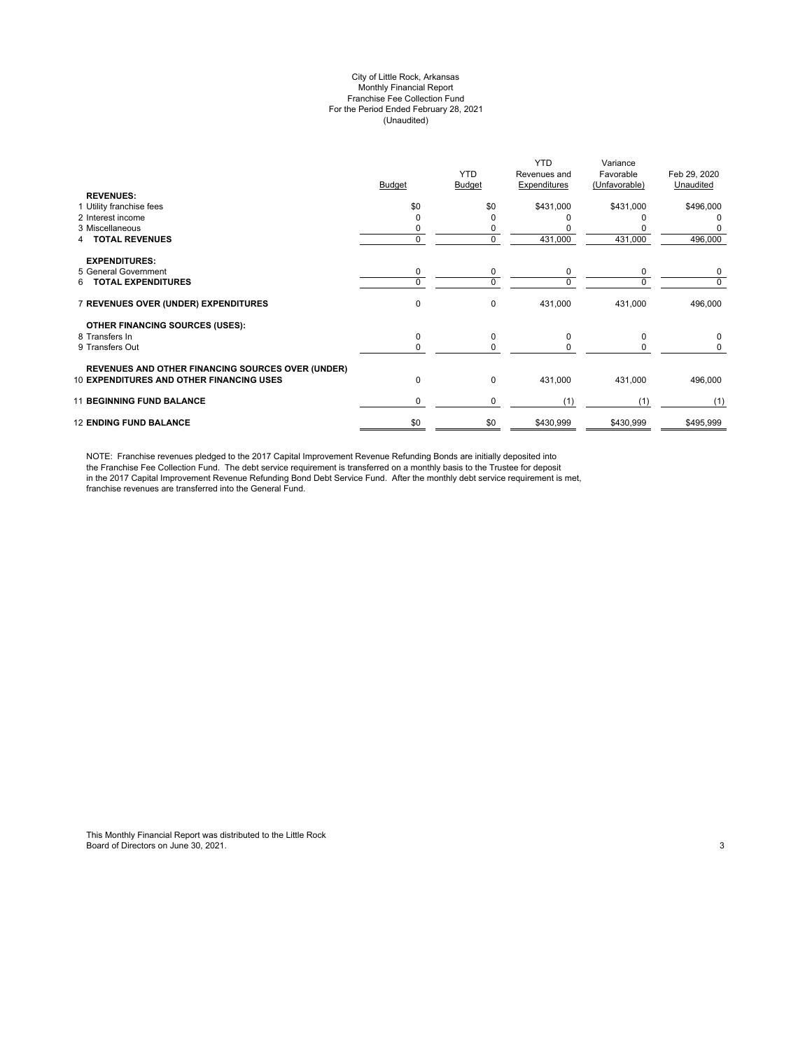City of Little Rock, Arkansas
Monthly Financial Report
Franchise Fee Collection Fund
For the Period Ended February 28, 2021
(Unaudited)

| | Budget | YTD Budget | YTD Revenues and Expenditures | Variance Favorable (Unfavorable) | Feb 29, 2020 Unaudited |
|---|---|---|---|---|---|
| **REVENUES:** | | | | | |
| 1 Utility franchise fees | $0 | $0 | $431,000 | $431,000 | $496,000 |
| 2 Interest income | 0 | 0 | 0 | 0 | 0 |
| 3 Miscellaneous | 0 | 0 | 0 | 0 | 0 |
| 4 **TOTAL REVENUES** | 0 | 0 | 431,000 | 431,000 | 496,000 |
| **EXPENDITURES:** | | | | | |
| 5 General Government | 0 | 0 | 0 | 0 | 0 |
| 6 **TOTAL EXPENDITURES** | 0 | 0 | 0 | 0 | 0 |
| 7 **REVENUES OVER (UNDER) EXPENDITURES** | 0 | 0 | 431,000 | 431,000 | 496,000 |
| **OTHER FINANCING SOURCES (USES):** | | | | | |
| 8 Transfers In | 0 | 0 | 0 | 0 | 0 |
| 9 Transfers Out | 0 | 0 | 0 | 0 | 0 |
| **REVENUES AND OTHER FINANCING SOURCES OVER (UNDER)** | | | | | |
| 10 **EXPENDITURES AND OTHER FINANCING USES** | 0 | 0 | 431,000 | 431,000 | 496,000 |
| 11 **BEGINNING FUND BALANCE** | 0 | 0 | (1) | (1) | (1) |
| 12 **ENDING FUND BALANCE** | $0 | $0 | $430,999 | $430,999 | $495,999 |

NOTE: Franchise revenues pledged to the 2017 Capital Improvement Revenue Refunding Bonds are initially deposited into the Franchise Fee Collection Fund. The debt service requirement is transferred on a monthly basis to the Trustee for deposit in the 2017 Capital Improvement Revenue Refunding Bond Debt Service Fund. After the monthly debt service requirement is met, franchise revenues are transferred into the General Fund.

This Monthly Financial Report was distributed to the Little Rock Board of Directors on June 30, 2021.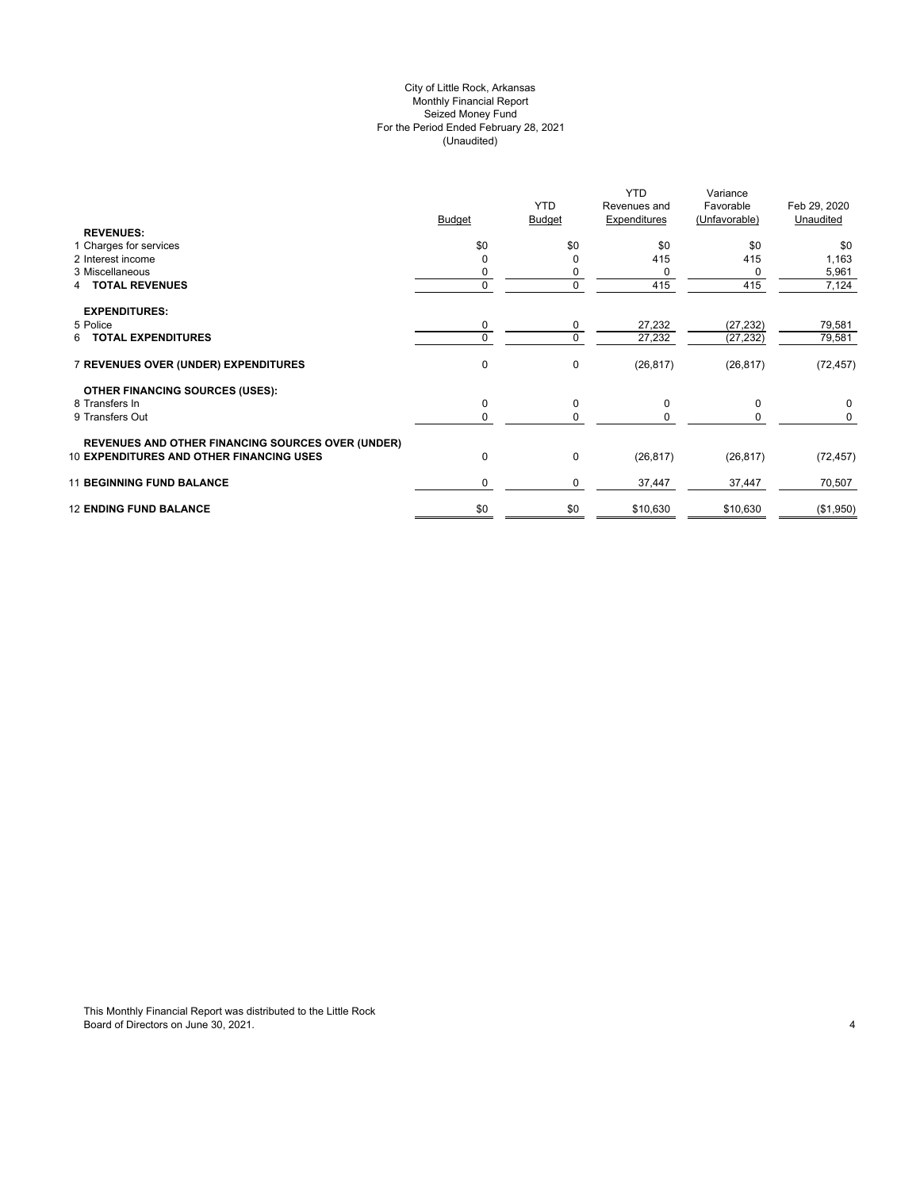City of Little Rock, Arkansas
Monthly Financial Report
Seized Money Fund
For the Period Ended February 28, 2021
(Unaudited)

| | Budget | YTD Budget | YTD Revenues and Expenditures | Variance Favorable (Unfavorable) | Feb 29, 2020 Unaudited |
|---|---|---|---|---|---|
| **REVENUES:** | | | | | |
| 1 Charges for services | $0 | $0 | $0 | $0 | $0 |
| 2 Interest income | 0 | 0 | 415 | 415 | 1,163 |
| 3 Miscellaneous | 0 | 0 | 0 | 0 | 5,961 |
| 4 **TOTAL REVENUES** | 0 | 0 | 415 | 415 | 7,124 |
| **EXPENDITURES:** | | | | | |
| 5 Police | 0 | 0 | 27,232 | (27,232) | 79,581 |
| 6 **TOTAL EXPENDITURES** | 0 | 0 | 27,232 | (27,232) | 79,581 |
| 7 **REVENUES OVER (UNDER) EXPENDITURES** | 0 | 0 | (26,817) | (26,817) | (72,457) |
| **OTHER FINANCING SOURCES (USES):** | | | | | |
| 8 Transfers In | 0 | 0 | 0 | 0 | 0 |
| 9 Transfers Out | 0 | 0 | 0 | 0 | 0 |
| **REVENUES AND OTHER FINANCING SOURCES OVER (UNDER)** 10 **EXPENDITURES AND OTHER FINANCING USES** | 0 | 0 | (26,817) | (26,817) | (72,457) |
| 11 **BEGINNING FUND BALANCE** | 0 | 0 | 37,447 | 37,447 | 70,507 |
| 12 **ENDING FUND BALANCE** | $0 | $0 | $10,630 | $10,630 | ($1,950) |

This Monthly Financial Report was distributed to the Little Rock Board of Directors on June 30, 2021.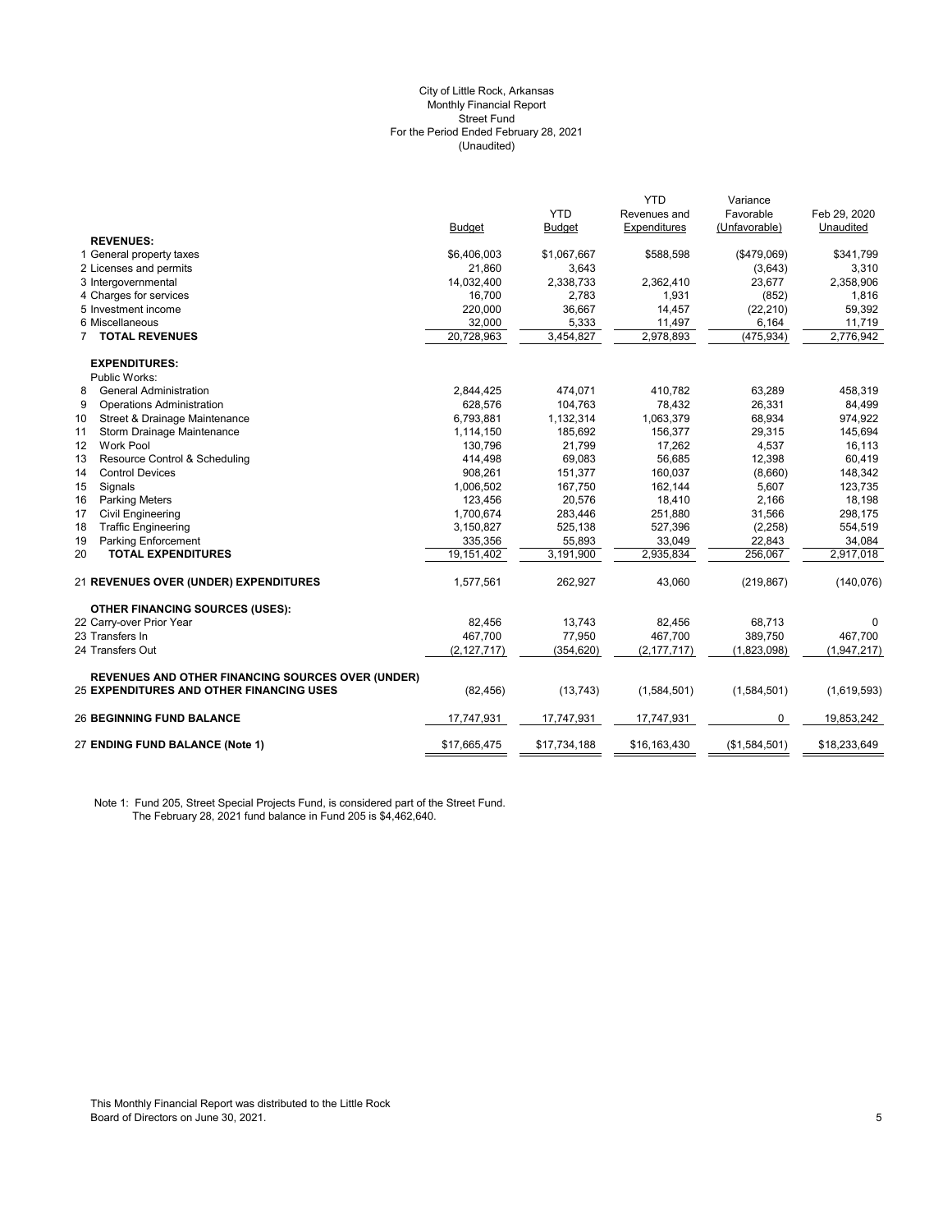City of Little Rock, Arkansas
Monthly Financial Report
Street Fund
For the Period Ended February 28, 2021
(Unaudited)

| | Budget | YTD Budget | YTD Revenues and Expenditures | Variance Favorable (Unfavorable) | Feb 29, 2020 Unaudited |
|---|---|---|---|---|---|
| **REVENUES:** | | | | | |
| 1 General property taxes | $6,406,003 | $1,067,667 | $588,598 | ($479,069) | $341,799 |
| 2 Licenses and permits | 21,860 | 3,643 | | (3,643) | 3,310 |
| 3 Intergovernmental | 14,032,400 | 2,338,733 | 2,362,410 | 23,677 | 2,358,906 |
| 4 Charges for services | 16,700 | 2,783 | 1,931 | (852) | 1,816 |
| 5 Investment income | 220,000 | 36,667 | 14,457 | (22,210) | 59,392 |
| 6 Miscellaneous | 32,000 | 5,333 | 11,497 | 6,164 | 11,719 |
| 7 **TOTAL REVENUES** | 20,728,963 | 3,454,827 | 2,978,893 | (475,934) | 2,776,942 |
| **EXPENDITURES:** | | | | | |
| Public Works: | | | | | |
| 8 General Administration | 2,844,425 | 474,071 | 410,782 | 63,289 | 458,319 |
| 9 Operations Administration | 628,576 | 104,763 | 78,432 | 26,331 | 84,499 |
| 10 Street & Drainage Maintenance | 6,793,881 | 1,132,314 | 1,063,379 | 68,934 | 974,922 |
| 11 Storm Drainage Maintenance | 1,114,150 | 185,692 | 156,377 | 29,315 | 145,694 |
| 12 Work Pool | 130,796 | 21,799 | 17,262 | 4,537 | 16,113 |
| 13 Resource Control & Scheduling | 414,498 | 69,083 | 56,685 | 12,398 | 60,419 |
| 14 Control Devices | 908,261 | 151,377 | 160,037 | (8,660) | 148,342 |
| 15 Signals | 1,006,502 | 167,750 | 162,144 | 5,607 | 123,735 |
| 16 Parking Meters | 123,456 | 20,576 | 18,410 | 2,166 | 18,198 |
| 17 Civil Engineering | 1,700,674 | 283,446 | 251,880 | 31,566 | 298,175 |
| 18 Traffic Engineering | 3,150,827 | 525,138 | 527,396 | (2,258) | 554,519 |
| 19 Parking Enforcement | 335,356 | 55,893 | 33,049 | 22,843 | 34,084 |
| 20 **TOTAL EXPENDITURES** | 19,151,402 | 3,191,900 | 2,935,834 | 256,067 | 2,917,018 |
| 21 **REVENUES OVER (UNDER) EXPENDITURES** | 1,577,561 | 262,927 | 43,060 | (219,867) | (140,076) |
| **OTHER FINANCING SOURCES (USES):** | | | | | |
| 22 Carry-over Prior Year | 82,456 | 13,743 | 82,456 | 68,713 | 0 |
| 23 Transfers In | 467,700 | 77,950 | 467,700 | 389,750 | 467,700 |
| 24 Transfers Out | (2,127,717) | (354,620) | (2,177,717) | (1,823,098) | (1,947,217) |
| 25 **REVENUES AND OTHER FINANCING SOURCES OVER (UNDER) EXPENDITURES AND OTHER FINANCING USES** | (82,456) | (13,743) | (1,584,501) | (1,584,501) | (1,619,593) |
| 26 **BEGINNING FUND BALANCE** | 17,747,931 | 17,747,931 | 17,747,931 | 0 | 19,853,242 |
| 27 **ENDING FUND BALANCE (Note 1)** | $17,665,475 | $17,734,188 | $16,163,430 | ($1,584,501) | $18,233,649 |

Note 1: Fund 205, Street Special Projects Fund, is considered part of the Street Fund.
The February 28, 2021 fund balance in Fund 205 is $4,462,640.

This Monthly Financial Report was distributed to the Little Rock Board of Directors on June 30, 2021.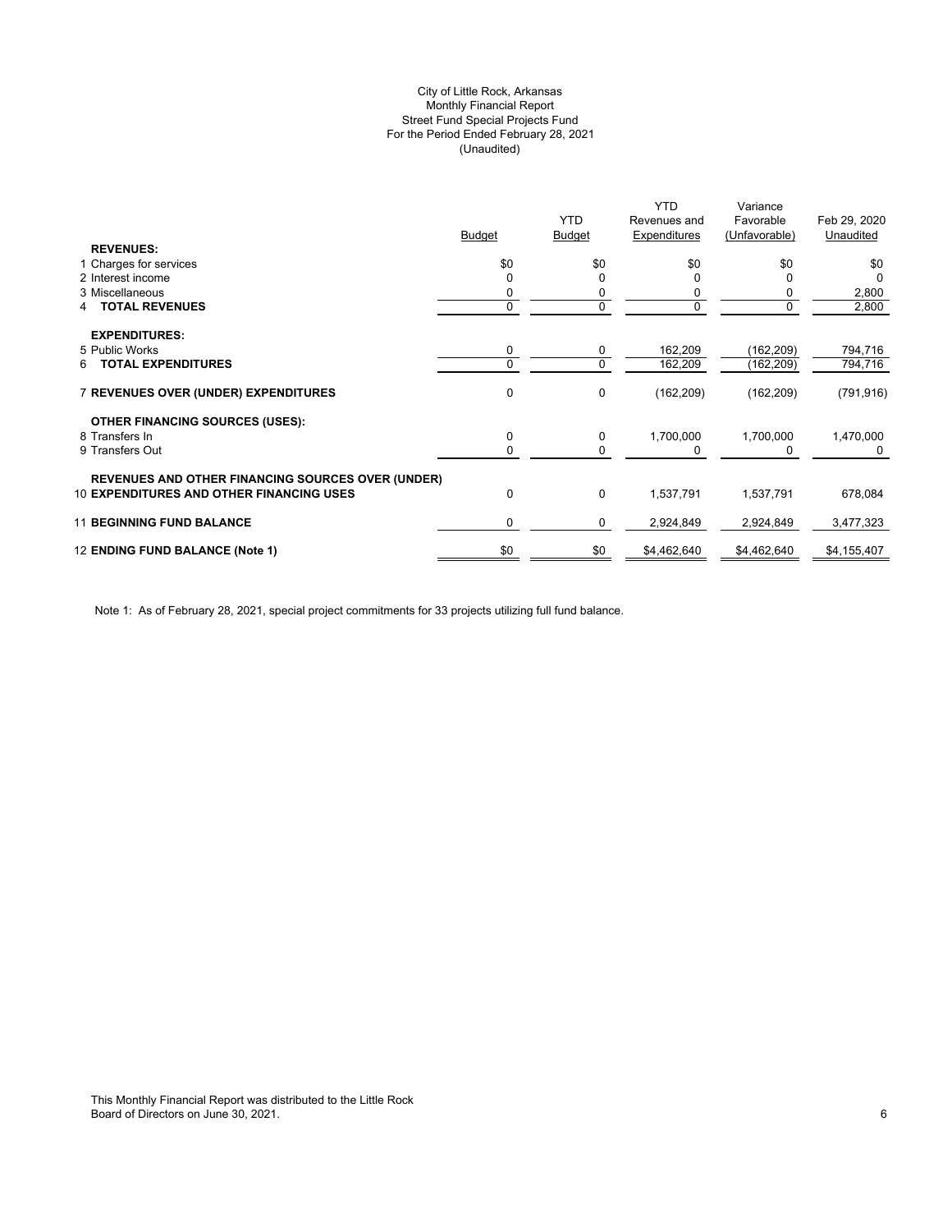# City of Little Rock, Arkansas
## Monthly Financial Report
## Street Fund Special Projects Fund
## For the Period Ended February 28, 2021
## (Unaudited)

| | Budget | YTD Budget | YTD Revenues and Expenditures | Variance Favorable (Unfavorable) | Feb 29, 2020 Unaudited |
|---|---|---|---|---|---|
| **REVENUES:** | | | | | |
| 1 Charges for services | $0 | $0 | $0 | $0 | $0 |
| 2 Interest income | 0 | 0 | 0 | 0 | 0 |
| 3 Miscellaneous | 0 | 0 | 0 | 0 | 2,800 |
| 4 **TOTAL REVENUES** | 0 | 0 | 0 | 0 | 2,800 |
| **EXPENDITURES:** | | | | | |
| 5 Public Works | 0 | 0 | 162,209 | (162,209) | 794,716 |
| 6 **TOTAL EXPENDITURES** | 0 | 0 | 162,209 | (162,209) | 794,716 |
| 7 **REVENUES OVER (UNDER) EXPENDITURES** | 0 | 0 | (162,209) | (162,209) | (791,916) |
| **OTHER FINANCING SOURCES (USES):** | | | | | |
| 8 Transfers In | 0 | 0 | 1,700,000 | 1,700,000 | 1,470,000 |
| 9 Transfers Out | 0 | 0 | 0 | 0 | 0 |
| **REVENUES AND OTHER FINANCING SOURCES OVER (UNDER)** 10 **EXPENDITURES AND OTHER FINANCING USES** | 0 | 0 | 1,537,791 | 1,537,791 | 678,084 |
| 11 **BEGINNING FUND BALANCE** | 0 | 0 | 2,924,849 | 2,924,849 | 3,477,323 |
| 12 **ENDING FUND BALANCE (Note 1)** | $0 | $0 | $4,462,640 | $4,462,640 | $4,155,407 |

Note 1: As of February 28, 2021, special project commitments for 33 projects utilizing full fund balance.

This Monthly Financial Report was distributed to the Little Rock Board of Directors on June 30, 2021.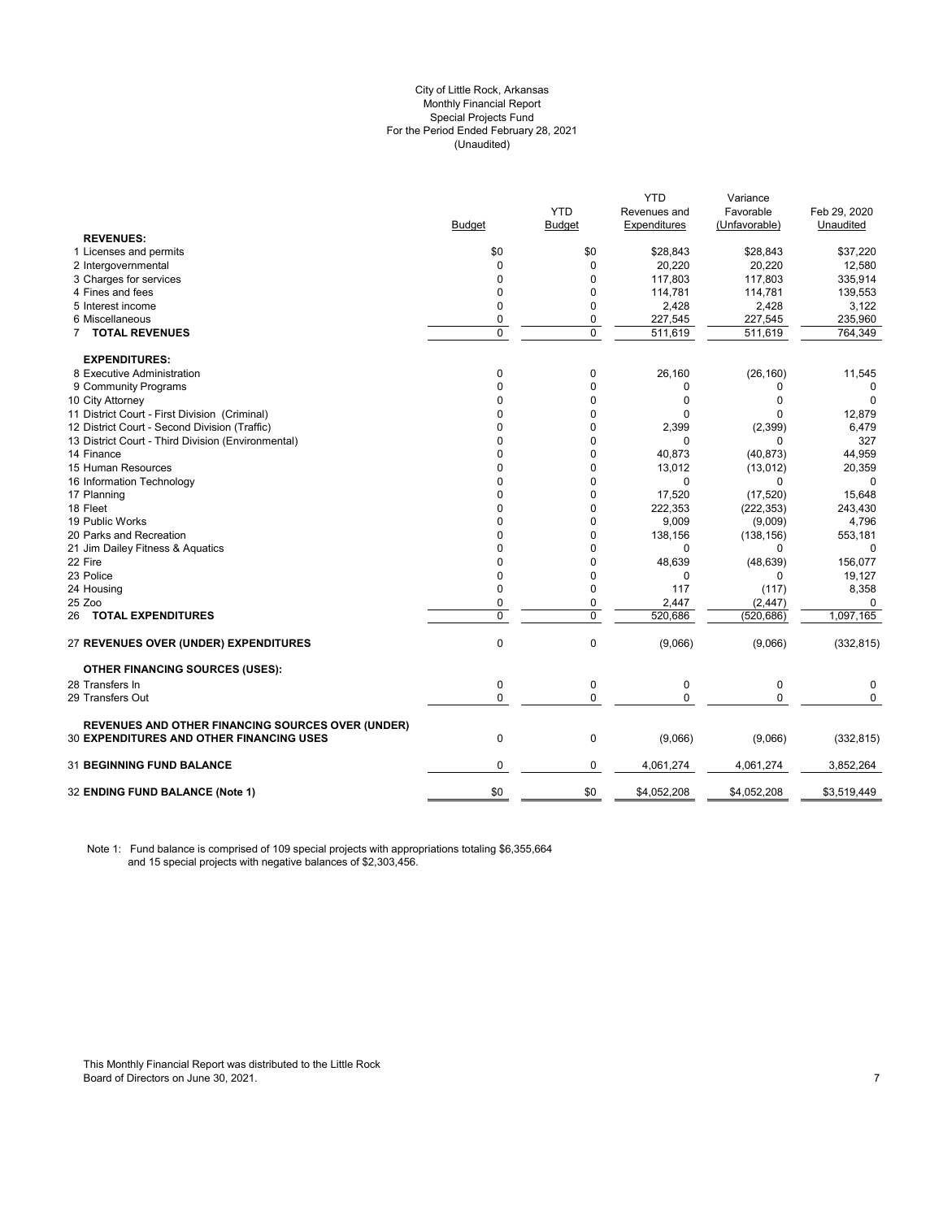City of Little Rock, Arkansas
Monthly Financial Report
Special Projects Fund
For the Period Ended February 28, 2021
(Unaudited)

| | Budget | YTD Budget | YTD Revenues and Expenditures | Variance Favorable (Unfavorable) | Feb 29, 2020 Unaudited |
|---|---|---|---|---|---|
| **REVENUES:** | | | | | |
| 1 Licenses and permits | $0 | $0 | $28,843 | $28,843 | $37,220 |
| 2 Intergovernmental | 0 | 0 | 20,220 | 20,220 | 12,580 |
| 3 Charges for services | 0 | 0 | 117,803 | 117,803 | 335,914 |
| 4 Fines and fees | 0 | 0 | 114,781 | 114,781 | 139,553 |
| 5 Interest income | 0 | 0 | 2,428 | 2,428 | 3,122 |
| 6 Miscellaneous | 0 | 0 | 227,545 | 227,545 | 235,960 |
| 7 **TOTAL REVENUES** | 0 | 0 | 511,619 | 511,619 | 764,349 |
| **EXPENDITURES:** | | | | | |
| 8 Executive Administration | 0 | 0 | 26,160 | (26,160) | 11,545 |
| 9 Community Programs | 0 | 0 | 0 | 0 | 0 |
| 10 City Attorney | 0 | 0 | 0 | 0 | 0 |
| 11 District Court - First Division (Criminal) | 0 | 0 | 0 | 0 | 12,879 |
| 12 District Court - Second Division (Traffic) | 0 | 0 | 2,399 | (2,399) | 6,479 |
| 13 District Court - Third Division (Environmental) | 0 | 0 | 0 | 0 | 327 |
| 14 Finance | 0 | 0 | 40,873 | (40,873) | 44,959 |
| 15 Human Resources | 0 | 0 | 13,012 | (13,012) | 20,359 |
| 16 Information Technology | 0 | 0 | 0 | 0 | 0 |
| 17 Planning | 0 | 0 | 17,520 | (17,520) | 15,648 |
| 18 Fleet | 0 | 0 | 222,353 | (222,353) | 243,430 |
| 19 Public Works | 0 | 0 | 9,009 | (9,009) | 4,796 |
| 20 Parks and Recreation | 0 | 0 | 138,156 | (138,156) | 553,181 |
| 21 Jim Dailey Fitness & Aquatics | 0 | 0 | 0 | 0 | 0 |
| 22 Fire | 0 | 0 | 48,639 | (48,639) | 156,077 |
| 23 Police | 0 | 0 | 0 | 0 | 19,127 |
| 24 Housing | 0 | 0 | 117 | (117) | 8,358 |
| 25 Zoo | 0 | 0 | 2,447 | (2,447) | 0 |
| 26 **TOTAL EXPENDITURES** | 0 | 0 | 520,686 | (520,686) | 1,097,165 |
| 27 **REVENUES OVER (UNDER) EXPENDITURES** | 0 | 0 | (9,066) | (9,066) | (332,815) |
| **OTHER FINANCING SOURCES (USES):** | | | | | |
| 28 Transfers In | 0 | 0 | 0 | 0 | 0 |
| 29 Transfers Out | 0 | 0 | 0 | 0 | 0 |
| **REVENUES AND OTHER FINANCING SOURCES OVER (UNDER)** 30 **EXPENDITURES AND OTHER FINANCING USES** | 0 | 0 | (9,066) | (9,066) | (332,815) |
| 31 **BEGINNING FUND BALANCE** | 0 | 0 | 4,061,274 | 4,061,274 | 3,852,264 |
| 32 **ENDING FUND BALANCE (Note 1)** | $0 | $0 | $4,052,208 | $4,052,208 | $3,519,449 |

Note 1: Fund balance is comprised of 109 special projects with appropriations totaling $6,355,664 and 15 special projects with negative balances of $2,303,456.

This Monthly Financial Report was distributed to the Little Rock Board of Directors on June 30, 2021.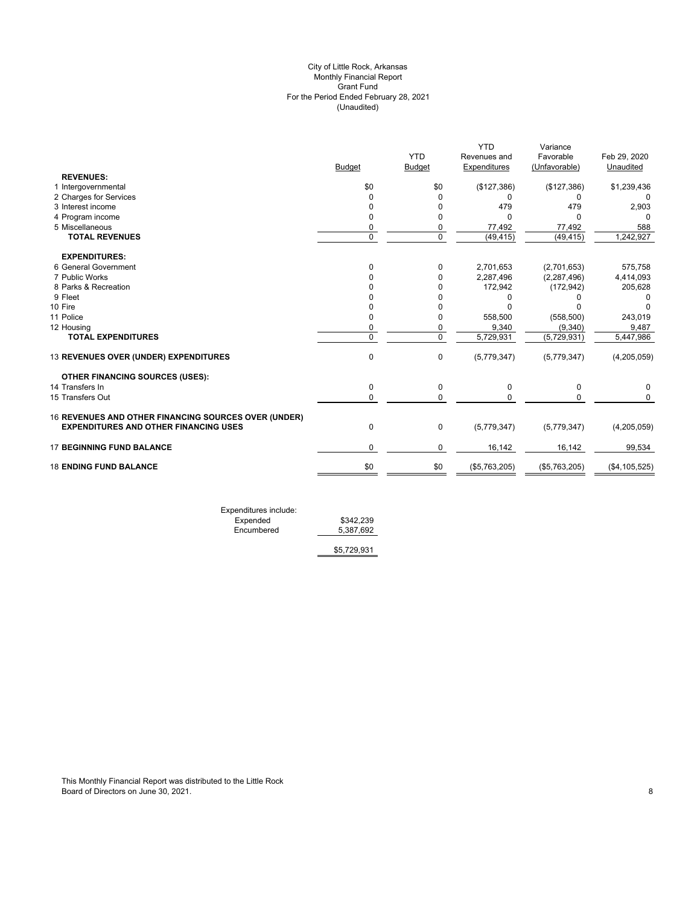City of Little Rock, Arkansas
Monthly Financial Report
Grant Fund
For the Period Ended February 28, 2021
(Unaudited)

| | Budget | YTD Budget | YTD Revenues and Expenditures | Variance Favorable (Unfavorable) | Feb 29, 2020 Unaudited |
|---|---|---|---|---|---|
| **REVENUES:** | | | | | |
| 1 Intergovernmental | $0 | $0 | ($127,386) | ($127,386) | $1,239,436 |
| 2 Charges for Services | 0 | 0 | 0 | 0 | 0 |
| 3 Interest income | 0 | 0 | 479 | 479 | 2,903 |
| 4 Program income | 0 | 0 | 0 | 0 | 0 |
| 5 Miscellaneous | 0 | 0 | 77,492 | 77,492 | 588 |
| **TOTAL REVENUES** | 0 | 0 | (49,415) | (49,415) | 1,242,927 |
| **EXPENDITURES:** | | | | | |
| 6 General Government | 0 | 0 | 2,701,653 | (2,701,653) | 575,758 |
| 7 Public Works | 0 | 0 | 2,287,496 | (2,287,496) | 4,414,093 |
| 8 Parks & Recreation | 0 | 0 | 172,942 | (172,942) | 205,628 |
| 9 Fleet | 0 | 0 | 0 | 0 | 0 |
| 10 Fire | 0 | 0 | 0 | 0 | 0 |
| 11 Police | 0 | 0 | 558,500 | (558,500) | 243,019 |
| 12 Housing | 0 | 0 | 9,340 | (9,340) | 9,487 |
| **TOTAL EXPENDITURES** | 0 | 0 | 5,729,931 | (5,729,931) | 5,447,986 |
| 13 **REVENUES OVER (UNDER) EXPENDITURES** | 0 | 0 | (5,779,347) | (5,779,347) | (4,205,059) |
| **OTHER FINANCING SOURCES (USES):** | | | | | |
| 14 Transfers In | 0 | 0 | 0 | 0 | 0 |
| 15 Transfers Out | 0 | 0 | 0 | 0 | 0 |
| 16 **REVENUES AND OTHER FINANCING SOURCES OVER (UNDER) EXPENDITURES AND OTHER FINANCING USES** | 0 | 0 | (5,779,347) | (5,779,347) | (4,205,059) |
| 17 **BEGINNING FUND BALANCE** | 0 | 0 | 16,142 | 16,142 | 99,534 |
| 18 **ENDING FUND BALANCE** | $0 | $0 | ($5,763,205) | ($5,763,205) | ($4,105,525) |

| Expenditures include: | |
|---|---|
| Expended | $342,239 |
| Encumbered | 5,387,692 |
| | $5,729,931 |

This Monthly Financial Report was distributed to the Little Rock Board of Directors on June 30, 2021.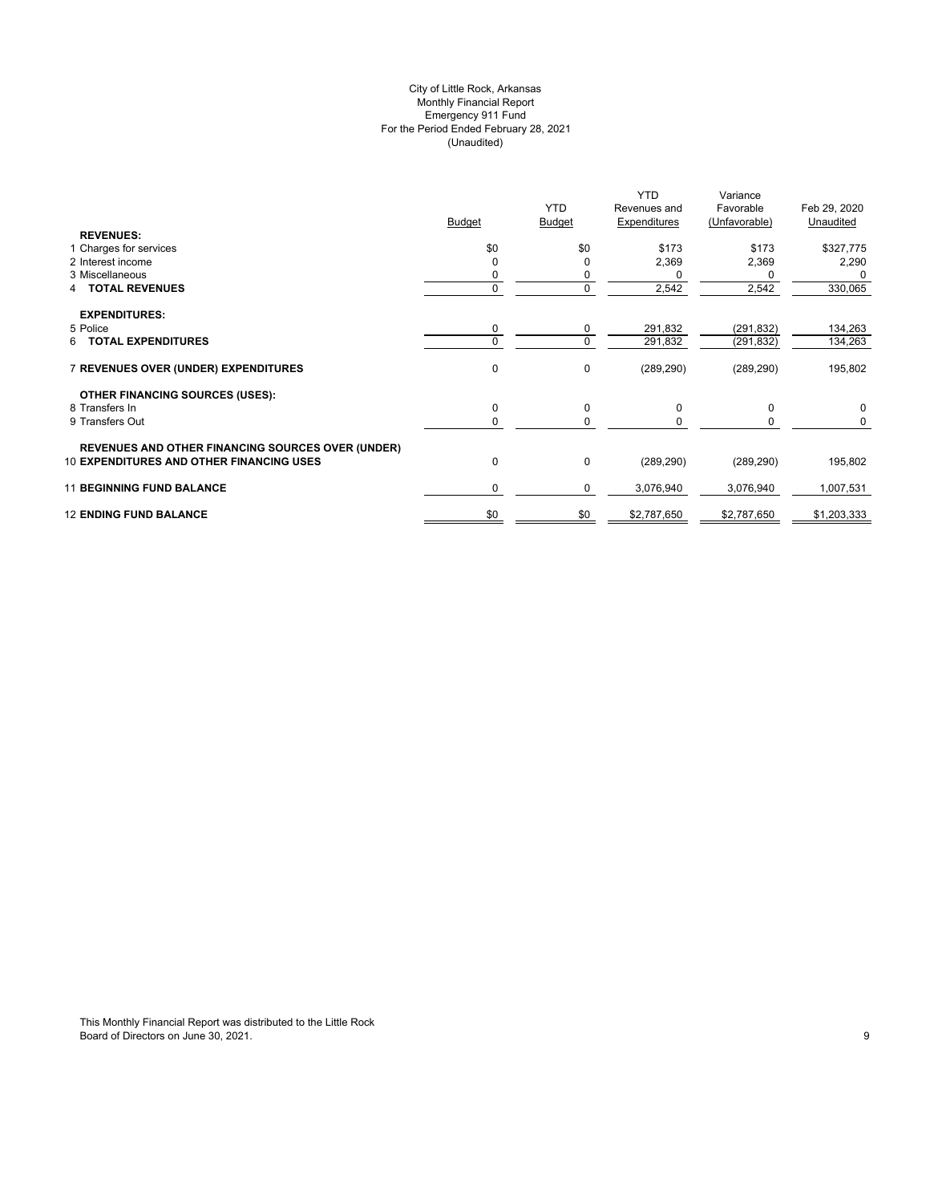City of Little Rock, Arkansas
Monthly Financial Report
Emergency 911 Fund
For the Period Ended February 28, 2021
(Unaudited)

| | Budget | YTD Budget | YTD Revenues and Expenditures | Variance Favorable (Unfavorable) | Feb 29, 2020 Unaudited |
|---|---|---|---|---|---|
| **REVENUES:** | | | | | |
| 1 Charges for services | $0 | $0 | $173 | $173 | $327,775 |
| 2 Interest income | 0 | 0 | 2,369 | 2,369 | 2,290 |
| 3 Miscellaneous | 0 | 0 | 0 | 0 | 0 |
| 4 **TOTAL REVENUES** | 0 | 0 | 2,542 | 2,542 | 330,065 |
| **EXPENDITURES:** | | | | | |
| 5 Police | 0 | 0 | 291,832 | (291,832) | 134,263 |
| 6 **TOTAL EXPENDITURES** | 0 | 0 | 291,832 | (291,832) | 134,263 |
| 7 **REVENUES OVER (UNDER) EXPENDITURES** | 0 | 0 | (289,290) | (289,290) | 195,802 |
| **OTHER FINANCING SOURCES (USES):** | | | | | |
| 8 Transfers In | 0 | 0 | 0 | 0 | 0 |
| 9 Transfers Out | 0 | 0 | 0 | 0 | 0 |
| **REVENUES AND OTHER FINANCING SOURCES OVER (UNDER)** | | | | | |
| 10 **EXPENDITURES AND OTHER FINANCING USES** | 0 | 0 | (289,290) | (289,290) | 195,802 |
| 11 **BEGINNING FUND BALANCE** | 0 | 0 | 3,076,940 | 3,076,940 | 1,007,531 |
| 12 **ENDING FUND BALANCE** | $0 | $0 | $2,787,650 | $2,787,650 | $1,203,333 |

This Monthly Financial Report was distributed to the Little Rock Board of Directors on June 30, 2021.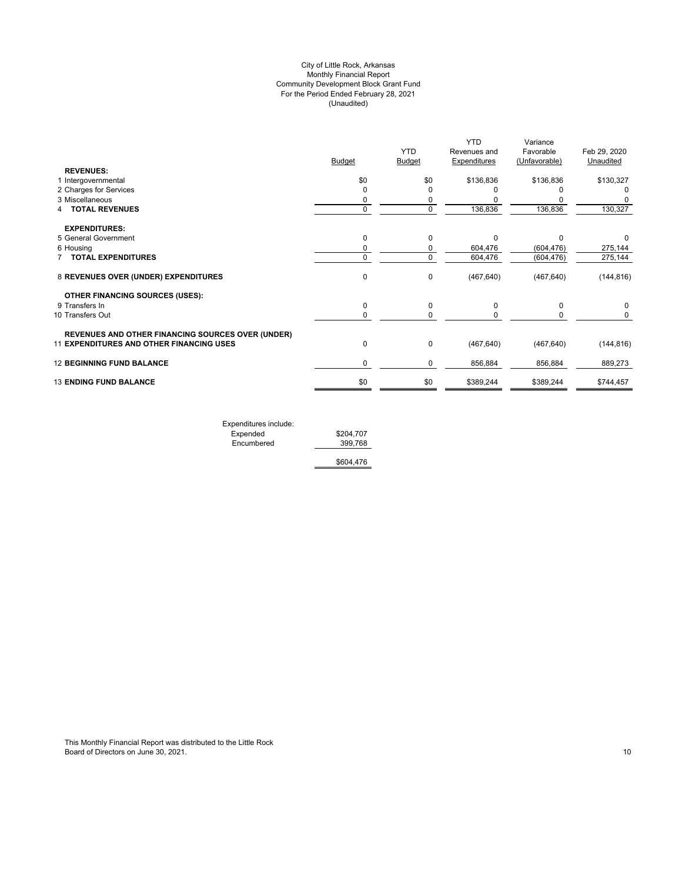City of Little Rock, Arkansas
Monthly Financial Report
Community Development Block Grant Fund
For the Period Ended February 28, 2021
(Unaudited)

| | Budget | YTD Budget | YTD Revenues and Expenditures | Variance Favorable (Unfavorable) | Feb 29, 2020 Unaudited |
|---|---|---|---|---|---|
| **REVENUES:** | | | | | |
| 1 Intergovernmental | $0 | $0 | $136,836 | $136,836 | $130,327 |
| 2 Charges for Services | 0 | 0 | 0 | 0 | 0 |
| 3 Miscellaneous | 0 | 0 | 0 | 0 | 0 |
| 4 **TOTAL REVENUES** | 0 | 0 | 136,836 | 136,836 | 130,327 |
| **EXPENDITURES:** | | | | | |
| 5 General Government | 0 | 0 | 0 | 0 | 0 |
| 6 Housing | 0 | 0 | 604,476 | (604,476) | 275,144 |
| 7 **TOTAL EXPENDITURES** | 0 | 0 | 604,476 | (604,476) | 275,144 |
| 8 **REVENUES OVER (UNDER) EXPENDITURES** | 0 | 0 | (467,640) | (467,640) | (144,816) |
| **OTHER FINANCING SOURCES (USES):** | | | | | |
| 9 Transfers In | 0 | 0 | 0 | 0 | 0 |
| 10 Transfers Out | 0 | 0 | 0 | 0 | 0 |
| 11 **REVENUES AND OTHER FINANCING SOURCES OVER (UNDER) EXPENDITURES AND OTHER FINANCING USES** | 0 | 0 | (467,640) | (467,640) | (144,816) |
| 12 **BEGINNING FUND BALANCE** | 0 | 0 | 856,884 | 856,884 | 889,273 |
| 13 **ENDING FUND BALANCE** | $0 | $0 | $389,244 | $389,244 | $744,457 |

| Expenditures include: | |
|---|---|
| Expended | $204,707 |
| Encumbered | 399,768 |
| | $604,476 |

This Monthly Financial Report was distributed to the Little Rock Board of Directors on June 30, 2021.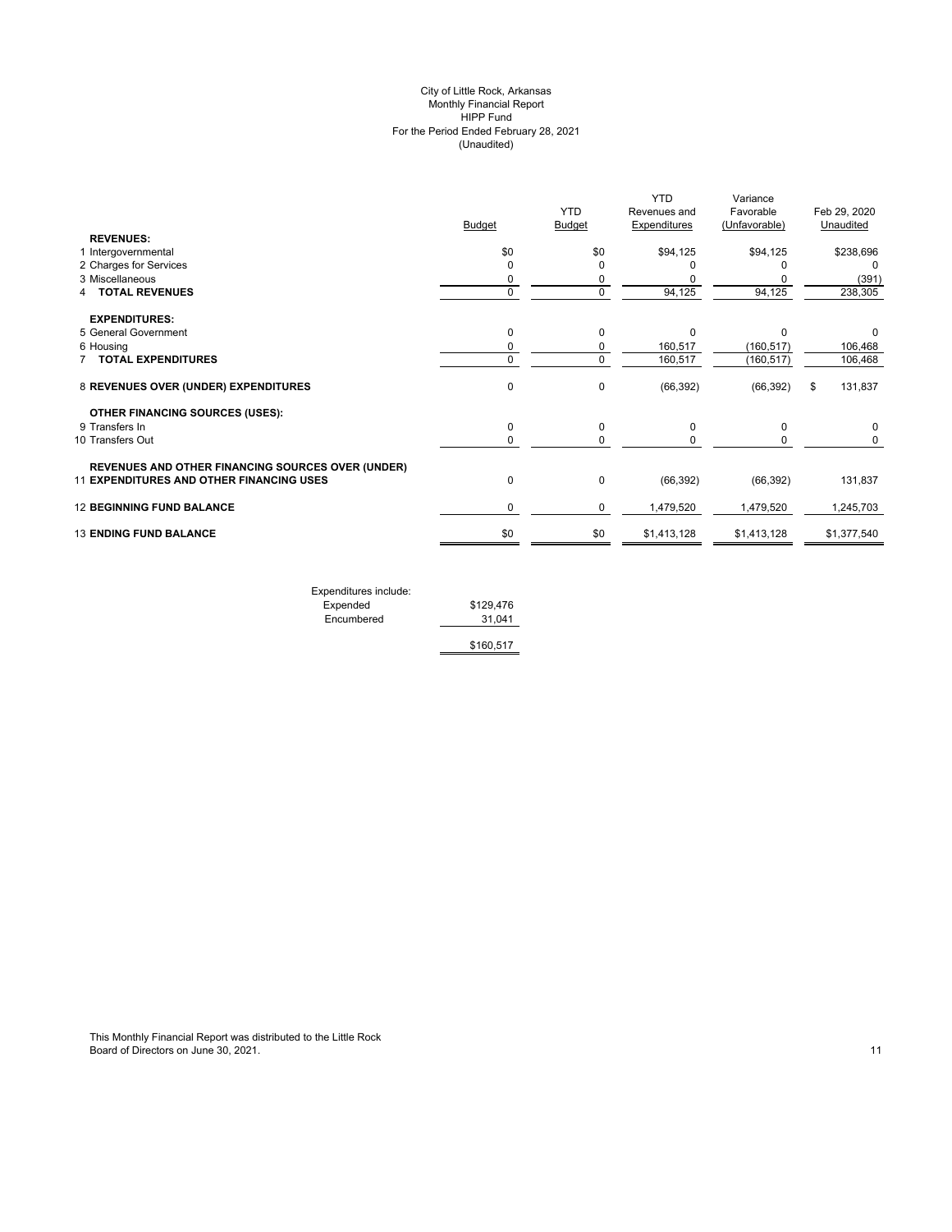City of Little Rock, Arkansas
Monthly Financial Report
HIPP Fund
For the Period Ended February 28, 2021
(Unaudited)

| | Budget | YTD Budget | YTD Revenues and Expenditures | Variance Favorable (Unfavorable) | Feb 29, 2020 Unaudited |
|---|---|---|---|---|---|
| **REVENUES:** | | | | | |
| 1 Intergovernmental | $0 | $0 | $94,125 | $94,125 | $238,696 |
| 2 Charges for Services | 0 | 0 | 0 | 0 | 0 |
| 3 Miscellaneous | 0 | 0 | 0 | 0 | (391) |
| 4 **TOTAL REVENUES** | 0 | 0 | 94,125 | 94,125 | 238,305 |
| **EXPENDITURES:** | | | | | |
| 5 General Government | 0 | 0 | 0 | 0 | 0 |
| 6 Housing | 0 | 0 | 160,517 | (160,517) | 106,468 |
| 7 **TOTAL EXPENDITURES** | 0 | 0 | 160,517 | (160,517) | 106,468 |
| 8 **REVENUES OVER (UNDER) EXPENDITURES** | 0 | 0 | (66,392) | (66,392) | $ 131,837 |
| **OTHER FINANCING SOURCES (USES):** | | | | | |
| 9 Transfers In | 0 | 0 | 0 | 0 | 0 |
| 10 Transfers Out | 0 | 0 | 0 | 0 | 0 |
| 11 **REVENUES AND OTHER FINANCING SOURCES OVER (UNDER) EXPENDITURES AND OTHER FINANCING USES** | 0 | 0 | (66,392) | (66,392) | 131,837 |
| 12 **BEGINNING FUND BALANCE** | 0 | 0 | 1,479,520 | 1,479,520 | 1,245,703 |
| 13 **ENDING FUND BALANCE** | $0 | $0 | $1,413,128 | $1,413,128 | $1,377,540 |

| Expenditures include: | |
|---|---|
| Expended | $129,476 |
| Encumbered | 31,041 |
| | $160,517 |

This Monthly Financial Report was distributed to the Little Rock Board of Directors on June 30, 2021.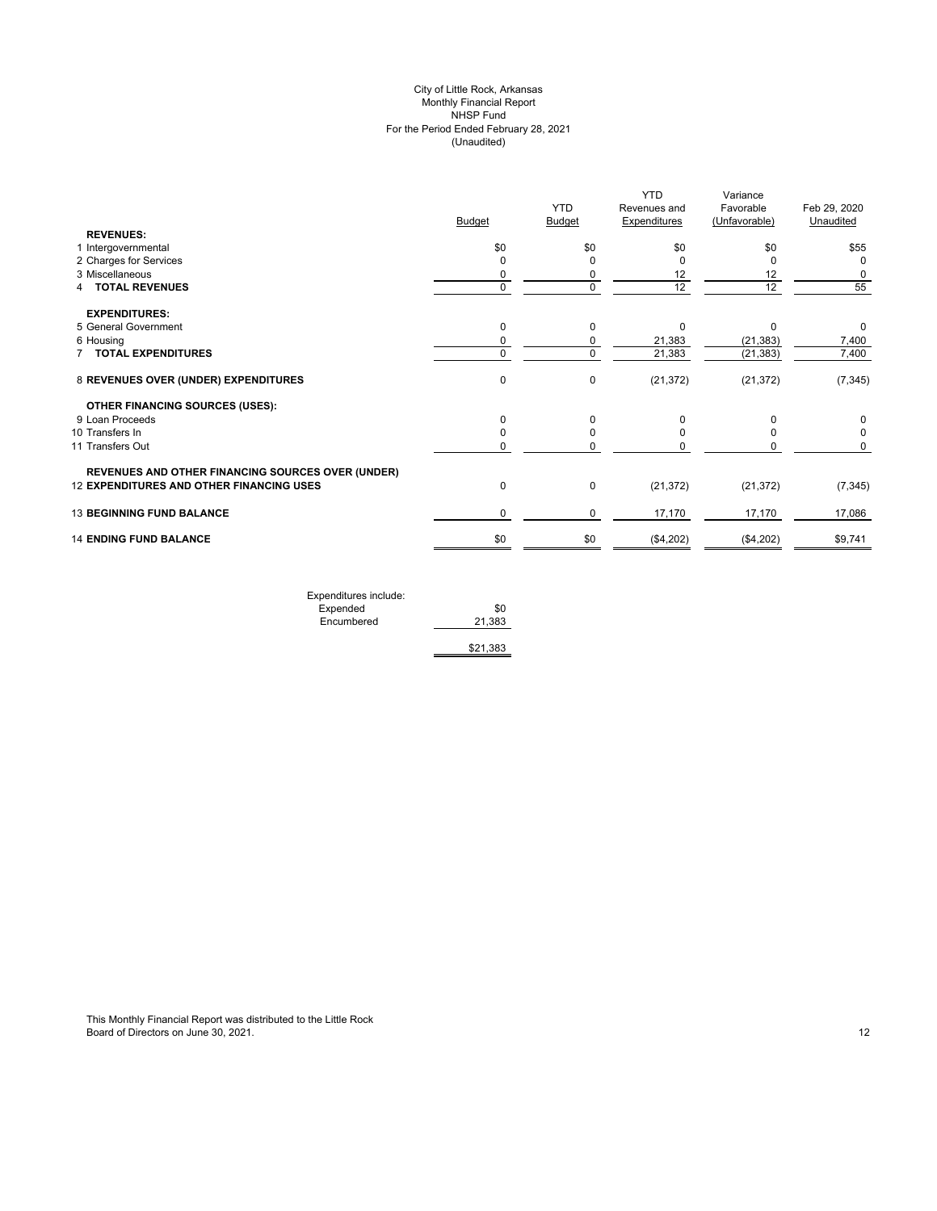City of Little Rock, Arkansas
Monthly Financial Report
NHSP Fund
For the Period Ended February 28, 2021
(Unaudited)

| | Budget | YTD Budget | YTD Revenues and Expenditures | Variance Favorable (Unfavorable) | Feb 29, 2020 Unaudited |
|---|---|---|---|---|---|
| **REVENUES:** | | | | | |
| 1 Intergovernmental | $0 | $0 | $0 | $0 | $55 |
| 2 Charges for Services | 0 | 0 | 0 | 0 | 0 |
| 3 Miscellaneous | 0 | 0 | 12 | 12 | 0 |
| 4 **TOTAL REVENUES** | 0 | 0 | 12 | 12 | 55 |
| **EXPENDITURES:** | | | | | |
| 5 General Government | 0 | 0 | 0 | 0 | 0 |
| 6 Housing | 0 | 0 | 21,383 | (21,383) | 7,400 |
| 7 **TOTAL EXPENDITURES** | 0 | 0 | 21,383 | (21,383) | 7,400 |
| 8 **REVENUES OVER (UNDER) EXPENDITURES** | 0 | 0 | (21,372) | (21,372) | (7,345) |
| **OTHER FINANCING SOURCES (USES):** | | | | | |
| 9 Loan Proceeds | 0 | 0 | 0 | 0 | 0 |
| 10 Transfers In | 0 | 0 | 0 | 0 | 0 |
| 11 Transfers Out | 0 | 0 | 0 | 0 | 0 |
| **REVENUES AND OTHER FINANCING SOURCES OVER (UNDER)** 12 **EXPENDITURES AND OTHER FINANCING USES** | 0 | 0 | (21,372) | (21,372) | (7,345) |
| 13 **BEGINNING FUND BALANCE** | 0 | 0 | 17,170 | 17,170 | 17,086 |
| 14 **ENDING FUND BALANCE** | $0 | $0 | ($4,202) | ($4,202) | $9,741 |

| Expenditures include: | |
|---|---|
| Expended | $0 |
| Encumbered | 21,383 |
| | $21,383 |

This Monthly Financial Report was distributed to the Little Rock Board of Directors on June 30, 2021.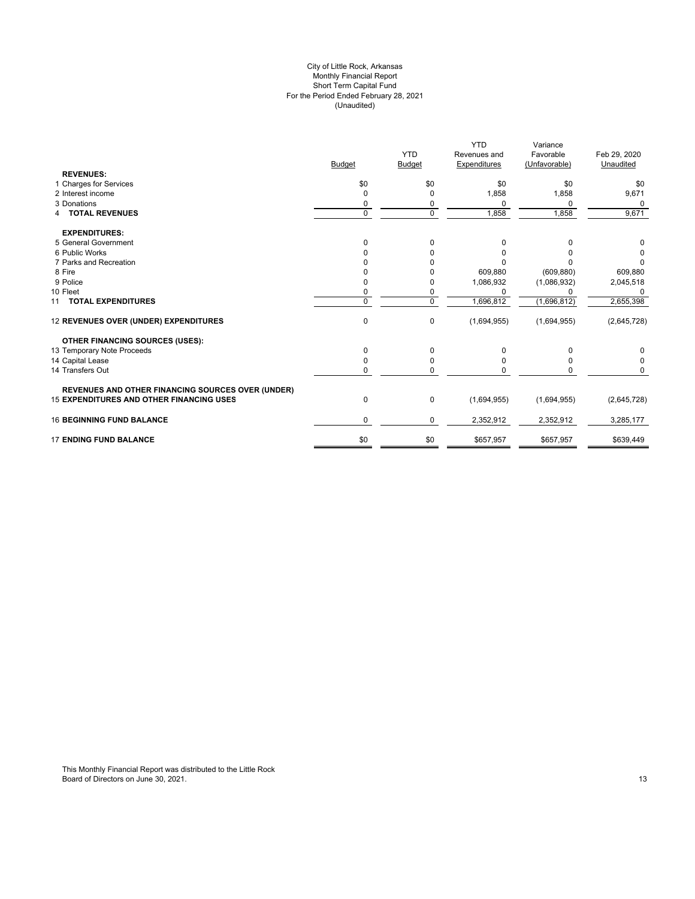City of Little Rock, Arkansas
Monthly Financial Report
Short Term Capital Fund
For the Period Ended February 28, 2021
(Unaudited)

| | Budget | YTD Budget | YTD Revenues and Expenditures | Variance Favorable (Unfavorable) | Feb 29, 2020 Unaudited |
|---|---|---|---|---|---|
| **REVENUES:** | | | | | |
| 1 Charges for Services | $0 | $0 | $0 | $0 | $0 |
| 2 Interest income | 0 | 0 | 1,858 | 1,858 | 9,671 |
| 3 Donations | 0 | 0 | 0 | 0 | 0 |
| 4 **TOTAL REVENUES** | 0 | 0 | 1,858 | 1,858 | 9,671 |
| **EXPENDITURES:** | | | | | |
| 5 General Government | 0 | 0 | 0 | 0 | 0 |
| 6 Public Works | 0 | 0 | 0 | 0 | 0 |
| 7 Parks and Recreation | 0 | 0 | 0 | 0 | 0 |
| 8 Fire | 0 | 0 | 609,880 | (609,880) | 609,880 |
| 9 Police | 0 | 0 | 1,086,932 | (1,086,932) | 2,045,518 |
| 10 Fleet | 0 | 0 | 0 | 0 | 0 |
| 11 **TOTAL EXPENDITURES** | 0 | 0 | 1,696,812 | (1,696,812) | 2,655,398 |
| 12 **REVENUES OVER (UNDER) EXPENDITURES** | 0 | 0 | (1,694,955) | (1,694,955) | (2,645,728) |
| **OTHER FINANCING SOURCES (USES):** | | | | | |
| 13 Temporary Note Proceeds | 0 | 0 | 0 | 0 | 0 |
| 14 Capital Lease | 0 | 0 | 0 | 0 | 0 |
| 14 Transfers Out | 0 | 0 | 0 | 0 | 0 |
| **REVENUES AND OTHER FINANCING SOURCES OVER (UNDER)** | | | | | |
| 15 **EXPENDITURES AND OTHER FINANCING USES** | 0 | 0 | (1,694,955) | (1,694,955) | (2,645,728) |
| 16 **BEGINNING FUND BALANCE** | 0 | 0 | 2,352,912 | 2,352,912 | 3,285,177 |
| 17 **ENDING FUND BALANCE** | $0 | $0 | $657,957 | $657,957 | $639,449 |

This Monthly Financial Report was distributed to the Little Rock Board of Directors on June 30, 2021.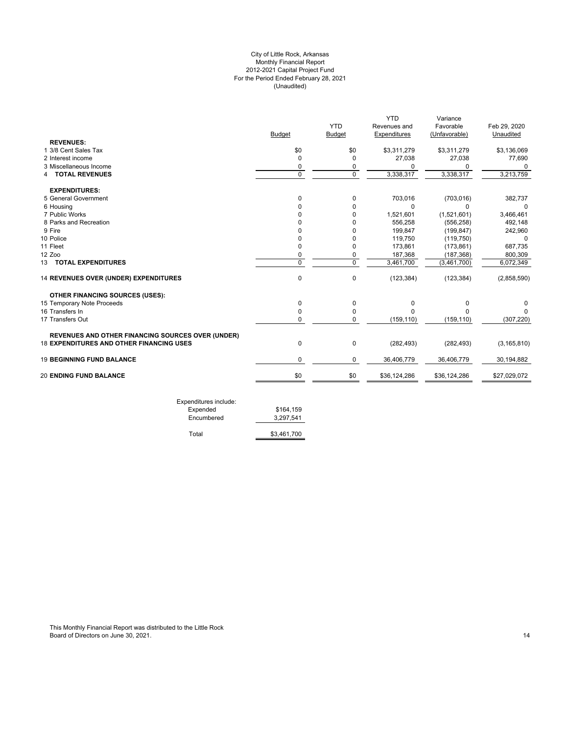# City of Little Rock, Arkansas
## Monthly Financial Report
## 2012-2021 Capital Project Fund
## For the Period Ended February 28, 2021
## (Unaudited)

| | Budget | YTD Budget | YTD Revenues and Expenditures | Variance Favorable (Unfavorable) | Feb 29, 2020 Unaudited |
|---|---|---|---|---|---|
| **REVENUES:** | | | | | |
| 1 3/8 Cent Sales Tax | $0 | $0 | $3,311,279 | $3,311,279 | $3,136,069 |
| 2 Interest income | 0 | 0 | 27,038 | 27,038 | 77,690 |
| 3 Miscellaneous Income | 0 | 0 | 0 | 0 | 0 |
| 4 **TOTAL REVENUES** | 0 | 0 | 3,338,317 | 3,338,317 | 3,213,759 |
| **EXPENDITURES:** | | | | | |
| 5 General Government | 0 | 0 | 703,016 | (703,016) | 382,737 |
| 6 Housing | 0 | 0 | 0 | 0 | 0 |
| 7 Public Works | 0 | 0 | 1,521,601 | (1,521,601) | 3,466,461 |
| 8 Parks and Recreation | 0 | 0 | 556,258 | (556,258) | 492,148 |
| 9 Fire | 0 | 0 | 199,847 | (199,847) | 242,960 |
| 10 Police | 0 | 0 | 119,750 | (119,750) | 0 |
| 11 Fleet | 0 | 0 | 173,861 | (173,861) | 687,735 |
| 12 Zoo | 0 | 0 | 187,368 | (187,368) | 800,309 |
| 13 **TOTAL EXPENDITURES** | 0 | 0 | 3,461,700 | (3,461,700) | 6,072,349 |
| 14 **REVENUES OVER (UNDER) EXPENDITURES** | 0 | 0 | (123,384) | (123,384) | (2,858,590) |
| **OTHER FINANCING SOURCES (USES):** | | | | | |
| 15 Temporary Note Proceeds | 0 | 0 | 0 | 0 | 0 |
| 16 Transfers In | 0 | 0 | 0 | 0 | 0 |
| 17 Transfers Out | 0 | 0 | (159,110) | (159,110) | (307,220) |
| **REVENUES AND OTHER FINANCING SOURCES OVER (UNDER)** 18 **EXPENDITURES AND OTHER FINANCING USES** | 0 | 0 | (282,493) | (282,493) | (3,165,810) |
| 19 **BEGINNING FUND BALANCE** | 0 | 0 | 36,406,779 | 36,406,779 | 30,194,882 |
| 20 **ENDING FUND BALANCE** | $0 | $0 | $36,124,286 | $36,124,286 | $27,029,072 |

| Expenditures include: | |
|---|---|
| Expended | $164,159 |
| Encumbered | 3,297,541 |
| Total | $3,461,700 |

This Monthly Financial Report was distributed to the Little Rock Board of Directors on June 30, 2021.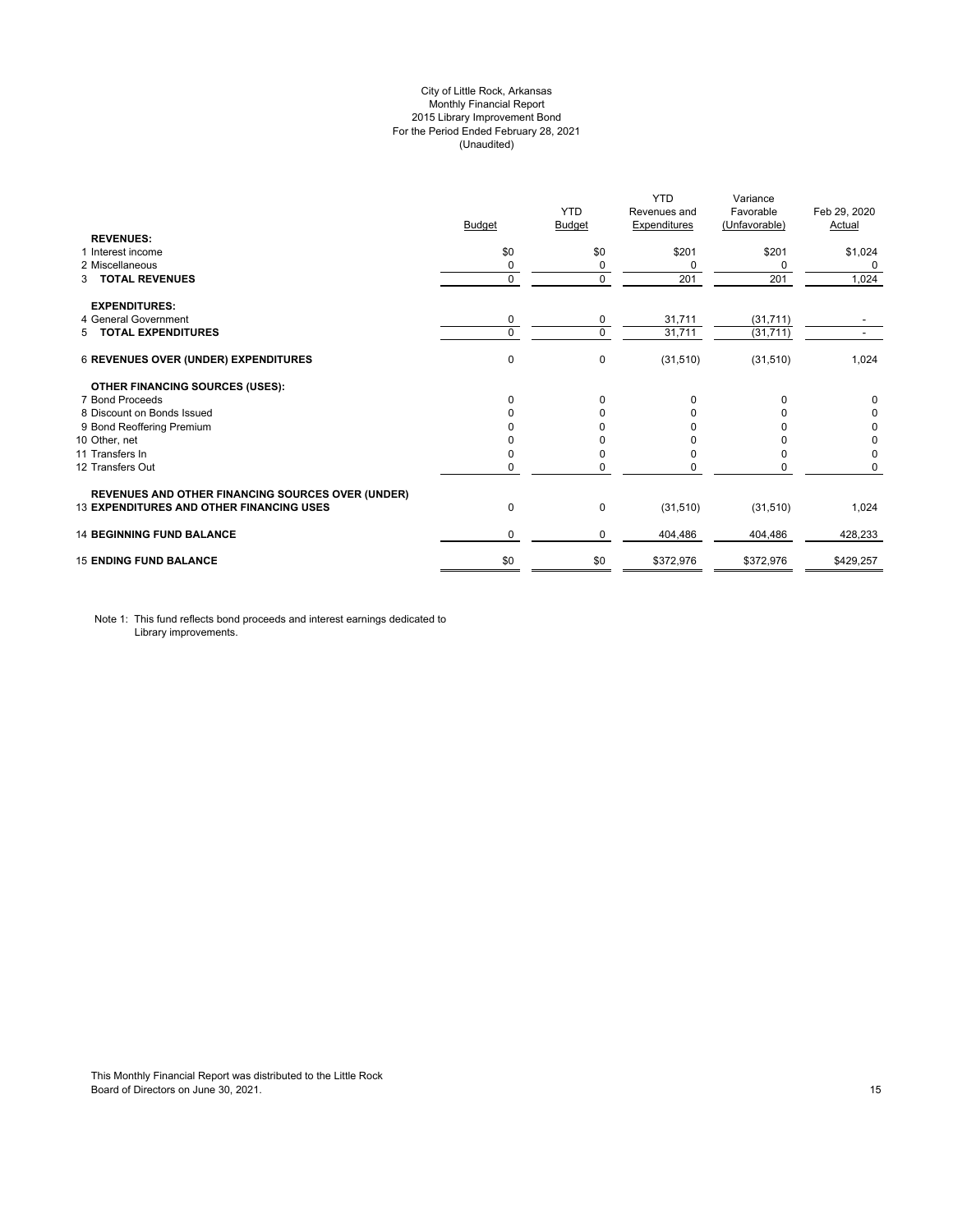City of Little Rock, Arkansas
Monthly Financial Report
2015 Library Improvement Bond
For the Period Ended February 28, 2021
(Unaudited)

| | Budget | YTD Budget | YTD Revenues and Expenditures | Variance Favorable (Unfavorable) | Feb 29, 2020 Actual |
|---|---|---|---|---|---|
| **REVENUES:** | | | | | |
| 1 Interest income | $0 | $0 | $201 | $201 | $1,024 |
| 2 Miscellaneous | 0 | 0 | 0 | 0 | 0 |
| 3 **TOTAL REVENUES** | 0 | 0 | 201 | 201 | 1,024 |
| **EXPENDITURES:** | | | | | |
| 4 General Government | 0 | 0 | 31,711 | (31,711) | - |
| 5 **TOTAL EXPENDITURES** | 0 | 0 | 31,711 | (31,711) | - |
| 6 **REVENUES OVER (UNDER) EXPENDITURES** | 0 | 0 | (31,510) | (31,510) | 1,024 |
| **OTHER FINANCING SOURCES (USES):** | | | | | |
| 7 Bond Proceeds | 0 | 0 | 0 | 0 | 0 |
| 8 Discount on Bonds Issued | 0 | 0 | 0 | 0 | 0 |
| 9 Bond Reoffering Premium | 0 | 0 | 0 | 0 | 0 |
| 10 Other, net | 0 | 0 | 0 | 0 | 0 |
| 11 Transfers In | 0 | 0 | 0 | 0 | 0 |
| 12 Transfers Out | 0 | 0 | 0 | 0 | 0 |
| **REVENUES AND OTHER FINANCING SOURCES OVER (UNDER)** 13 **EXPENDITURES AND OTHER FINANCING USES** | 0 | 0 | (31,510) | (31,510) | 1,024 |
| 14 **BEGINNING FUND BALANCE** | 0 | 0 | 404,486 | 404,486 | 428,233 |
| 15 **ENDING FUND BALANCE** | $0 | $0 | $372,976 | $372,976 | $429,257 |

Note 1: This fund reflects bond proceeds and interest earnings dedicated to Library improvements.

This Monthly Financial Report was distributed to the Little Rock Board of Directors on June 30, 2021.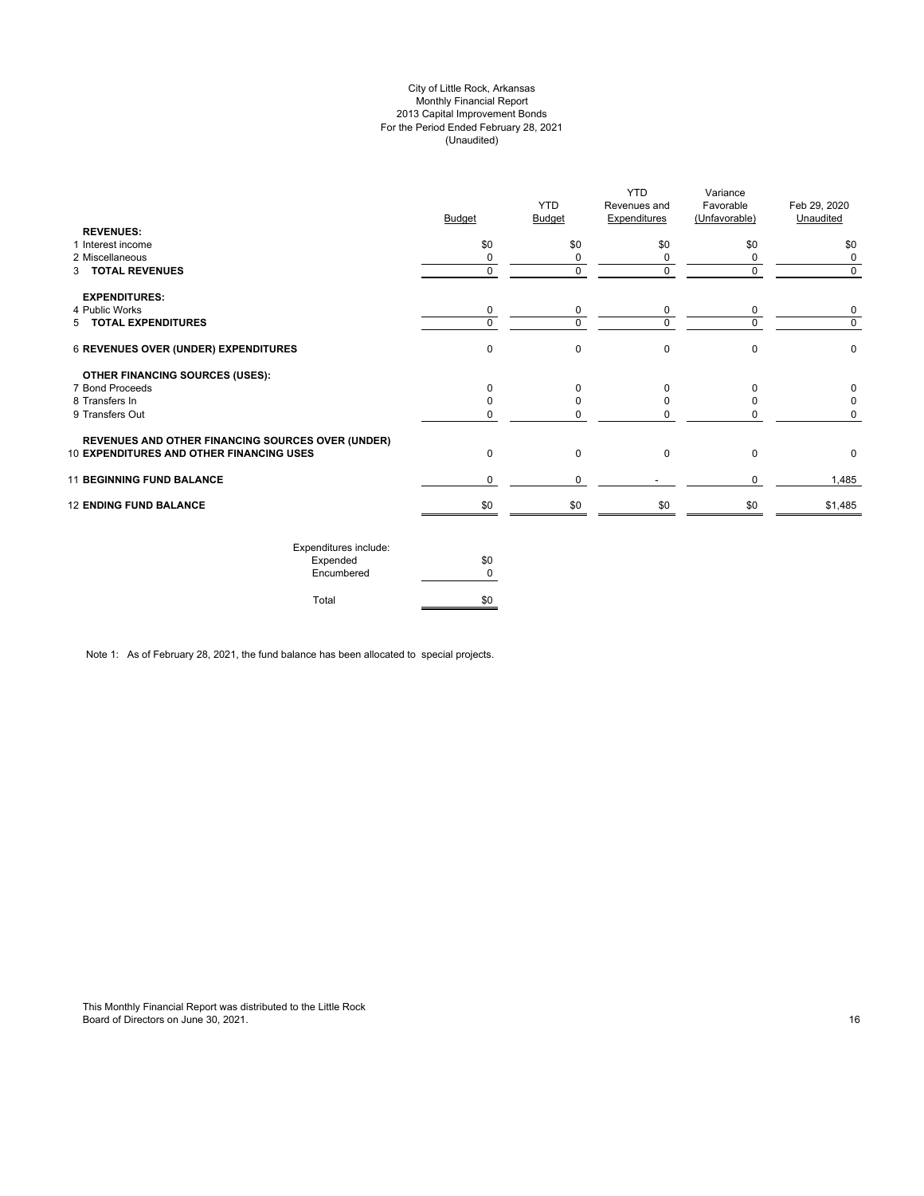City of Little Rock, Arkansas
Monthly Financial Report
2013 Capital Improvement Bonds
For the Period Ended February 28, 2021
(Unaudited)

| | Budget | YTD Budget | YTD Revenues and Expenditures | Variance Favorable (Unfavorable) | Feb 29, 2020 Unaudited |
|---|---|---|---|---|---|
| **REVENUES:** | | | | | |
| 1 Interest income | $0 | $0 | $0 | $0 | $0 |
| 2 Miscellaneous | 0 | 0 | 0 | 0 | 0 |
| 3 **TOTAL REVENUES** | 0 | 0 | 0 | 0 | 0 |
| **EXPENDITURES:** | | | | | |
| 4 Public Works | 0 | 0 | 0 | 0 | 0 |
| 5 **TOTAL EXPENDITURES** | 0 | 0 | 0 | 0 | 0 |
| 6 **REVENUES OVER (UNDER) EXPENDITURES** | 0 | 0 | 0 | 0 | 0 |
| **OTHER FINANCING SOURCES (USES):** | | | | | |
| 7 Bond Proceeds | 0 | 0 | 0 | 0 | 0 |
| 8 Transfers In | 0 | 0 | 0 | 0 | 0 |
| 9 Transfers Out | 0 | 0 | 0 | 0 | 0 |
| 10 **REVENUES AND OTHER FINANCING SOURCES OVER (UNDER) EXPENDITURES AND OTHER FINANCING USES** | 0 | 0 | 0 | 0 | 0 |
| 11 **BEGINNING FUND BALANCE** | 0 | 0 | - | 0 | 1,485 |
| 12 **ENDING FUND BALANCE** | $0 | $0 | $0 | $0 | $1,485 |

| Expenditures include: | |
|---|---|
| Expended | $0 |
| Encumbered | 0 |
| Total | $0 |

Note 1: As of February 28, 2021, the fund balance has been allocated to special projects.

This Monthly Financial Report was distributed to the Little Rock Board of Directors on June 30, 2021.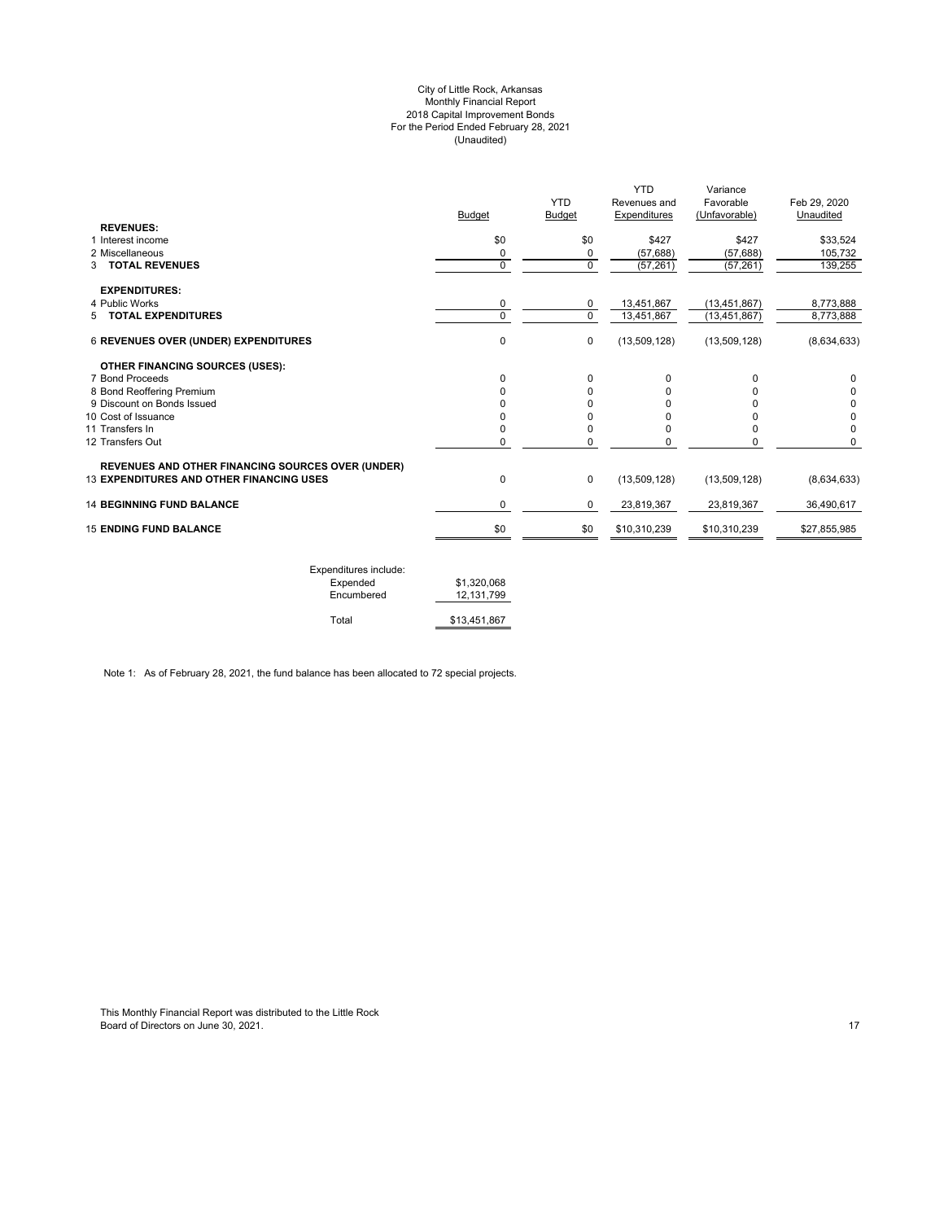# City of Little Rock, Arkansas
## Monthly Financial Report
## 2018 Capital Improvement Bonds
## For the Period Ended February 28, 2021
## (Unaudited)

| | Budget | YTD Budget | YTD Revenues and Expenditures | Variance Favorable (Unfavorable) | Feb 29, 2020 Unaudited |
|---|---|---|---|---|---|
| **REVENUES:** | | | | | |
| 1 Interest income | $0 | $0 | $427 | $427 | $33,524 |
| 2 Miscellaneous | 0 | 0 | (57,688) | (57,688) | 105,732 |
| 3 **TOTAL REVENUES** | 0 | 0 | (57,261) | (57,261) | 139,255 |
| **EXPENDITURES:** | | | | | |
| 4 Public Works | 0 | 0 | 13,451,867 | (13,451,867) | 8,773,888 |
| 5 **TOTAL EXPENDITURES** | 0 | 0 | 13,451,867 | (13,451,867) | 8,773,888 |
| 6 **REVENUES OVER (UNDER) EXPENDITURES** | 0 | 0 | (13,509,128) | (13,509,128) | (8,634,633) |
| **OTHER FINANCING SOURCES (USES):** | | | | | |
| 7 Bond Proceeds | 0 | 0 | 0 | 0 | 0 |
| 8 Bond Reoffering Premium | 0 | 0 | 0 | 0 | 0 |
| 9 Discount on Bonds Issued | 0 | 0 | 0 | 0 | 0 |
| 10 Cost of Issuance | 0 | 0 | 0 | 0 | 0 |
| 11 Transfers In | 0 | 0 | 0 | 0 | 0 |
| 12 Transfers Out | 0 | 0 | 0 | 0 | 0 |
| **REVENUES AND OTHER FINANCING SOURCES OVER (UNDER)** | | | | | |
| 13 **EXPENDITURES AND OTHER FINANCING USES** | 0 | 0 | (13,509,128) | (13,509,128) | (8,634,633) |
| 14 **BEGINNING FUND BALANCE** | 0 | 0 | 23,819,367 | 23,819,367 | 36,490,617 |
| 15 **ENDING FUND BALANCE** | $0 | $0 | $10,310,239 | $10,310,239 | $27,855,985 |

| Expenditures include: | |
|---|---|
| Expended | $1,320,068 |
| Encumbered | 12,131,799 |
| Total | $13,451,867 |

Note 1: As of February 28, 2021, the fund balance has been allocated to 72 special projects.

This Monthly Financial Report was distributed to the Little Rock Board of Directors on June 30, 2021.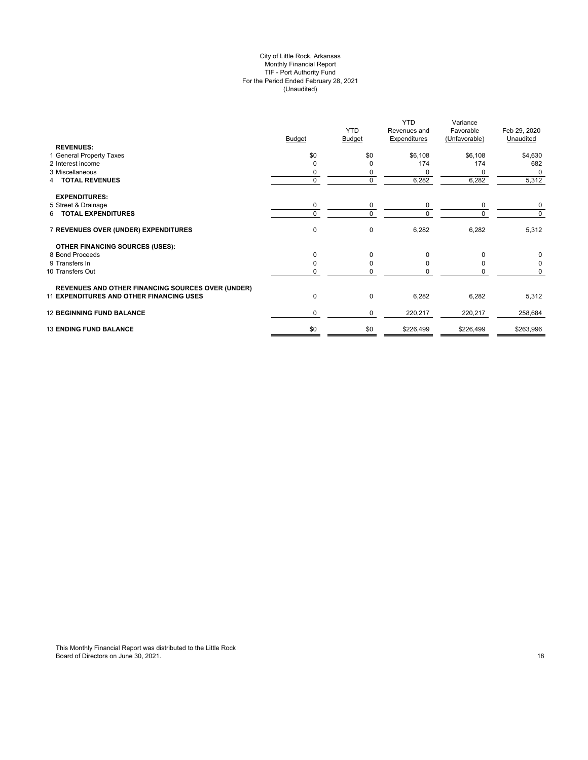City of Little Rock, Arkansas
Monthly Financial Report
TIF - Port Authority Fund
For the Period Ended February 28, 2021
(Unaudited)

| | Budget | YTD Budget | YTD Revenues and Expenditures | Variance Favorable (Unfavorable) | Feb 29, 2020 Unaudited |
|---|---|---|---|---|---|
| **REVENUES:** | | | | | |
| 1 General Property Taxes | $0 | $0 | $6,108 | $6,108 | $4,630 |
| 2 Interest income | 0 | 0 | 174 | 174 | 682 |
| 3 Miscellaneous | 0 | 0 | 0 | 0 | 0 |
| 4 **TOTAL REVENUES** | 0 | 0 | 6,282 | 6,282 | 5,312 |
| **EXPENDITURES:** | | | | | |
| 5 Street & Drainage | 0 | 0 | 0 | 0 | 0 |
| 6 **TOTAL EXPENDITURES** | 0 | 0 | 0 | 0 | 0 |
| 7 **REVENUES OVER (UNDER) EXPENDITURES** | 0 | 0 | 6,282 | 6,282 | 5,312 |
| **OTHER FINANCING SOURCES (USES):** | | | | | |
| 8 Bond Proceeds | 0 | 0 | 0 | 0 | 0 |
| 9 Transfers In | 0 | 0 | 0 | 0 | 0 |
| 10 Transfers Out | 0 | 0 | 0 | 0 | 0 |
| 11 **REVENUES AND OTHER FINANCING SOURCES OVER (UNDER) EXPENDITURES AND OTHER FINANCING USES** | 0 | 0 | 6,282 | 6,282 | 5,312 |
| 12 **BEGINNING FUND BALANCE** | 0 | 0 | 220,217 | 220,217 | 258,684 |
| 13 **ENDING FUND BALANCE** | $0 | $0 | $226,499 | $226,499 | $263,996 |

This Monthly Financial Report was distributed to the Little Rock Board of Directors on June 30, 2021.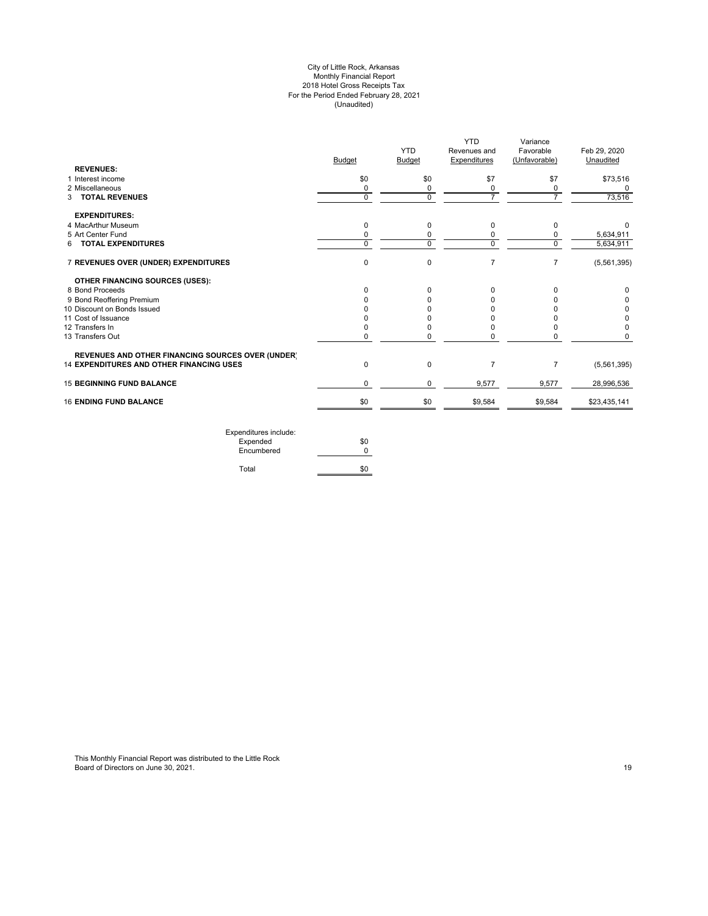City of Little Rock, Arkansas
Monthly Financial Report
2018 Hotel Gross Receipts Tax
For the Period Ended February 28, 2021
(Unaudited)

| | Budget | YTD Budget | YTD Revenues and Expenditures | Variance Favorable (Unfavorable) | Feb 29, 2020 Unaudited |
|---|---|---|---|---|---|
| **REVENUES:** | | | | | |
| 1 Interest income | $0 | $0 | $7 | $7 | $73,516 |
| 2 Miscellaneous | 0 | 0 | 0 | 0 | 0 |
| 3 **TOTAL REVENUES** | 0 | 0 | 7 | 7 | 73,516 |
| **EXPENDITURES:** | | | | | |
| 4 MacArthur Museum | 0 | 0 | 0 | 0 | 0 |
| 5 Art Center Fund | 0 | 0 | 0 | 0 | 5,634,911 |
| 6 **TOTAL EXPENDITURES** | 0 | 0 | 0 | 0 | 5,634,911 |
| 7 **REVENUES OVER (UNDER) EXPENDITURES** | 0 | 0 | 7 | 7 | (5,561,395) |
| **OTHER FINANCING SOURCES (USES):** | | | | | |
| 8 Bond Proceeds | 0 | 0 | 0 | 0 | 0 |
| 9 Bond Reoffering Premium | 0 | 0 | 0 | 0 | 0 |
| 10 Discount on Bonds Issued | 0 | 0 | 0 | 0 | 0 |
| 11 Cost of Issuance | 0 | 0 | 0 | 0 | 0 |
| 12 Transfers In | 0 | 0 | 0 | 0 | 0 |
| 13 Transfers Out | 0 | 0 | 0 | 0 | 0 |
| **REVENUES AND OTHER FINANCING SOURCES OVER (UNDER)** 14 **EXPENDITURES AND OTHER FINANCING USES** | 0 | 0 | 7 | 7 | (5,561,395) |
| 15 **BEGINNING FUND BALANCE** | 0 | 0 | 9,577 | 9,577 | 28,996,536 |
| 16 **ENDING FUND BALANCE** | $0 | $0 | $9,584 | $9,584 | $23,435,141 |

| Expenditures include: | |
|---|---|
| Expended | $0 |
| Encumbered | 0 |
| Total | $0 |

This Monthly Financial Report was distributed to the Little Rock Board of Directors on June 30, 2021.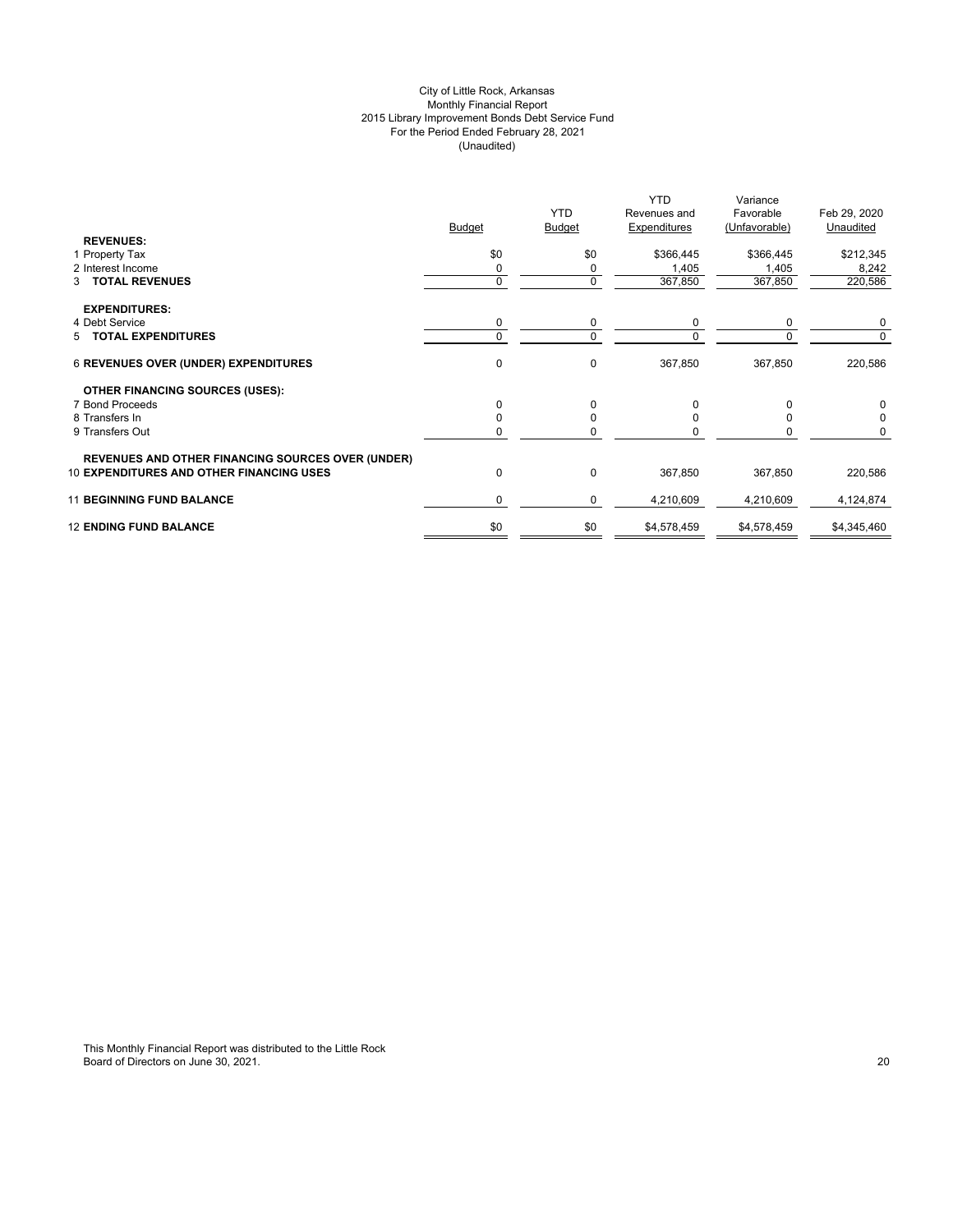# City of Little Rock, Arkansas
## Monthly Financial Report
## 2015 Library Improvement Bonds Debt Service Fund
## For the Period Ended February 28, 2021
## (Unaudited)

| | Budget | YTD Budget | YTD Revenues and Expenditures | Variance Favorable (Unfavorable) | Feb 29, 2020 Unaudited |
|---|---|---|---|---|---|
| **REVENUES:** | | | | | |
| 1 Property Tax | $0 | $0 | $366,445 | $366,445 | $212,345 |
| 2 Interest Income | 0 | 0 | 1,405 | 1,405 | 8,242 |
| 3 **TOTAL REVENUES** | 0 | 0 | 367,850 | 367,850 | 220,586 |
| **EXPENDITURES:** | | | | | |
| 4 Debt Service | 0 | 0 | 0 | 0 | 0 |
| 5 **TOTAL EXPENDITURES** | 0 | 0 | 0 | 0 | 0 |
| 6 **REVENUES OVER (UNDER) EXPENDITURES** | 0 | 0 | 367,850 | 367,850 | 220,586 |
| **OTHER FINANCING SOURCES (USES):** | | | | | |
| 7 Bond Proceeds | 0 | 0 | 0 | 0 | 0 |
| 8 Transfers In | 0 | 0 | 0 | 0 | 0 |
| 9 Transfers Out | 0 | 0 | 0 | 0 | 0 |
| **REVENUES AND OTHER FINANCING SOURCES OVER (UNDER)** | | | | | |
| 10 **EXPENDITURES AND OTHER FINANCING USES** | 0 | 0 | 367,850 | 367,850 | 220,586 |
| 11 **BEGINNING FUND BALANCE** | 0 | 0 | 4,210,609 | 4,210,609 | 4,124,874 |
| 12 **ENDING FUND BALANCE** | $0 | $0 | $4,578,459 | $4,578,459 | $4,345,460 |

This Monthly Financial Report was distributed to the Little Rock Board of Directors on June 30, 2021.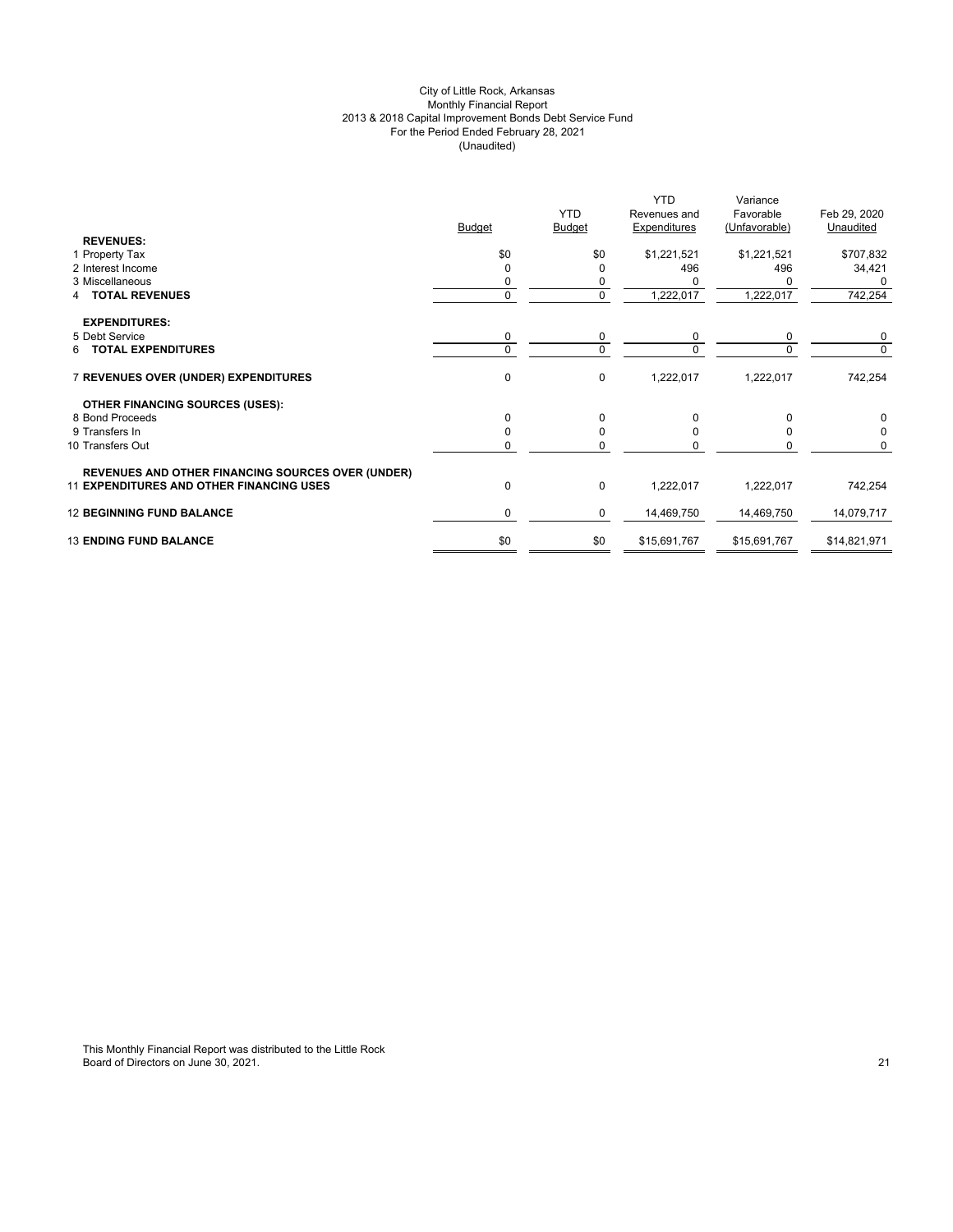City of Little Rock, Arkansas
Monthly Financial Report
2013 & 2018 Capital Improvement Bonds Debt Service Fund
For the Period Ended February 28, 2021
(Unaudited)

| | Budget | YTD Budget | YTD Revenues and Expenditures | Variance Favorable (Unfavorable) | Feb 29, 2020 Unaudited |
|---|---|---|---|---|---|
| **REVENUES:** | | | | | |
| 1 Property Tax | $0 | $0 | $1,221,521 | $1,221,521 | $707,832 |
| 2 Interest Income | 0 | 0 | 496 | 496 | 34,421 |
| 3 Miscellaneous | 0 | 0 | 0 | 0 | 0 |
| 4 **TOTAL REVENUES** | 0 | 0 | 1,222,017 | 1,222,017 | 742,254 |
| **EXPENDITURES:** | | | | | |
| 5 Debt Service | 0 | 0 | 0 | 0 | 0 |
| 6 **TOTAL EXPENDITURES** | 0 | 0 | 0 | 0 | 0 |
| 7 **REVENUES OVER (UNDER) EXPENDITURES** | 0 | 0 | 1,222,017 | 1,222,017 | 742,254 |
| **OTHER FINANCING SOURCES (USES):** | | | | | |
| 8 Bond Proceeds | 0 | 0 | 0 | 0 | 0 |
| 9 Transfers In | 0 | 0 | 0 | 0 | 0 |
| 10 Transfers Out | 0 | 0 | 0 | 0 | 0 |
| **REVENUES AND OTHER FINANCING SOURCES OVER (UNDER)** 11 **EXPENDITURES AND OTHER FINANCING USES** | 0 | 0 | 1,222,017 | 1,222,017 | 742,254 |
| 12 **BEGINNING FUND BALANCE** | 0 | 0 | 14,469,750 | 14,469,750 | 14,079,717 |
| 13 **ENDING FUND BALANCE** | $0 | $0 | $15,691,767 | $15,691,767 | $14,821,971 |

This Monthly Financial Report was distributed to the Little Rock Board of Directors on June 30, 2021.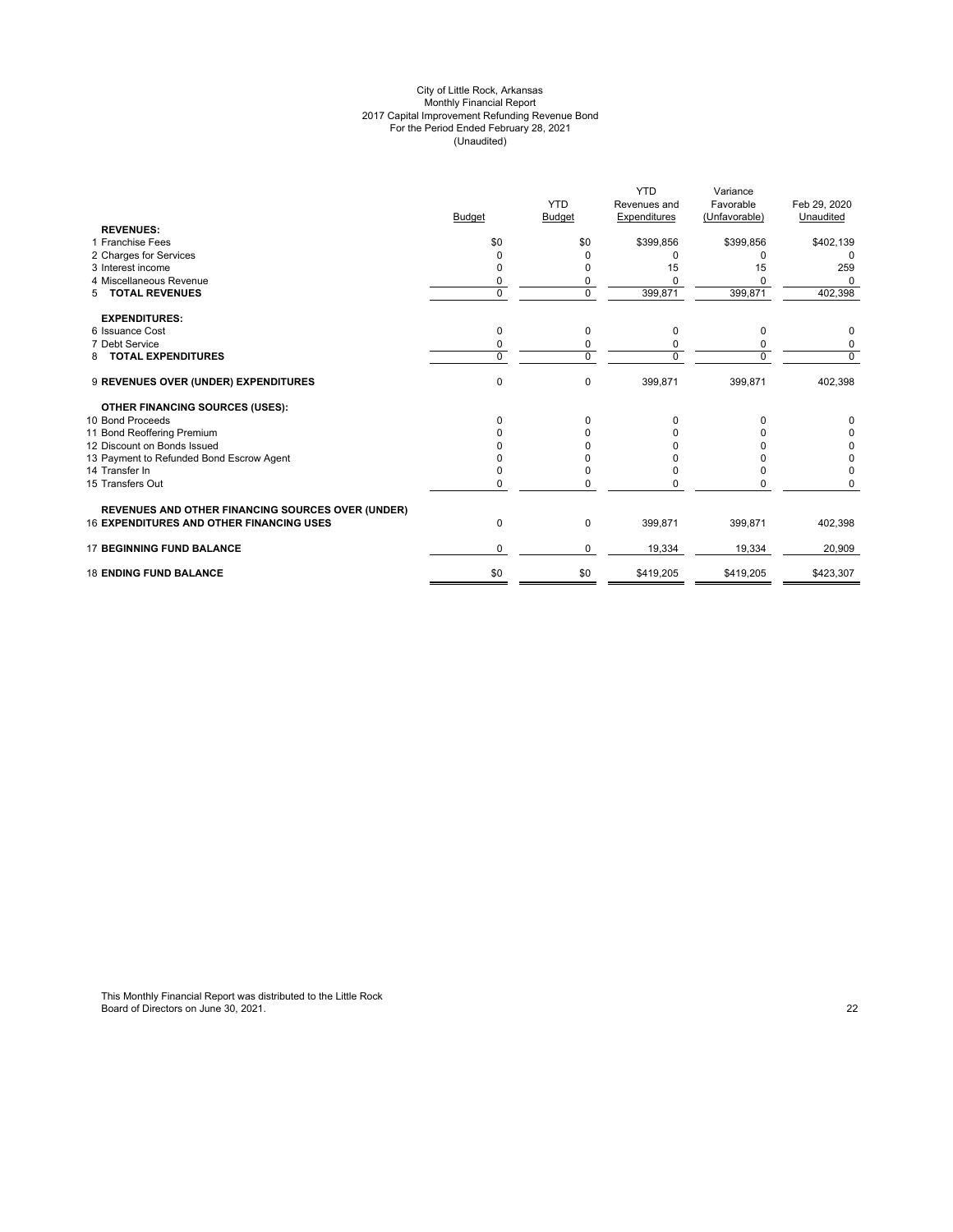City of Little Rock, Arkansas
Monthly Financial Report
2017 Capital Improvement Refunding Revenue Bond
For the Period Ended February 28, 2021
(Unaudited)

| | Budget | YTD Budget | YTD Revenues and Expenditures | Variance Favorable (Unfavorable) | Feb 29, 2020 Unaudited |
|---|---|---|---|---|---|
| **REVENUES:** | | | | | |
| 1 Franchise Fees | $0 | $0 | $399,856 | $399,856 | $402,139 |
| 2 Charges for Services | 0 | 0 | 0 | 0 | 0 |
| 3 Interest income | 0 | 0 | 15 | 15 | 259 |
| 4 Miscellaneous Revenue | 0 | 0 | 0 | 0 | 0 |
| 5 **TOTAL REVENUES** | 0 | 0 | 399,871 | 399,871 | 402,398 |
| **EXPENDITURES:** | | | | | |
| 6 Issuance Cost | 0 | 0 | 0 | 0 | 0 |
| 7 Debt Service | 0 | 0 | 0 | 0 | 0 |
| 8 **TOTAL EXPENDITURES** | 0 | 0 | 0 | 0 | 0 |
| 9 **REVENUES OVER (UNDER) EXPENDITURES** | 0 | 0 | 399,871 | 399,871 | 402,398 |
| **OTHER FINANCING SOURCES (USES):** | | | | | |
| 10 Bond Proceeds | 0 | 0 | 0 | 0 | 0 |
| 11 Bond Reoffering Premium | 0 | 0 | 0 | 0 | 0 |
| 12 Discount on Bonds Issued | 0 | 0 | 0 | 0 | 0 |
| 13 Payment to Refunded Bond Escrow Agent | 0 | 0 | 0 | 0 | 0 |
| 14 Transfer In | 0 | 0 | 0 | 0 | 0 |
| 15 Transfers Out | 0 | 0 | 0 | 0 | 0 |
| **REVENUES AND OTHER FINANCING SOURCES OVER (UNDER)** | | | | | |
| 16 **EXPENDITURES AND OTHER FINANCING USES** | 0 | 0 | 399,871 | 399,871 | 402,398 |
| 17 **BEGINNING FUND BALANCE** | 0 | 0 | 19,334 | 19,334 | 20,909 |
| 18 **ENDING FUND BALANCE** | $0 | $0 | $419,205 | $419,205 | $423,307 |

This Monthly Financial Report was distributed to the Little Rock Board of Directors on June 30, 2021.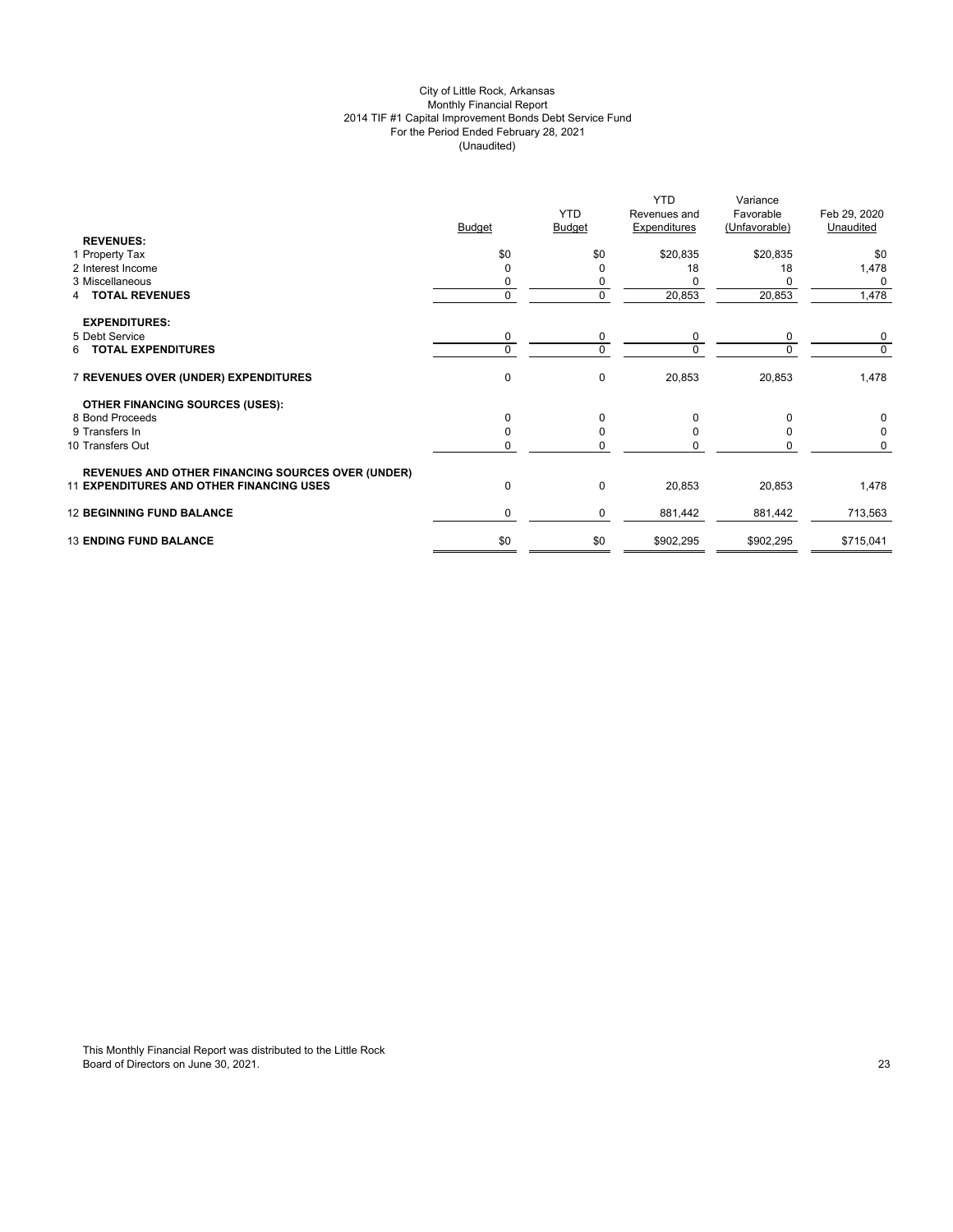City of Little Rock, Arkansas
Monthly Financial Report
2014 TIF #1 Capital Improvement Bonds Debt Service Fund
For the Period Ended February 28, 2021
(Unaudited)

| | Budget | YTD Budget | YTD Revenues and Expenditures | Variance Favorable (Unfavorable) | Feb 29, 2020 Unaudited |
|---|---|---|---|---|---|
| **REVENUES:** | | | | | |
| 1 Property Tax | $0 | $0 | $20,835 | $20,835 | $0 |
| 2 Interest Income | 0 | 0 | 18 | 18 | 1,478 |
| 3 Miscellaneous | 0 | 0 | 0 | 0 | 0 |
| 4 **TOTAL REVENUES** | 0 | 0 | 20,853 | 20,853 | 1,478 |
| **EXPENDITURES:** | | | | | |
| 5 Debt Service | 0 | 0 | 0 | 0 | 0 |
| 6 **TOTAL EXPENDITURES** | 0 | 0 | 0 | 0 | 0 |
| 7 **REVENUES OVER (UNDER) EXPENDITURES** | 0 | 0 | 20,853 | 20,853 | 1,478 |
| **OTHER FINANCING SOURCES (USES):** | | | | | |
| 8 Bond Proceeds | 0 | 0 | 0 | 0 | 0 |
| 9 Transfers In | 0 | 0 | 0 | 0 | 0 |
| 10 Transfers Out | 0 | 0 | 0 | 0 | 0 |
| **REVENUES AND OTHER FINANCING SOURCES OVER (UNDER)** 11 **EXPENDITURES AND OTHER FINANCING USES** | 0 | 0 | 20,853 | 20,853 | 1,478 |
| 12 **BEGINNING FUND BALANCE** | 0 | 0 | 881,442 | 881,442 | 713,563 |
| 13 **ENDING FUND BALANCE** | $0 | $0 | $902,295 | $902,295 | $715,041 |

This Monthly Financial Report was distributed to the Little Rock Board of Directors on June 30, 2021.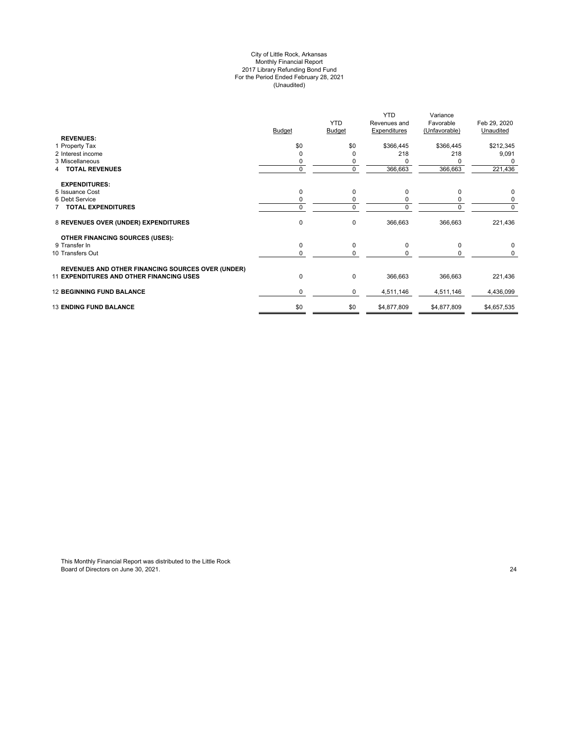# City of Little Rock, Arkansas
## Monthly Financial Report
## 2017 Library Refunding Bond Fund
## For the Period Ended February 28, 2021
## (Unaudited)

| | Budget | YTD Budget | YTD Revenues and Expenditures | Variance Favorable (Unfavorable) | Feb 29, 2020 Unaudited |
|---|---|---|---|---|---|
| **REVENUES:** | | | | | |
| 1 Property Tax | $0 | $0 | $366,445 | $366,445 | $212,345 |
| 2 Interest income | 0 | 0 | 218 | 218 | 9,091 |
| 3 Miscellaneous | 0 | 0 | 0 | 0 | 0 |
| 4 **TOTAL REVENUES** | 0 | 0 | 366,663 | 366,663 | 221,436 |
| **EXPENDITURES:** | | | | | |
| 5 Issuance Cost | 0 | 0 | 0 | 0 | 0 |
| 6 Debt Service | 0 | 0 | 0 | 0 | 0 |
| 7 **TOTAL EXPENDITURES** | 0 | 0 | 0 | 0 | 0 |
| 8 **REVENUES OVER (UNDER) EXPENDITURES** | 0 | 0 | 366,663 | 366,663 | 221,436 |
| **OTHER FINANCING SOURCES (USES):** | | | | | |
| 9 Transfer In | 0 | 0 | 0 | 0 | 0 |
| 10 Transfers Out | 0 | 0 | 0 | 0 | 0 |
| 11 **REVENUES AND OTHER FINANCING SOURCES OVER (UNDER) EXPENDITURES AND OTHER FINANCING USES** | 0 | 0 | 366,663 | 366,663 | 221,436 |
| 12 **BEGINNING FUND BALANCE** | 0 | 0 | 4,511,146 | 4,511,146 | 4,436,099 |
| 13 **ENDING FUND BALANCE** | $0 | $0 | $4,877,809 | $4,877,809 | $4,657,535 |

This Monthly Financial Report was distributed to the Little Rock Board of Directors on June 30, 2021.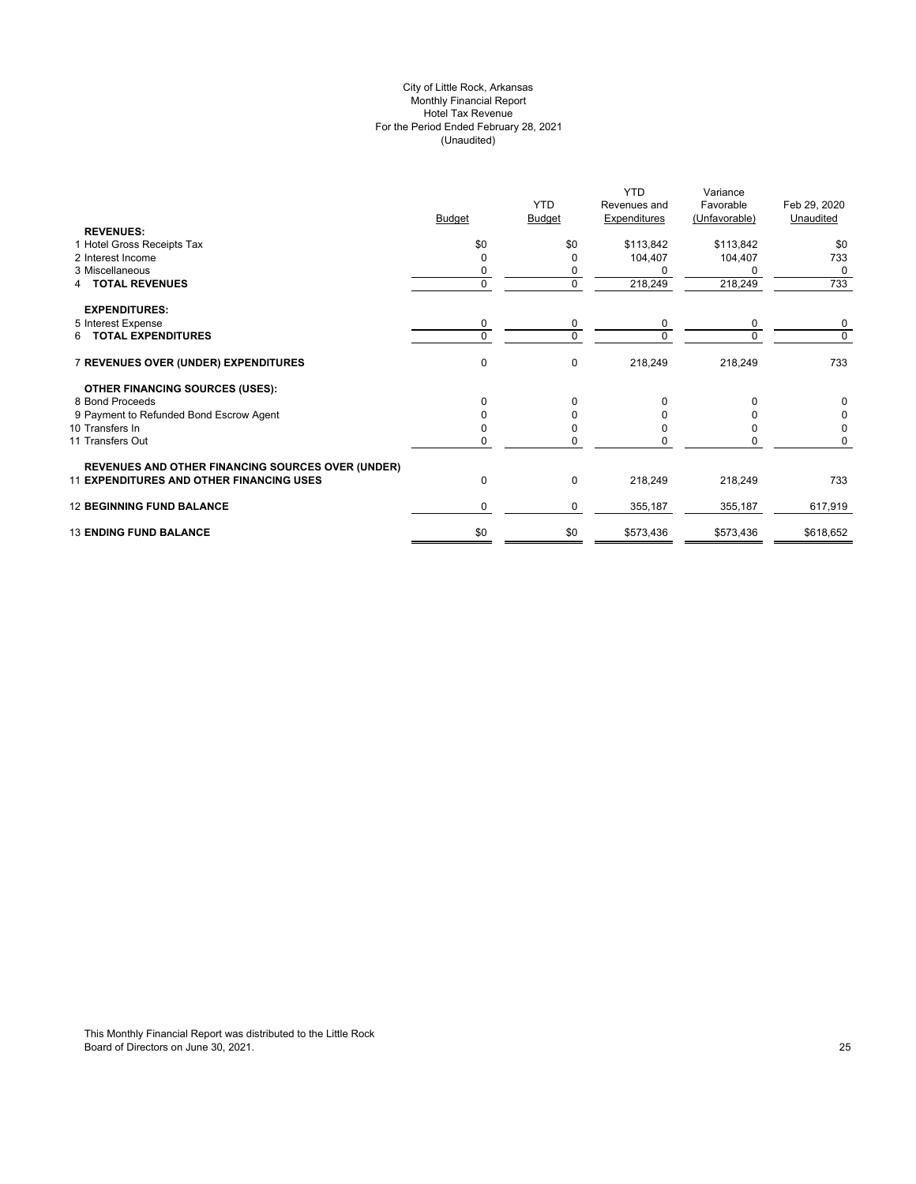City of Little Rock, Arkansas
Monthly Financial Report
Hotel Tax Revenue
For the Period Ended February 28, 2021
(Unaudited)

| | Budget | YTD Budget | YTD Revenues and Expenditures | Variance Favorable (Unfavorable) | Feb 29, 2020 Unaudited |
|---|---|---|---|---|---|
| **REVENUES:** | | | | | |
| 1 Hotel Gross Receipts Tax | $0 | $0 | $113,842 | $113,842 | $0 |
| 2 Interest Income | 0 | 0 | 104,407 | 104,407 | 733 |
| 3 Miscellaneous | 0 | 0 | 0 | 0 | 0 |
| 4 **TOTAL REVENUES** | 0 | 0 | 218,249 | 218,249 | 733 |
| **EXPENDITURES:** | | | | | |
| 5 Interest Expense | 0 | 0 | 0 | 0 | 0 |
| 6 **TOTAL EXPENDITURES** | 0 | 0 | 0 | 0 | 0 |
| 7 **REVENUES OVER (UNDER) EXPENDITURES** | 0 | 0 | 218,249 | 218,249 | 733 |
| **OTHER FINANCING SOURCES (USES):** | | | | | |
| 8 Bond Proceeds | 0 | 0 | 0 | 0 | 0 |
| 9 Payment to Refunded Bond Escrow Agent | 0 | 0 | 0 | 0 | 0 |
| 10 Transfers In | 0 | 0 | 0 | 0 | 0 |
| 11 Transfers Out | 0 | 0 | 0 | 0 | 0 |
| **REVENUES AND OTHER FINANCING SOURCES OVER (UNDER)** | | | | | |
| 11 **EXPENDITURES AND OTHER FINANCING USES** | 0 | 0 | 218,249 | 218,249 | 733 |
| 12 **BEGINNING FUND BALANCE** | 0 | 0 | 355,187 | 355,187 | 617,919 |
| 13 **ENDING FUND BALANCE** | $0 | $0 | $573,436 | $573,436 | $618,652 |

This Monthly Financial Report was distributed to the Little Rock Board of Directors on June 30, 2021.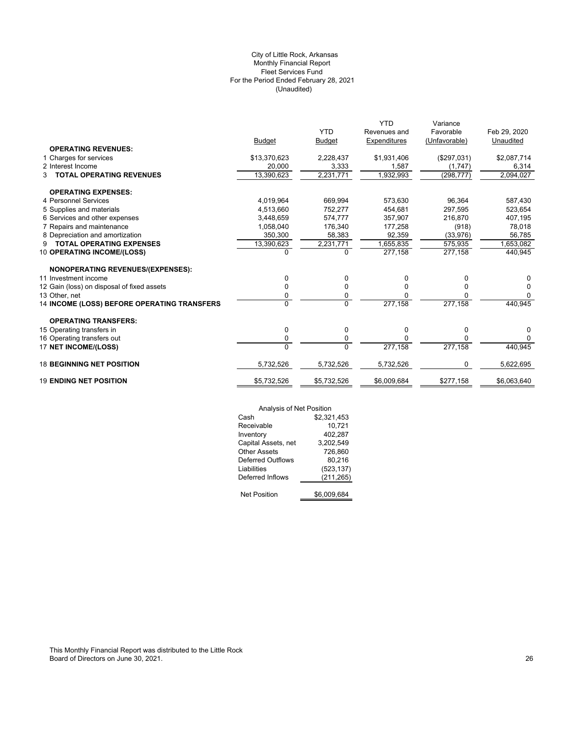City of Little Rock, Arkansas
Monthly Financial Report
Fleet Services Fund
For the Period Ended February 28, 2021
(Unaudited)

| | Budget | YTD Budget | YTD Revenues and Expenditures | Variance Favorable (Unfavorable) | Feb 29, 2020 Unaudited |
|---|---|---|---|---|---|
| **OPERATING REVENUES:** | | | | | |
| 1 Charges for services | $13,370,623 | 2,228,437 | $1,931,406 | ($297,031) | $2,087,714 |
| 2 Interest Income | 20,000 | 3,333 | 1,587 | (1,747) | 6,314 |
| 3 **TOTAL OPERATING REVENUES** | 13,390,623 | 2,231,771 | 1,932,993 | (298,777) | 2,094,027 |
| **OPERATING EXPENSES:** | | | | | |
| 4 Personnel Services | 4,019,964 | 669,994 | 573,630 | 96,364 | 587,430 |
| 5 Supplies and materials | 4,513,660 | 752,277 | 454,681 | 297,595 | 523,654 |
| 6 Services and other expenses | 3,448,659 | 574,777 | 357,907 | 216,870 | 407,195 |
| 7 Repairs and maintenance | 1,058,040 | 176,340 | 177,258 | (918) | 78,018 |
| 8 Depreciation and amortization | 350,300 | 58,383 | 92,359 | (33,976) | 56,785 |
| 9 **TOTAL OPERATING EXPENSES** | 13,390,623 | 2,231,771 | 1,655,835 | 575,935 | 1,653,082 |
| 10 **OPERATING INCOME/(LOSS)** | 0 | 0 | 277,158 | 277,158 | 440,945 |
| **NONOPERATING REVENUES/(EXPENSES):** | | | | | |
| 11 Investment income | 0 | 0 | 0 | 0 | 0 |
| 12 Gain (loss) on disposal of fixed assets | 0 | 0 | 0 | 0 | 0 |
| 13 Other, net | 0 | 0 | 0 | 0 | 0 |
| 14 **INCOME (LOSS) BEFORE OPERATING TRANSFERS** | 0 | 0 | 277,158 | 277,158 | 440,945 |
| **OPERATING TRANSFERS:** | | | | | |
| 15 Operating transfers in | 0 | 0 | 0 | 0 | 0 |
| 16 Operating transfers out | 0 | 0 | 0 | 0 | 0 |
| 17 **NET INCOME/(LOSS)** | 0 | 0 | 277,158 | 277,158 | 440,945 |
| 18 **BEGINNING NET POSITION** | 5,732,526 | 5,732,526 | 5,732,526 | 0 | 5,622,695 |
| 19 **ENDING NET POSITION** | $5,732,526 | $5,732,526 | $6,009,684 | $277,158 | $6,063,640 |

| Analysis of Net Position | |
|---|---|
| Cash | $2,321,453 |
| Receivable | 10,721 |
| Inventory | 402,287 |
| Capital Assets, net | 3,202,549 |
| Other Assets | 726,860 |
| Deferred Outflows | 80,216 |
| Liabilities | (523,137) |
| Deferred Inflows | (211,265) |
| Net Position | $6,009,684 |

This Monthly Financial Report was distributed to the Little Rock Board of Directors on June 30, 2021.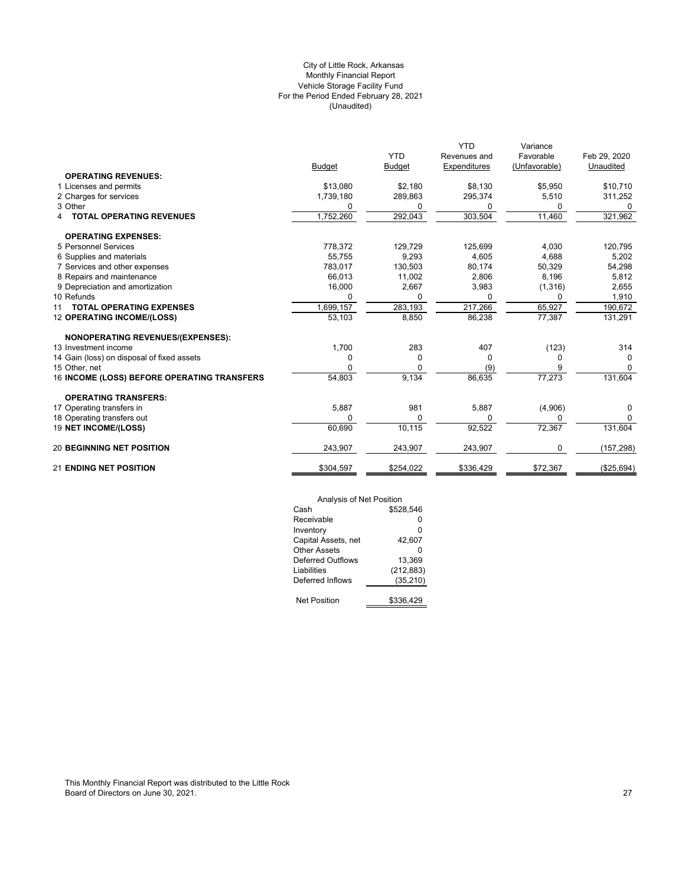City of Little Rock, Arkansas
Monthly Financial Report
Vehicle Storage Facility Fund
For the Period Ended February 28, 2021
(Unaudited)

| | Budget | YTD Budget | YTD Revenues and Expenditures | Variance Favorable (Unfavorable) | Feb 29, 2020 Unaudited |
|---|---|---|---|---|---|
| **OPERATING REVENUES:** | | | | | |
| 1 Licenses and permits | $13,080 | $2,180 | $8,130 | $5,950 | $10,710 |
| 2 Charges for services | 1,739,180 | 289,863 | 295,374 | 5,510 | 311,252 |
| 3 Other | 0 | 0 | 0 | 0 | 0 |
| 4 **TOTAL OPERATING REVENUES** | 1,752,260 | 292,043 | 303,504 | 11,460 | 321,962 |
| **OPERATING EXPENSES:** | | | | | |
| 5 Personnel Services | 778,372 | 129,729 | 125,699 | 4,030 | 120,795 |
| 6 Supplies and materials | 55,755 | 9,293 | 4,605 | 4,688 | 5,202 |
| 7 Services and other expenses | 783,017 | 130,503 | 80,174 | 50,329 | 54,298 |
| 8 Repairs and maintenance | 66,013 | 11,002 | 2,806 | 8,196 | 5,812 |
| 9 Depreciation and amortization | 16,000 | 2,667 | 3,983 | (1,316) | 2,655 |
| 10 Refunds | 0 | 0 | 0 | 0 | 1,910 |
| 11 **TOTAL OPERATING EXPENSES** | 1,699,157 | 283,193 | 217,266 | 65,927 | 190,672 |
| 12 **OPERATING INCOME/(LOSS)** | 53,103 | 8,850 | 86,238 | 77,387 | 131,291 |
| **NONOPERATING REVENUES/(EXPENSES):** | | | | | |
| 13 Investment income | 1,700 | 283 | 407 | (123) | 314 |
| 14 Gain (loss) on disposal of fixed assets | 0 | 0 | 0 | 0 | 0 |
| 15 Other, net | 0 | 0 | (9) | 9 | 0 |
| 16 **INCOME (LOSS) BEFORE OPERATING TRANSFERS** | 54,803 | 9,134 | 86,635 | 77,273 | 131,604 |
| **OPERATING TRANSFERS:** | | | | | |
| 17 Operating transfers in | 5,887 | 981 | 5,887 | (4,906) | 0 |
| 18 Operating transfers out | 0 | 0 | 0 | 0 | 0 |
| 19 **NET INCOME/(LOSS)** | 60,690 | 10,115 | 92,522 | 72,367 | 131,604 |
| 20 **BEGINNING NET POSITION** | 243,907 | 243,907 | 243,907 | 0 | (157,298) |
| 21 **ENDING NET POSITION** | $304,597 | $254,022 | $336,429 | $72,367 | ($25,694) |

| Analysis of Net Position | |
|---|---|
| Cash | $528,546 |
| Receivable | 0 |
| Inventory | 0 |
| Capital Assets, net | 42,607 |
| Other Assets | 0 |
| Deferred Outflows | 13,369 |
| Liabilities | (212,883) |
| Deferred Inflows | (35,210) |
| Net Position | $336,429 |

This Monthly Financial Report was distributed to the Little Rock Board of Directors on June 30, 2021.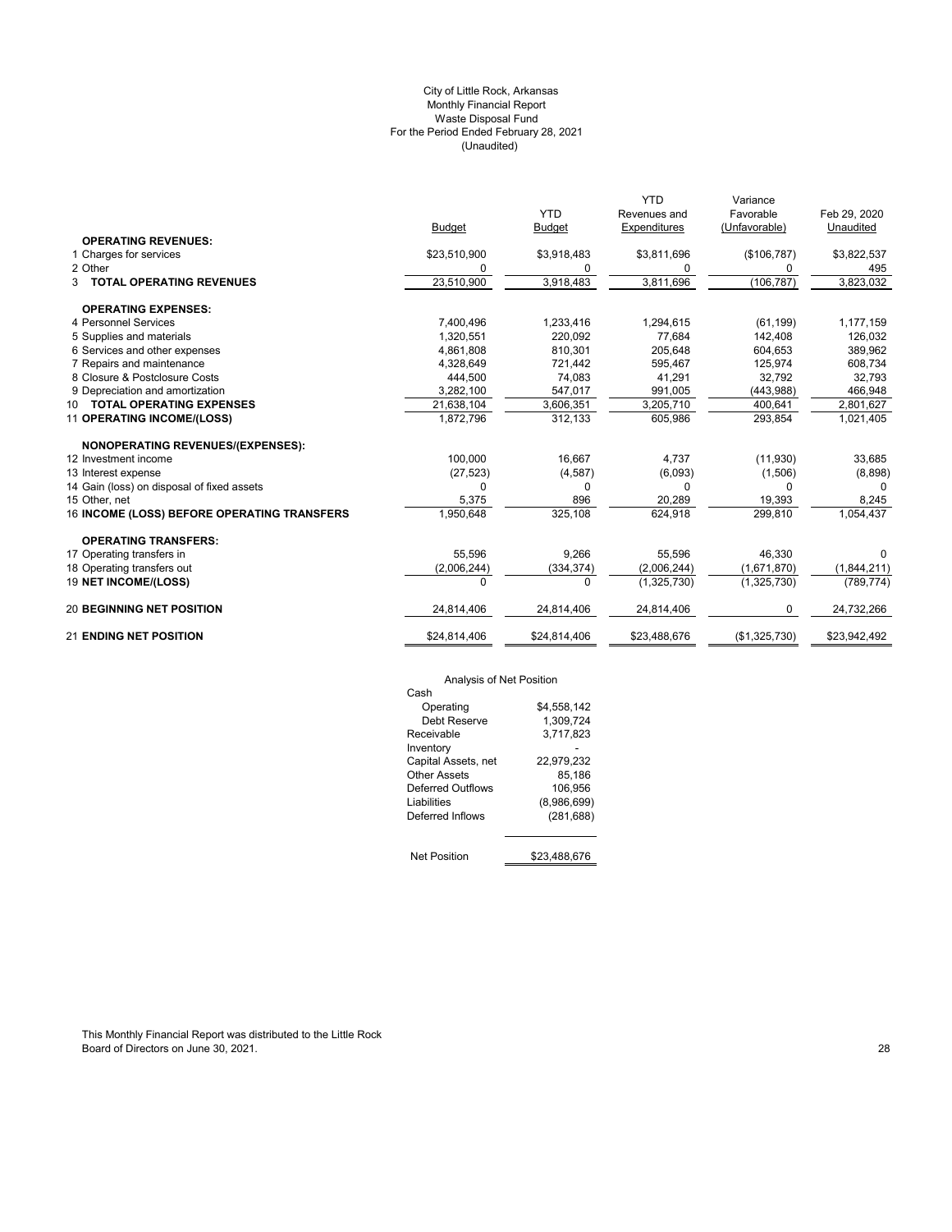City of Little Rock, Arkansas
Monthly Financial Report
Waste Disposal Fund
For the Period Ended February 28, 2021
(Unaudited)

| | Budget | YTD Budget | YTD Revenues and Expenditures | Variance Favorable (Unfavorable) | Feb 29, 2020 Unaudited |
|---|---|---|---|---|---|
| **OPERATING REVENUES:** | | | | | |
| 1 Charges for services | $23,510,900 | $3,918,483 | $3,811,696 | ($106,787) | $3,822,537 |
| 2 Other | 0 | 0 | 0 | 0 | 495 |
| 3 **TOTAL OPERATING REVENUES** | 23,510,900 | 3,918,483 | 3,811,696 | (106,787) | 3,823,032 |
| **OPERATING EXPENSES:** | | | | | |
| 4 Personnel Services | 7,400,496 | 1,233,416 | 1,294,615 | (61,199) | 1,177,159 |
| 5 Supplies and materials | 1,320,551 | 220,092 | 77,684 | 142,408 | 126,032 |
| 6 Services and other expenses | 4,861,808 | 810,301 | 205,648 | 604,653 | 389,962 |
| 7 Repairs and maintenance | 4,328,649 | 721,442 | 595,467 | 125,974 | 608,734 |
| 8 Closure & Postclosure Costs | 444,500 | 74,083 | 41,291 | 32,792 | 32,793 |
| 9 Depreciation and amortization | 3,282,100 | 547,017 | 991,005 | (443,988) | 466,948 |
| 10 **TOTAL OPERATING EXPENSES** | 21,638,104 | 3,606,351 | 3,205,710 | 400,641 | 2,801,627 |
| 11 **OPERATING INCOME/(LOSS)** | 1,872,796 | 312,133 | 605,986 | 293,854 | 1,021,405 |
| **NONOPERATING REVENUES/(EXPENSES):** | | | | | |
| 12 Investment income | 100,000 | 16,667 | 4,737 | (11,930) | 33,685 |
| 13 Interest expense | (27,523) | (4,587) | (6,093) | (1,506) | (8,898) |
| 14 Gain (loss) on disposal of fixed assets | 0 | 0 | 0 | 0 | 0 |
| 15 Other, net | 5,375 | 896 | 20,289 | 19,393 | 8,245 |
| 16 **INCOME (LOSS) BEFORE OPERATING TRANSFERS** | 1,950,648 | 325,108 | 624,918 | 299,810 | 1,054,437 |
| **OPERATING TRANSFERS:** | | | | | |
| 17 Operating transfers in | 55,596 | 9,266 | 55,596 | 46,330 | 0 |
| 18 Operating transfers out | (2,006,244) | (334,374) | (2,006,244) | (1,671,870) | (1,844,211) |
| 19 **NET INCOME/(LOSS)** | 0 | 0 | (1,325,730) | (1,325,730) | (789,774) |
| 20 **BEGINNING NET POSITION** | 24,814,406 | 24,814,406 | 24,814,406 | 0 | 24,732,266 |
| 21 **ENDING NET POSITION** | $24,814,406 | $24,814,406 | $23,488,676 | ($1,325,730) | $23,942,492 |

Analysis of Net Position

| | |
|---|---|
| Cash | |
| Operating | $4,558,142 |
| Debt Reserve | 1,309,724 |
| Receivable | 3,717,823 |
| Inventory | - |
| Capital Assets, net | 22,979,232 |
| Other Assets | 85,186 |
| Deferred Outflows | 106,956 |
| Liabilities | (8,986,699) |
| Deferred Inflows | (281,688) |
| Net Position | $23,488,676 |

This Monthly Financial Report was distributed to the Little Rock Board of Directors on June 30, 2021.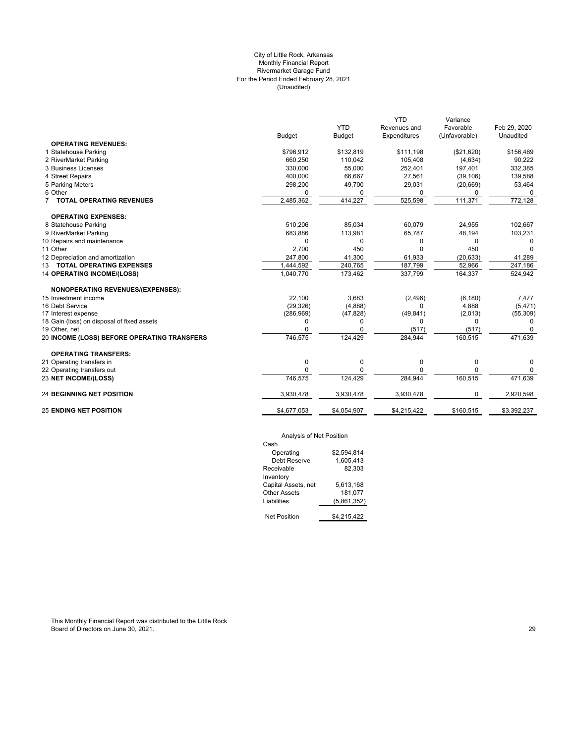City of Little Rock, Arkansas
Monthly Financial Report
Rivermarket Garage Fund
For the Period Ended February 28, 2021
(Unaudited)

| | Budget | YTD Budget | YTD Revenues and Expenditures | Variance Favorable (Unfavorable) | Feb 29, 2020 Unaudited |
|---|---|---|---|---|---|
| **OPERATING REVENUES:** | | | | | |
| 1 Statehouse Parking | $796,912 | $132,819 | $111,198 | ($21,620) | $156,469 |
| 2 RiverMarket Parking | 660,250 | 110,042 | 105,408 | (4,634) | 90,222 |
| 3 Business Licenses | 330,000 | 55,000 | 252,401 | 197,401 | 332,385 |
| 4 Street Repairs | 400,000 | 66,667 | 27,561 | (39,106) | 139,588 |
| 5 Parking Meters | 298,200 | 49,700 | 29,031 | (20,669) | 53,464 |
| 6 Other | 0 | 0 | 0 | 0 | 0 |
| 7 **TOTAL OPERATING REVENUES** | 2,485,362 | 414,227 | 525,598 | 111,371 | 772,128 |
| **OPERATING EXPENSES:** | | | | | |
| 8 Statehouse Parking | 510,206 | 85,034 | 60,079 | 24,955 | 102,667 |
| 9 RiverMarket Parking | 683,886 | 113,981 | 65,787 | 48,194 | 103,231 |
| 10 Repairs and maintenance | 0 | 0 | 0 | 0 | 0 |
| 11 Other | 2,700 | 450 | 0 | 450 | 0 |
| 12 Depreciation and amortization | 247,800 | 41,300 | 61,933 | (20,633) | 41,289 |
| 13 **TOTAL OPERATING EXPENSES** | 1,444,592 | 240,765 | 187,799 | 52,966 | 247,186 |
| 14 **OPERATING INCOME/(LOSS)** | 1,040,770 | 173,462 | 337,799 | 164,337 | 524,942 |
| **NONOPERATING REVENUES/(EXPENSES):** | | | | | |
| 15 Investment income | 22,100 | 3,683 | (2,496) | (6,180) | 7,477 |
| 16 Debt Service | (29,326) | (4,888) | 0 | 4,888 | (5,471) |
| 17 Interest expense | (286,969) | (47,828) | (49,841) | (2,013) | (55,309) |
| 18 Gain (loss) on disposal of fixed assets | 0 | 0 | 0 | 0 | 0 |
| 19 Other, net | 0 | 0 | (517) | (517) | 0 |
| 20 **INCOME (LOSS) BEFORE OPERATING TRANSFERS** | 746,575 | 124,429 | 284,944 | 160,515 | 471,639 |
| **OPERATING TRANSFERS:** | | | | | |
| 21 Operating transfers in | 0 | 0 | 0 | 0 | 0 |
| 22 Operating transfers out | 0 | 0 | 0 | 0 | 0 |
| 23 **NET INCOME/(LOSS)** | 746,575 | 124,429 | 284,944 | 160,515 | 471,639 |
| 24 **BEGINNING NET POSITION** | 3,930,478 | 3,930,478 | 3,930,478 | 0 | 2,920,598 |
| 25 **ENDING NET POSITION** | $4,677,053 | $4,054,907 | $4,215,422 | $160,515 | $3,392,237 |

Analysis of Net Position

| | |
|---|---|
| Cash | |
| Operating | $2,594,814 |
| Debt Reserve | 1,605,413 |
| Receivable | 82,303 |
| Inventory | |
| Capital Assets, net | 5,613,168 |
| Other Assets | 181,077 |
| Liabilities | (5,861,352) |
| Net Position | $4,215,422 |

This Monthly Financial Report was distributed to the Little Rock Board of Directors on June 30, 2021.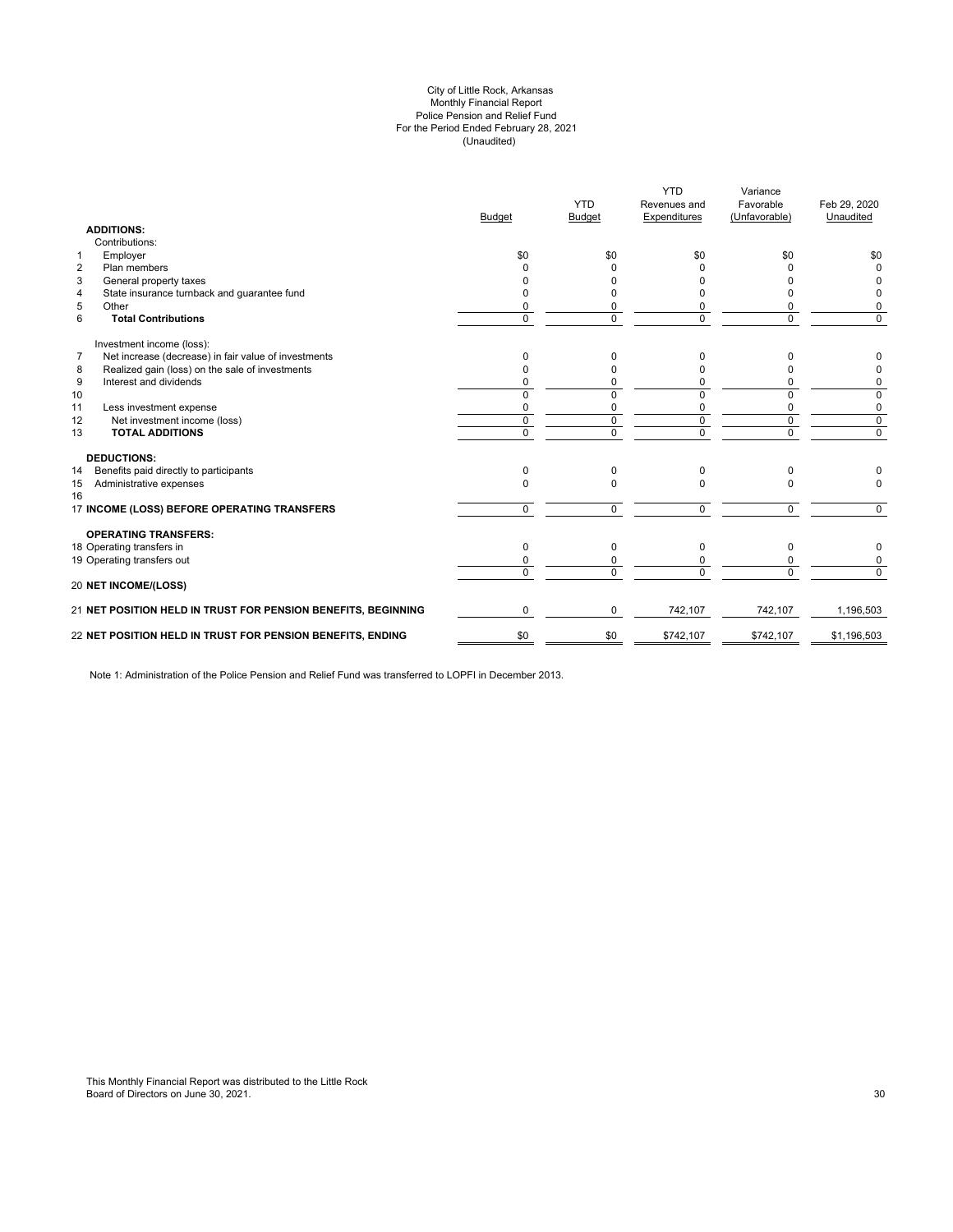City of Little Rock, Arkansas
Monthly Financial Report
Police Pension and Relief Fund
For the Period Ended February 28, 2021
(Unaudited)

| | | Budget | YTD Budget | YTD Revenues and Expenditures | Variance Favorable (Unfavorable) | Feb 29, 2020 Unaudited |
|---|---|---|---|---|---|---|
| | **ADDITIONS:** | | | | | |
| | Contributions: | | | | | |
| 1 | Employer | $0 | $0 | $0 | $0 | $0 |
| 2 | Plan members | 0 | 0 | 0 | 0 | 0 |
| 3 | General property taxes | 0 | 0 | 0 | 0 | 0 |
| 4 | State insurance turnback and guarantee fund | 0 | 0 | 0 | 0 | 0 |
| 5 | Other | 0 | 0 | 0 | 0 | 0 |
| 6 | **Total Contributions** | 0 | 0 | 0 | 0 | 0 |
| | Investment income (loss): | | | | | |
| 7 | Net increase (decrease) in fair value of investments | 0 | 0 | 0 | 0 | 0 |
| 8 | Realized gain (loss) on the sale of investments | 0 | 0 | 0 | 0 | 0 |
| 9 | Interest and dividends | 0 | 0 | 0 | 0 | 0 |
| 10 | | 0 | 0 | 0 | 0 | 0 |
| 11 | Less investment expense | 0 | 0 | 0 | 0 | 0 |
| 12 | Net investment income (loss) | 0 | 0 | 0 | 0 | 0 |
| 13 | **TOTAL ADDITIONS** | 0 | 0 | 0 | 0 | 0 |
| | **DEDUCTIONS:** | | | | | |
| 14 | Benefits paid directly to participants | 0 | 0 | 0 | 0 | 0 |
| 15 | Administrative expenses | 0 | 0 | 0 | 0 | 0 |
| 16 | | | | | | |
| 17 | **INCOME (LOSS) BEFORE OPERATING TRANSFERS** | 0 | 0 | 0 | 0 | 0 |
| | **OPERATING TRANSFERS:** | | | | | |
| 18 | Operating transfers in | 0 | 0 | 0 | 0 | 0 |
| 19 | Operating transfers out | 0 | 0 | 0 | 0 | 0 |
| | | 0 | 0 | 0 | 0 | 0 |
| 20 | **NET INCOME/(LOSS)** | | | | | |
| 21 | **NET POSITION HELD IN TRUST FOR PENSION BENEFITS, BEGINNING** | 0 | 0 | 742,107 | 742,107 | 1,196,503 |
| 22 | **NET POSITION HELD IN TRUST FOR PENSION BENEFITS, ENDING** | $0 | $0 | $742,107 | $742,107 | $1,196,503 |

Note 1: Administration of the Police Pension and Relief Fund was transferred to LOPFI in December 2013.

This Monthly Financial Report was distributed to the Little Rock Board of Directors on June 30, 2021.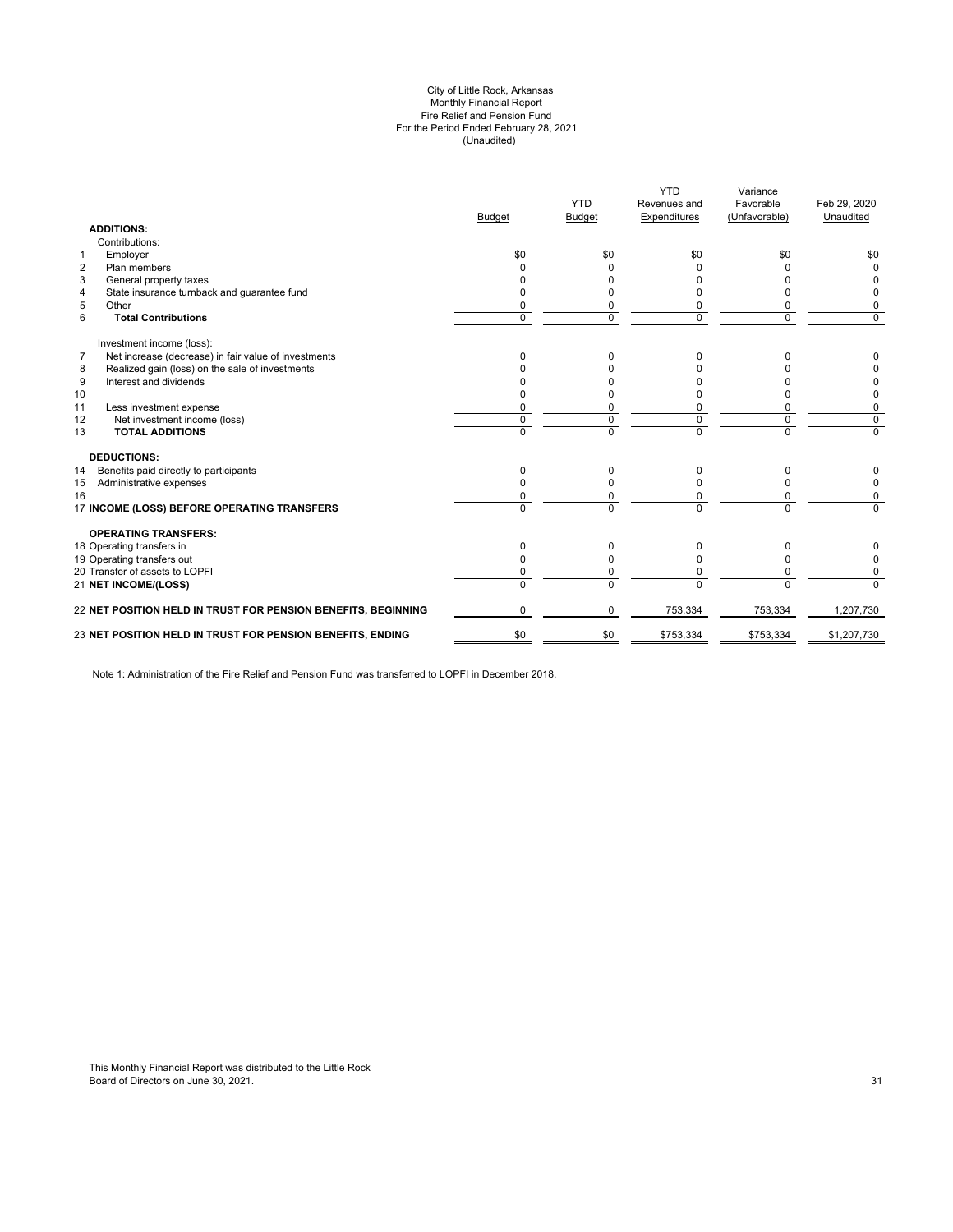City of Little Rock, Arkansas
Monthly Financial Report
Fire Relief and Pension Fund
For the Period Ended February 28, 2021
(Unaudited)

| | | Budget | YTD Budget | YTD Revenues and Expenditures | Variance Favorable (Unfavorable) | Feb 29, 2020 Unaudited |
|---|---|---|---|---|---|---|
| | **ADDITIONS:** | | | | | |
| | Contributions: | | | | | |
| 1 | Employer | $0 | $0 | $0 | $0 | $0 |
| 2 | Plan members | 0 | 0 | 0 | 0 | 0 |
| 3 | General property taxes | 0 | 0 | 0 | 0 | 0 |
| 4 | State insurance turnback and guarantee fund | 0 | 0 | 0 | 0 | 0 |
| 5 | Other | 0 | 0 | 0 | 0 | 0 |
| 6 | **Total Contributions** | 0 | 0 | 0 | 0 | 0 |
| | Investment income (loss): | | | | | |
| 7 | Net increase (decrease) in fair value of investments | 0 | 0 | 0 | 0 | 0 |
| 8 | Realized gain (loss) on the sale of investments | 0 | 0 | 0 | 0 | 0 |
| 9 | Interest and dividends | 0 | 0 | 0 | 0 | 0 |
| 10 | | 0 | 0 | 0 | 0 | 0 |
| 11 | Less investment expense | 0 | 0 | 0 | 0 | 0 |
| 12 | Net investment income (loss) | 0 | 0 | 0 | 0 | 0 |
| 13 | **TOTAL ADDITIONS** | 0 | 0 | 0 | 0 | 0 |
| | **DEDUCTIONS:** | | | | | |
| 14 | Benefits paid directly to participants | 0 | 0 | 0 | 0 | 0 |
| 15 | Administrative expenses | 0 | 0 | 0 | 0 | 0 |
| 16 | | 0 | 0 | 0 | 0 | 0 |
| 17 | **INCOME (LOSS) BEFORE OPERATING TRANSFERS** | 0 | 0 | 0 | 0 | 0 |
| | **OPERATING TRANSFERS:** | | | | | |
| 18 | Operating transfers in | 0 | 0 | 0 | 0 | 0 |
| 19 | Operating transfers out | 0 | 0 | 0 | 0 | 0 |
| 20 | Transfer of assets to LOPFI | 0 | 0 | 0 | 0 | 0 |
| 21 | **NET INCOME/(LOSS)** | 0 | 0 | 0 | 0 | 0 |
| 22 | **NET POSITION HELD IN TRUST FOR PENSION BENEFITS, BEGINNING** | 0 | 0 | 753,334 | 753,334 | 1,207,730 |
| 23 | **NET POSITION HELD IN TRUST FOR PENSION BENEFITS, ENDING** | $0 | $0 | $753,334 | $753,334 | $1,207,730 |

Note 1: Administration of the Fire Relief and Pension Fund was transferred to LOPFI in December 2018.

This Monthly Financial Report was distributed to the Little Rock Board of Directors on June 30, 2021.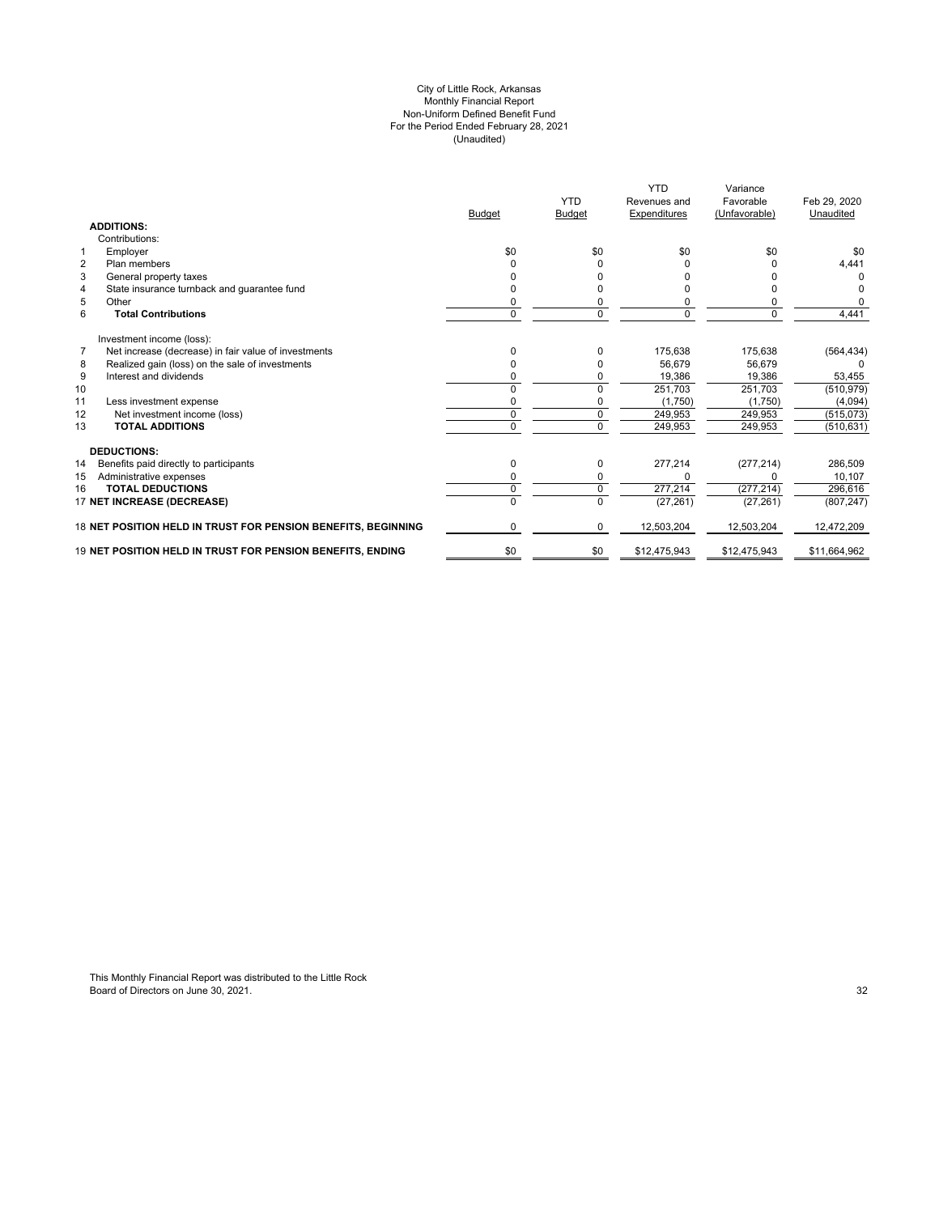City of Little Rock, Arkansas
Monthly Financial Report
Non-Uniform Defined Benefit Fund
For the Period Ended February 28, 2021
(Unaudited)

| | | Budget | YTD Budget | YTD Revenues and Expenditures | Variance Favorable (Unfavorable) | Feb 29, 2020 Unaudited |
|---|---|---|---|---|---|---|
| | **ADDITIONS:** | | | | | |
| | Contributions: | | | | | |
| 1 | Employer | $0 | $0 | $0 | $0 | $0 |
| 2 | Plan members | 0 | 0 | 0 | 0 | 4,441 |
| 3 | General property taxes | 0 | 0 | 0 | 0 | 0 |
| 4 | State insurance turnback and guarantee fund | 0 | 0 | 0 | 0 | 0 |
| 5 | Other | 0 | 0 | 0 | 0 | 0 |
| 6 | **Total Contributions** | 0 | 0 | 0 | 0 | 4,441 |
| | Investment income (loss): | | | | | |
| 7 | Net increase (decrease) in fair value of investments | 0 | 0 | 175,638 | 175,638 | (564,434) |
| 8 | Realized gain (loss) on the sale of investments | 0 | 0 | 56,679 | 56,679 | 0 |
| 9 | Interest and dividends | 0 | 0 | 19,386 | 19,386 | 53,455 |
| 10 | | 0 | 0 | 251,703 | 251,703 | (510,979) |
| 11 | Less investment expense | 0 | 0 | (1,750) | (1,750) | (4,094) |
| 12 | Net investment income (loss) | 0 | 0 | 249,953 | 249,953 | (515,073) |
| 13 | **TOTAL ADDITIONS** | 0 | 0 | 249,953 | 249,953 | (510,631) |
| | **DEDUCTIONS:** | | | | | |
| 14 | Benefits paid directly to participants | 0 | 0 | 277,214 | (277,214) | 286,509 |
| 15 | Administrative expenses | 0 | 0 | 0 | 0 | 10,107 |
| 16 | **TOTAL DEDUCTIONS** | 0 | 0 | 277,214 | (277,214) | 296,616 |
| 17 | **NET INCREASE (DECREASE)** | 0 | 0 | (27,261) | (27,261) | (807,247) |
| 18 | **NET POSITION HELD IN TRUST FOR PENSION BENEFITS, BEGINNING** | 0 | 0 | 12,503,204 | 12,503,204 | 12,472,209 |
| 19 | **NET POSITION HELD IN TRUST FOR PENSION BENEFITS, ENDING** | $0 | $0 | $12,475,943 | $12,475,943 | $11,664,962 |

This Monthly Financial Report was distributed to the Little Rock Board of Directors on June 30, 2021.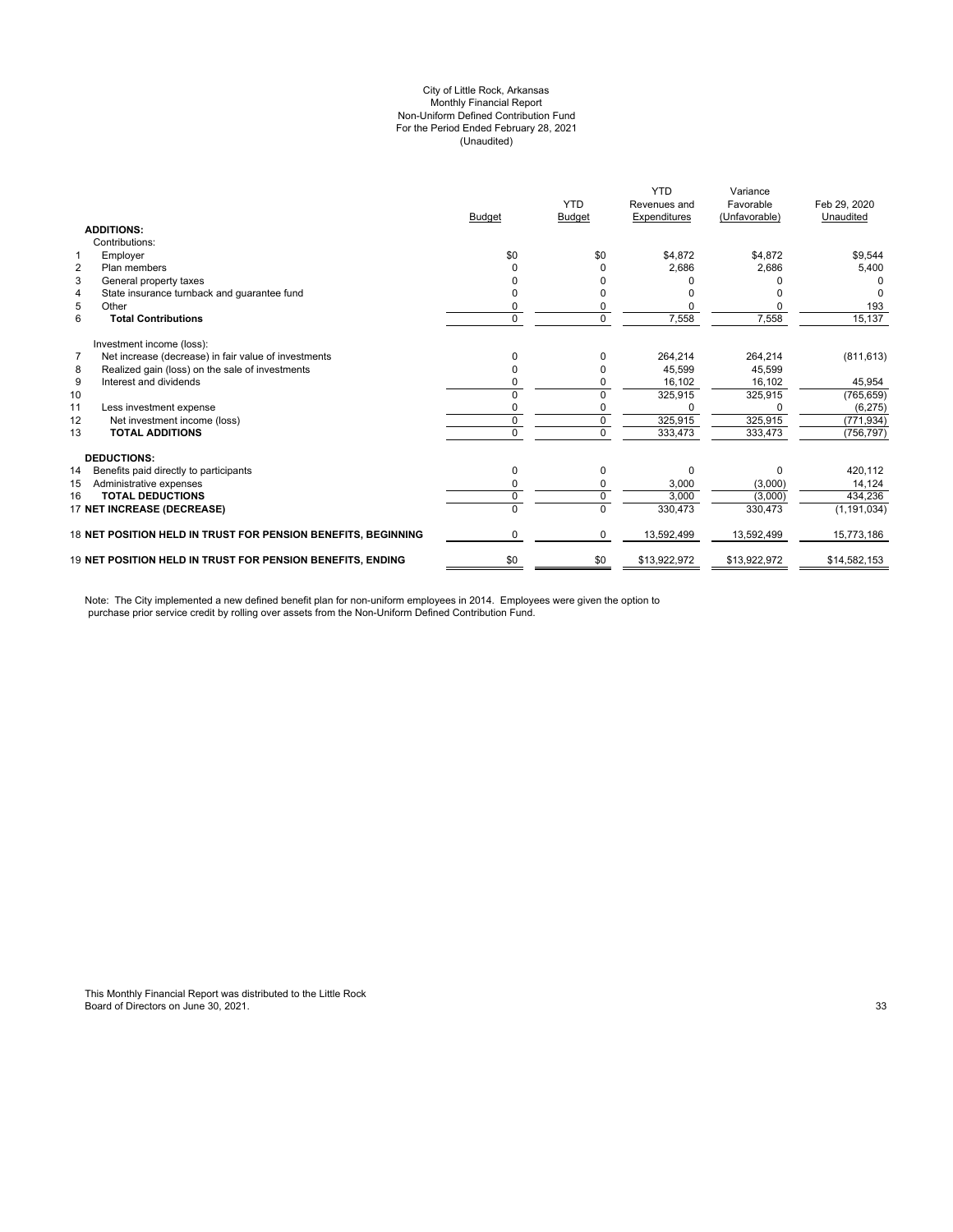# City of Little Rock, Arkansas
## Monthly Financial Report
## Non-Uniform Defined Contribution Fund
## For the Period Ended February 28, 2021
## (Unaudited)

| | | Budget | YTD Budget | YTD Revenues and Expenditures | Variance Favorable (Unfavorable) | Feb 29, 2020 Unaudited |
|---|---|---|---|---|---|---|
| | **ADDITIONS:** | | | | | |
| | Contributions: | | | | | |
| 1 | Employer | $0 | $0 | $4,872 | $4,872 | $9,544 |
| 2 | Plan members | 0 | 0 | 2,686 | 2,686 | 5,400 |
| 3 | General property taxes | 0 | 0 | 0 | 0 | 0 |
| 4 | State insurance turnback and guarantee fund | 0 | 0 | 0 | 0 | 0 |
| 5 | Other | 0 | 0 | 0 | 0 | 193 |
| 6 | **Total Contributions** | 0 | 0 | 7,558 | 7,558 | 15,137 |
| | Investment income (loss): | | | | | |
| 7 | Net increase (decrease) in fair value of investments | 0 | 0 | 264,214 | 264,214 | (811,613) |
| 8 | Realized gain (loss) on the sale of investments | 0 | 0 | 45,599 | 45,599 | |
| 9 | Interest and dividends | 0 | 0 | 16,102 | 16,102 | 45,954 |
| 10 | | 0 | 0 | 325,915 | 325,915 | (765,659) |
| 11 | Less investment expense | 0 | 0 | 0 | 0 | (6,275) |
| 12 | Net investment income (loss) | 0 | 0 | 325,915 | 325,915 | (771,934) |
| 13 | **TOTAL ADDITIONS** | 0 | 0 | 333,473 | 333,473 | (756,797) |
| | **DEDUCTIONS:** | | | | | |
| 14 | Benefits paid directly to participants | 0 | 0 | 0 | 0 | 420,112 |
| 15 | Administrative expenses | 0 | 0 | 3,000 | (3,000) | 14,124 |
| 16 | **TOTAL DEDUCTIONS** | 0 | 0 | 3,000 | (3,000) | 434,236 |
| 17 | **NET INCREASE (DECREASE)** | 0 | 0 | 330,473 | 330,473 | (1,191,034) |
| 18 | **NET POSITION HELD IN TRUST FOR PENSION BENEFITS, BEGINNING** | 0 | 0 | 13,592,499 | 13,592,499 | 15,773,186 |
| 19 | **NET POSITION HELD IN TRUST FOR PENSION BENEFITS, ENDING** | $0 | $0 | $13,922,972 | $13,922,972 | $14,582,153 |

Note: The City implemented a new defined benefit plan for non-uniform employees in 2014. Employees were given the option to purchase prior service credit by rolling over assets from the Non-Uniform Defined Contribution Fund.

This Monthly Financial Report was distributed to the Little Rock Board of Directors on June 30, 2021.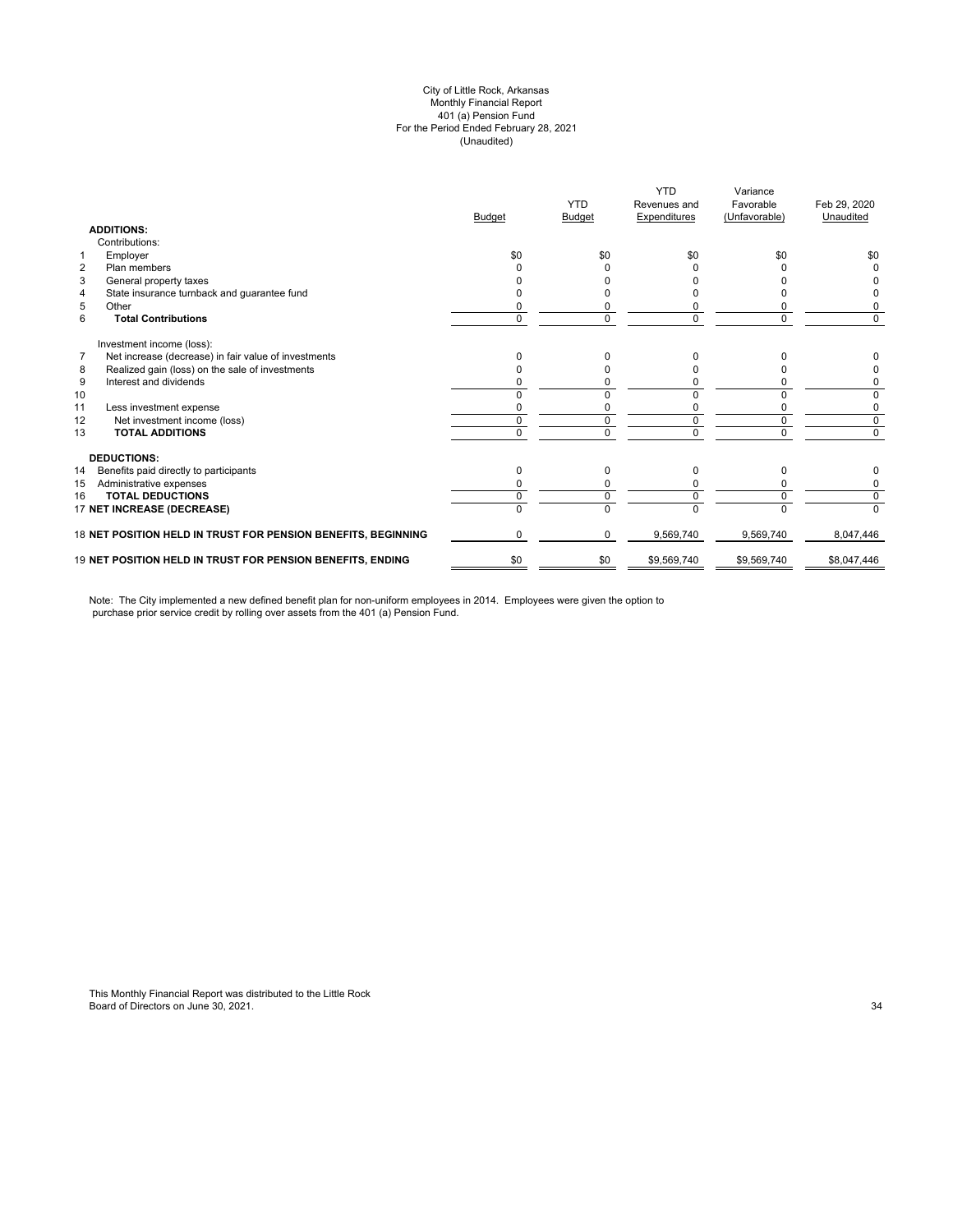City of Little Rock, Arkansas
Monthly Financial Report
401 (a) Pension Fund
For the Period Ended February 28, 2021
(Unaudited)

| | | Budget | YTD Budget | YTD Revenues and Expenditures | Variance Favorable (Unfavorable) | Feb 29, 2020 Unaudited |
|---|---|---|---|---|---|---|
| | **ADDITIONS:** | | | | | |
| | Contributions: | | | | | |
| 1 | Employer | $0 | $0 | $0 | $0 | $0 |
| 2 | Plan members | 0 | 0 | 0 | 0 | 0 |
| 3 | General property taxes | 0 | 0 | 0 | 0 | 0 |
| 4 | State insurance turnback and guarantee fund | 0 | 0 | 0 | 0 | 0 |
| 5 | Other | 0 | 0 | 0 | 0 | 0 |
| 6 | **Total Contributions** | 0 | 0 | 0 | 0 | 0 |
| | Investment income (loss): | | | | | |
| 7 | Net increase (decrease) in fair value of investments | 0 | 0 | 0 | 0 | 0 |
| 8 | Realized gain (loss) on the sale of investments | 0 | 0 | 0 | 0 | 0 |
| 9 | Interest and dividends | 0 | 0 | 0 | 0 | 0 |
| 10 | | 0 | 0 | 0 | 0 | 0 |
| 11 | Less investment expense | 0 | 0 | 0 | 0 | 0 |
| 12 | Net investment income (loss) | 0 | 0 | 0 | 0 | 0 |
| 13 | **TOTAL ADDITIONS** | 0 | 0 | 0 | 0 | 0 |
| | **DEDUCTIONS:** | | | | | |
| 14 | Benefits paid directly to participants | 0 | 0 | 0 | 0 | 0 |
| 15 | Administrative expenses | 0 | 0 | 0 | 0 | 0 |
| 16 | **TOTAL DEDUCTIONS** | 0 | 0 | 0 | 0 | 0 |
| 17 | **NET INCREASE (DECREASE)** | 0 | 0 | 0 | 0 | 0 |
| 18 | **NET POSITION HELD IN TRUST FOR PENSION BENEFITS, BEGINNING** | 0 | 0 | 9,569,740 | 9,569,740 | 8,047,446 |
| 19 | **NET POSITION HELD IN TRUST FOR PENSION BENEFITS, ENDING** | $0 | $0 | $9,569,740 | $9,569,740 | $8,047,446 |

Note: The City implemented a new defined benefit plan for non-uniform employees in 2014. Employees were given the option to purchase prior service credit by rolling over assets from the 401 (a) Pension Fund.

This Monthly Financial Report was distributed to the Little Rock Board of Directors on June 30, 2021.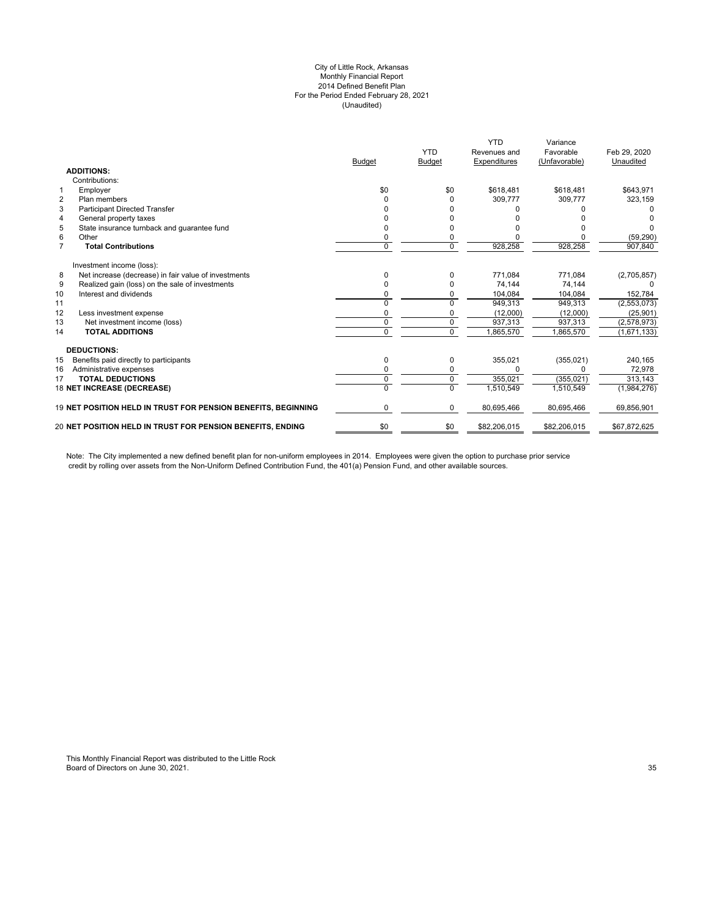# City of Little Rock, Arkansas
## Monthly Financial Report
## 2014 Defined Benefit Plan
## For the Period Ended February 28, 2021
## (Unaudited)

| | | Budget | YTD Budget | YTD Revenues and Expenditures | Variance Favorable (Unfavorable) | Feb 29, 2020 Unaudited |
|---|---|---|---|---|---|---|
| | **ADDITIONS:** | | | | | |
| | Contributions: | | | | | |
| 1 | Employer | $0 | $0 | $618,481 | $618,481 | $643,971 |
| 2 | Plan members | 0 | 0 | 309,777 | 309,777 | 323,159 |
| 3 | Participant Directed Transfer | 0 | 0 | 0 | 0 | 0 |
| 4 | General property taxes | 0 | 0 | 0 | 0 | 0 |
| 5 | State insurance turnback and guarantee fund | 0 | 0 | 0 | 0 | 0 |
| 6 | Other | 0 | 0 | 0 | 0 | (59,290) |
| 7 | **Total Contributions** | 0 | 0 | 928,258 | 928,258 | 907,840 |
| | Investment income (loss): | | | | | |
| 8 | Net increase (decrease) in fair value of investments | 0 | 0 | 771,084 | 771,084 | (2,705,857) |
| 9 | Realized gain (loss) on the sale of investments | 0 | 0 | 74,144 | 74,144 | 0 |
| 10 | Interest and dividends | 0 | 0 | 104,084 | 104,084 | 152,784 |
| 11 | | 0 | 0 | 949,313 | 949,313 | (2,553,073) |
| 12 | Less investment expense | 0 | 0 | (12,000) | (12,000) | (25,901) |
| 13 | Net investment income (loss) | 0 | 0 | 937,313 | 937,313 | (2,578,973) |
| 14 | **TOTAL ADDITIONS** | 0 | 0 | 1,865,570 | 1,865,570 | (1,671,133) |
| | **DEDUCTIONS:** | | | | | |
| 15 | Benefits paid directly to participants | 0 | 0 | 355,021 | (355,021) | 240,165 |
| 16 | Administrative expenses | 0 | 0 | 0 | 0 | 72,978 |
| 17 | **TOTAL DEDUCTIONS** | 0 | 0 | 355,021 | (355,021) | 313,143 |
| 18 | **NET INCREASE (DECREASE)** | 0 | 0 | 1,510,549 | 1,510,549 | (1,984,276) |
| 19 | **NET POSITION HELD IN TRUST FOR PENSION BENEFITS, BEGINNING** | 0 | 0 | 80,695,466 | 80,695,466 | 69,856,901 |
| 20 | **NET POSITION HELD IN TRUST FOR PENSION BENEFITS, ENDING** | $0 | $0 | $82,206,015 | $82,206,015 | $67,872,625 |

Note: The City implemented a new defined benefit plan for non-uniform employees in 2014. Employees were given the option to purchase prior service credit by rolling over assets from the Non-Uniform Defined Contribution Fund, the 401(a) Pension Fund, and other available sources.

This Monthly Financial Report was distributed to the Little Rock Board of Directors on June 30, 2021.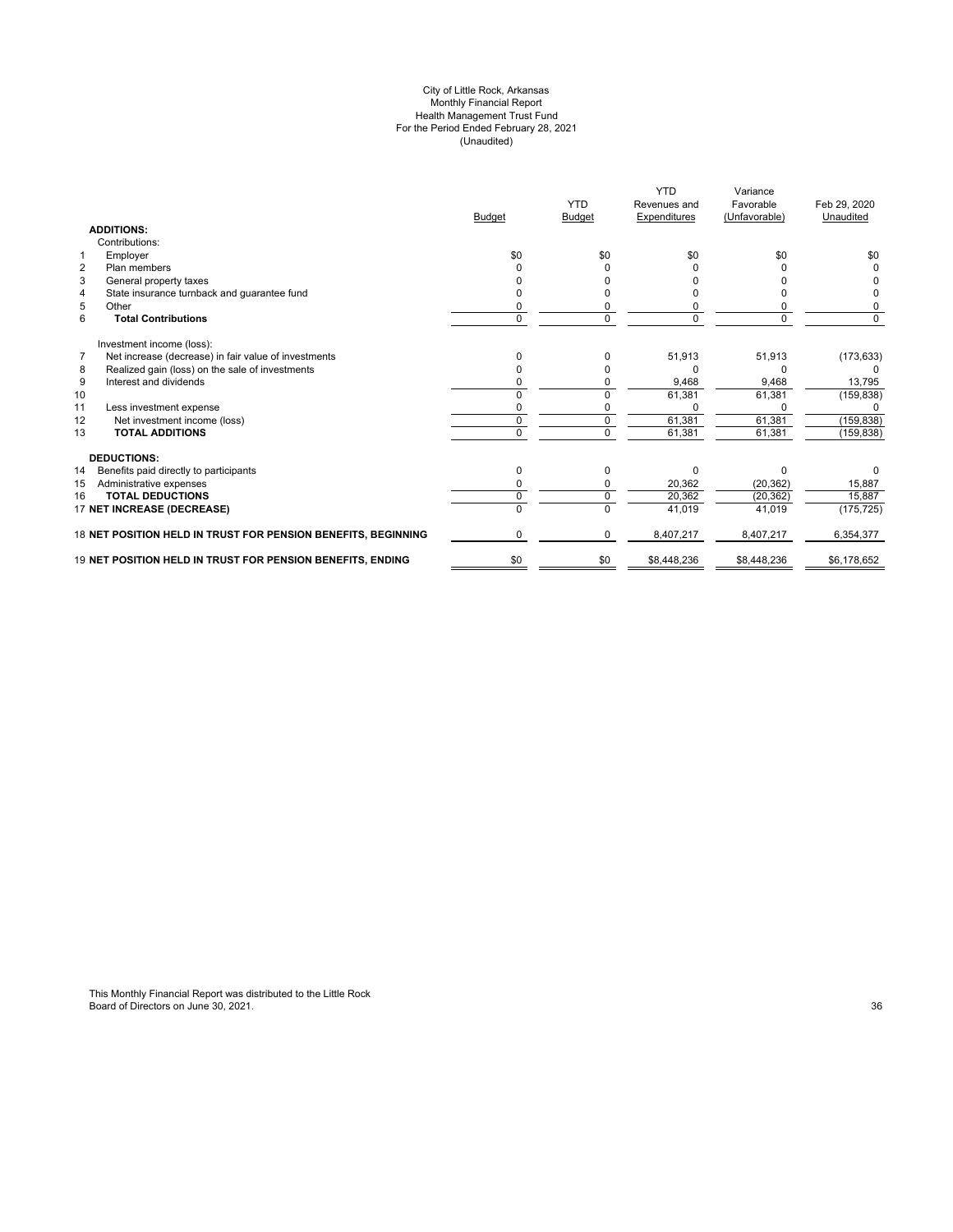City of Little Rock, Arkansas
Monthly Financial Report
Health Management Trust Fund
For the Period Ended February 28, 2021
(Unaudited)

| | | Budget | YTD Budget | YTD Revenues and Expenditures | Variance Favorable (Unfavorable) | Feb 29, 2020 Unaudited |
|---|---|---|---|---|---|---|
| | **ADDITIONS:** | | | | | |
| | Contributions: | | | | | |
| 1 | Employer | $0 | $0 | $0 | $0 | $0 |
| 2 | Plan members | 0 | 0 | 0 | 0 | 0 |
| 3 | General property taxes | 0 | 0 | 0 | 0 | 0 |
| 4 | State insurance turnback and guarantee fund | 0 | 0 | 0 | 0 | 0 |
| 5 | Other | 0 | 0 | 0 | 0 | 0 |
| 6 | **Total Contributions** | 0 | 0 | 0 | 0 | 0 |
| | Investment income (loss): | | | | | |
| 7 | Net increase (decrease) in fair value of investments | 0 | 0 | 51,913 | 51,913 | (173,633) |
| 8 | Realized gain (loss) on the sale of investments | 0 | 0 | 0 | 0 | 0 |
| 9 | Interest and dividends | 0 | 0 | 9,468 | 9,468 | 13,795 |
| 10 | | 0 | 0 | 61,381 | 61,381 | (159,838) |
| 11 | Less investment expense | 0 | 0 | 0 | 0 | 0 |
| 12 | Net investment income (loss) | 0 | 0 | 61,381 | 61,381 | (159,838) |
| 13 | **TOTAL ADDITIONS** | 0 | 0 | 61,381 | 61,381 | (159,838) |
| | **DEDUCTIONS:** | | | | | |
| 14 | Benefits paid directly to participants | 0 | 0 | 0 | 0 | 0 |
| 15 | Administrative expenses | 0 | 0 | 20,362 | (20,362) | 15,887 |
| 16 | **TOTAL DEDUCTIONS** | 0 | 0 | 20,362 | (20,362) | 15,887 |
| 17 | **NET INCREASE (DECREASE)** | 0 | 0 | 41,019 | 41,019 | (175,725) |
| 18 | **NET POSITION HELD IN TRUST FOR PENSION BENEFITS, BEGINNING** | 0 | 0 | 8,407,217 | 8,407,217 | 6,354,377 |
| 19 | **NET POSITION HELD IN TRUST FOR PENSION BENEFITS, ENDING** | $0 | $0 | $8,448,236 | $8,448,236 | $6,178,652 |

This Monthly Financial Report was distributed to the Little Rock Board of Directors on June 30, 2021.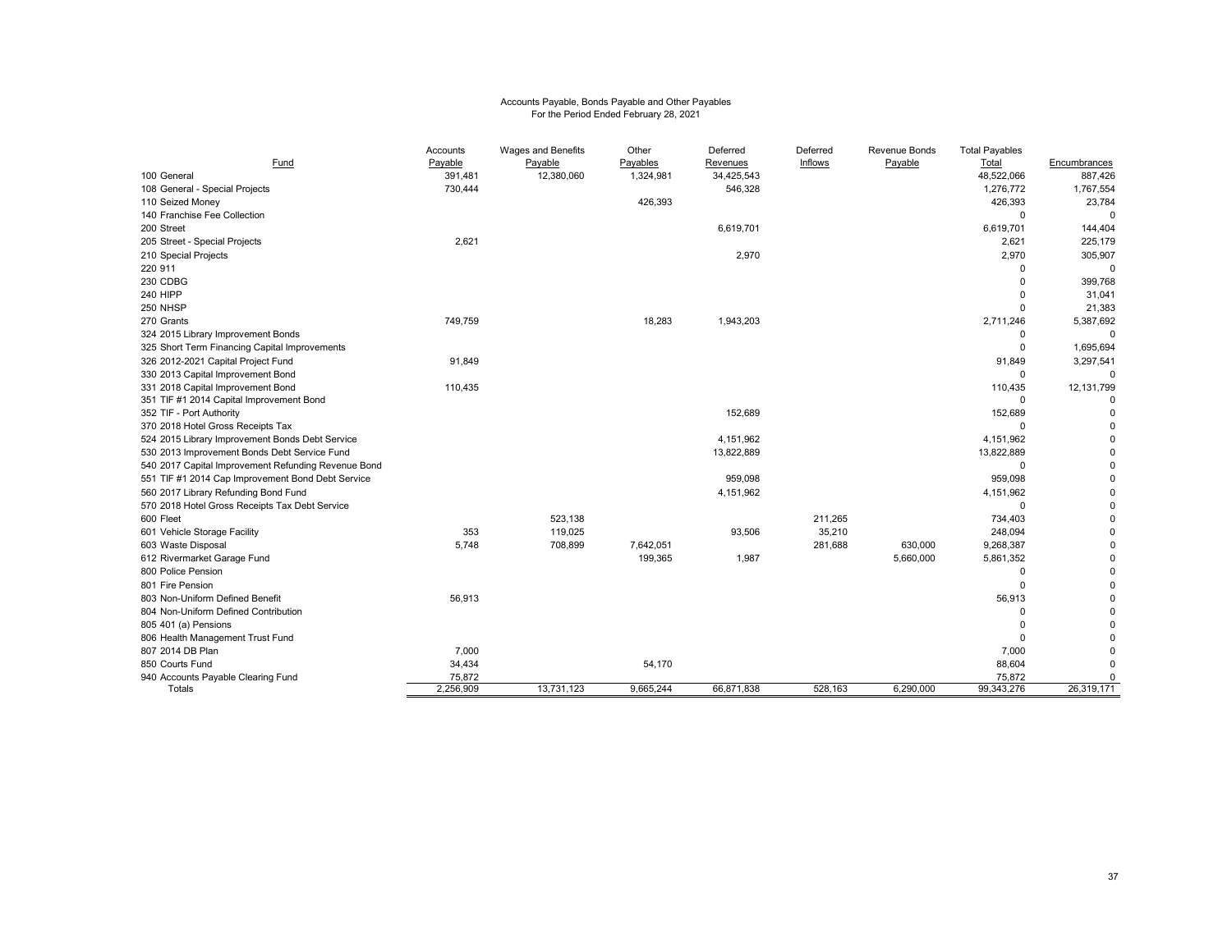Accounts Payable, Bonds Payable and Other Payables
For the Period Ended February 28, 2021

| Fund | Accounts Payable | Wages and Benefits Payable | Other Payables | Deferred Revenues | Deferred Inflows | Revenue Bonds Payable | Total Payables Total | Encumbrances |
|---|---|---|---|---|---|---|---|---|
| 100 General | 391,481 | 12,380,060 | 1,324,981 | 34,425,543 | | | 48,522,066 | 887,426 |
| 108 General - Special Projects | 730,444 | | | 546,328 | | | 1,276,772 | 1,767,554 |
| 110 Seized Money | | | 426,393 | | | | 426,393 | 23,784 |
| 140 Franchise Fee Collection | | | | | | | 0 | 0 |
| 200 Street | | | | 6,619,701 | | | 6,619,701 | 144,404 |
| 205 Street - Special Projects | 2,621 | | | | | | 2,621 | 225,179 |
| 210 Special Projects | | | | 2,970 | | | 2,970 | 305,907 |
| 220 911 | | | | | | | 0 | 0 |
| 230 CDBG | | | | | | | 0 | 399,768 |
| 240 HIPP | | | | | | | 0 | 31,041 |
| 250 NHSP | | | | | | | 0 | 21,383 |
| 270 Grants | 749,759 | | 18,283 | 1,943,203 | | | 2,711,246 | 5,387,692 |
| 324 2015 Library Improvement Bonds | | | | | | | 0 | 0 |
| 325 Short Term Financing Capital Improvements | | | | | | | 0 | 1,695,694 |
| 326 2012-2021 Capital Project Fund | 91,849 | | | | | | 91,849 | 3,297,541 |
| 330 2013 Capital Improvement Bond | | | | | | | 0 | 0 |
| 331 2018 Capital Improvement Bond | 110,435 | | | | | | 110,435 | 12,131,799 |
| 351 TIF #1 2014 Capital Improvement Bond | | | | | | | 0 | 0 |
| 352 TIF - Port Authority | | | | 152,689 | | | 152,689 | 0 |
| 370 2018 Hotel Gross Receipts Tax | | | | | | | 0 | 0 |
| 524 2015 Library Improvement Bonds Debt Service | | | | 4,151,962 | | | 4,151,962 | 0 |
| 530 2013 Improvement Bonds Debt Service Fund | | | | 13,822,889 | | | 13,822,889 | 0 |
| 540 2017 Capital Improvement Refunding Revenue Bond | | | | | | | 0 | 0 |
| 551 TIF #1 2014 Cap Improvement Bond Debt Service | | | | 959,098 | | | 959,098 | 0 |
| 560 2017 Library Refunding Bond Fund | | | | 4,151,962 | | | 4,151,962 | 0 |
| 570 2018 Hotel Gross Receipts Tax Debt Service | | | | | | | 0 | 0 |
| 600 Fleet | | 523,138 | | | 211,265 | | 734,403 | 0 |
| 601 Vehicle Storage Facility | 353 | 119,025 | | 93,506 | 35,210 | | 248,094 | 0 |
| 603 Waste Disposal | 5,748 | 708,899 | 7,642,051 | | 281,688 | 630,000 | 9,268,387 | 0 |
| 612 Rivermarket Garage Fund | | | 199,365 | 1,987 | | 5,660,000 | 5,861,352 | 0 |
| 800 Police Pension | | | | | | | 0 | 0 |
| 801 Fire Pension | | | | | | | 0 | 0 |
| 803 Non-Uniform Defined Benefit | 56,913 | | | | | | 56,913 | 0 |
| 804 Non-Uniform Defined Contribution | | | | | | | 0 | 0 |
| 805 401 (a) Pensions | | | | | | | 0 | 0 |
| 806 Health Management Trust Fund | | | | | | | 0 | 0 |
| 807 2014 DB Plan | 7,000 | | | | | | 7,000 | 0 |
| 850 Courts Fund | 34,434 | | 54,170 | | | | 88,604 | 0 |
| 940 Accounts Payable Clearing Fund | 75,872 | | | | | | 75,872 | 0 |
| Totals | 2,256,909 | 13,731,123 | 9,665,244 | 66,871,838 | 528,163 | 6,290,000 | 99,343,276 | 26,319,171 |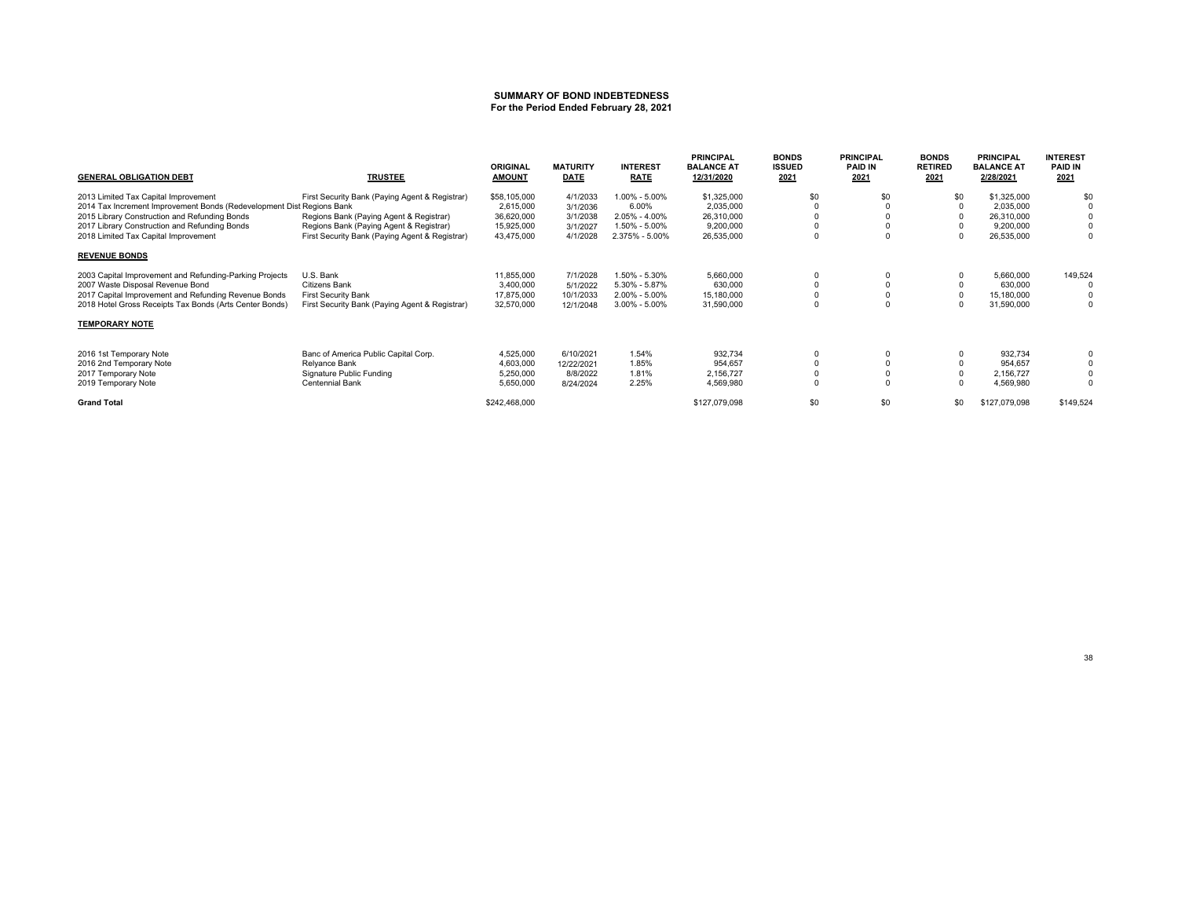## SUMMARY OF BOND INDEBTEDNESS
### For the Period Ended February 28, 2021

| GENERAL OBLIGATION DEBT | TRUSTEE | ORIGINAL AMOUNT | MATURITY DATE | INTEREST RATE | PRINCIPAL BALANCE AT 12/31/2020 | BONDS ISSUED 2021 | PRINCIPAL PAID IN 2021 | BONDS RETIRED 2021 | PRINCIPAL BALANCE AT 2/28/2021 | INTEREST PAID IN 2021 |
|---|---|---|---|---|---|---|---|---|---|---|
| 2013 Limited Tax Capital Improvement | First Security Bank (Paying Agent & Registrar) | $58,105,000 | 4/1/2033 | 1.00% - 5.00% | $1,325,000 | $0 | $0 | $0 | $1,325,000 | $0 |
| 2014 Tax Increment Improvement Bonds (Redevelopment Dist | Regions Bank | 2,615,000 | 3/1/2036 | 6.00% | 2,035,000 | 0 | 0 | 0 | 2,035,000 | 0 |
| 2015 Library Construction and Refunding Bonds | Regions Bank (Paying Agent & Registrar) | 36,620,000 | 3/1/2038 | 2.05% - 4.00% | 26,310,000 | 0 | 0 | 0 | 26,310,000 | 0 |
| 2017 Library Construction and Refunding Bonds | Regions Bank (Paying Agent & Registrar) | 15,925,000 | 3/1/2027 | 1.50% - 5.00% | 9,200,000 | 0 | 0 | 0 | 9,200,000 | 0 |
| 2018 Limited Tax Capital Improvement | First Security Bank (Paying Agent & Registrar) | 43,475,000 | 4/1/2028 | 2.375% - 5.00% | 26,535,000 | 0 | 0 | 0 | 26,535,000 | 0 |
| **REVENUE BONDS** | | | | | | | | | | |
| 2003 Capital Improvement and Refunding-Parking Projects | U.S. Bank | 11,855,000 | 7/1/2028 | 1.50% - 5.30% | 5,660,000 | 0 | 0 | 0 | 5,660,000 | 149,524 |
| 2007 Waste Disposal Revenue Bond | Citizens Bank | 3,400,000 | 5/1/2022 | 5.30% - 5.87% | 630,000 | 0 | 0 | 0 | 630,000 | 0 |
| 2017 Capital Improvement and Refunding Revenue Bonds | First Security Bank | 17,875,000 | 10/1/2033 | 2.00% - 5.00% | 15,180,000 | 0 | 0 | 0 | 15,180,000 | 0 |
| 2018 Hotel Gross Receipts Tax Bonds (Arts Center Bonds) | First Security Bank (Paying Agent & Registrar) | 32,570,000 | 12/1/2048 | 3.00% - 5.00% | 31,590,000 | 0 | 0 | 0 | 31,590,000 | 0 |
| **TEMPORARY NOTE** | | | | | | | | | | |
| 2016 1st Temporary Note | Banc of America Public Capital Corp. | 4,525,000 | 6/10/2021 | 1.54% | 932,734 | 0 | 0 | 0 | 932,734 | 0 |
| 2016 2nd Temporary Note | Relyance Bank | 4,603,000 | 12/22/2021 | 1.85% | 954,657 | 0 | 0 | 0 | 954,657 | 0 |
| 2017 Temporary Note | Signature Public Funding | 5,250,000 | 8/8/2022 | 1.81% | 2,156,727 | 0 | 0 | 0 | 2,156,727 | 0 |
| 2019 Temporary Note | Centennial Bank | 5,650,000 | 8/24/2024 | 2.25% | 4,569,980 | 0 | 0 | 0 | 4,569,980 | 0 |
| **Grand Total** | | $242,468,000 | | | $127,079,098 | $0 | $0 | $0 | $127,079,098 | $149,524 |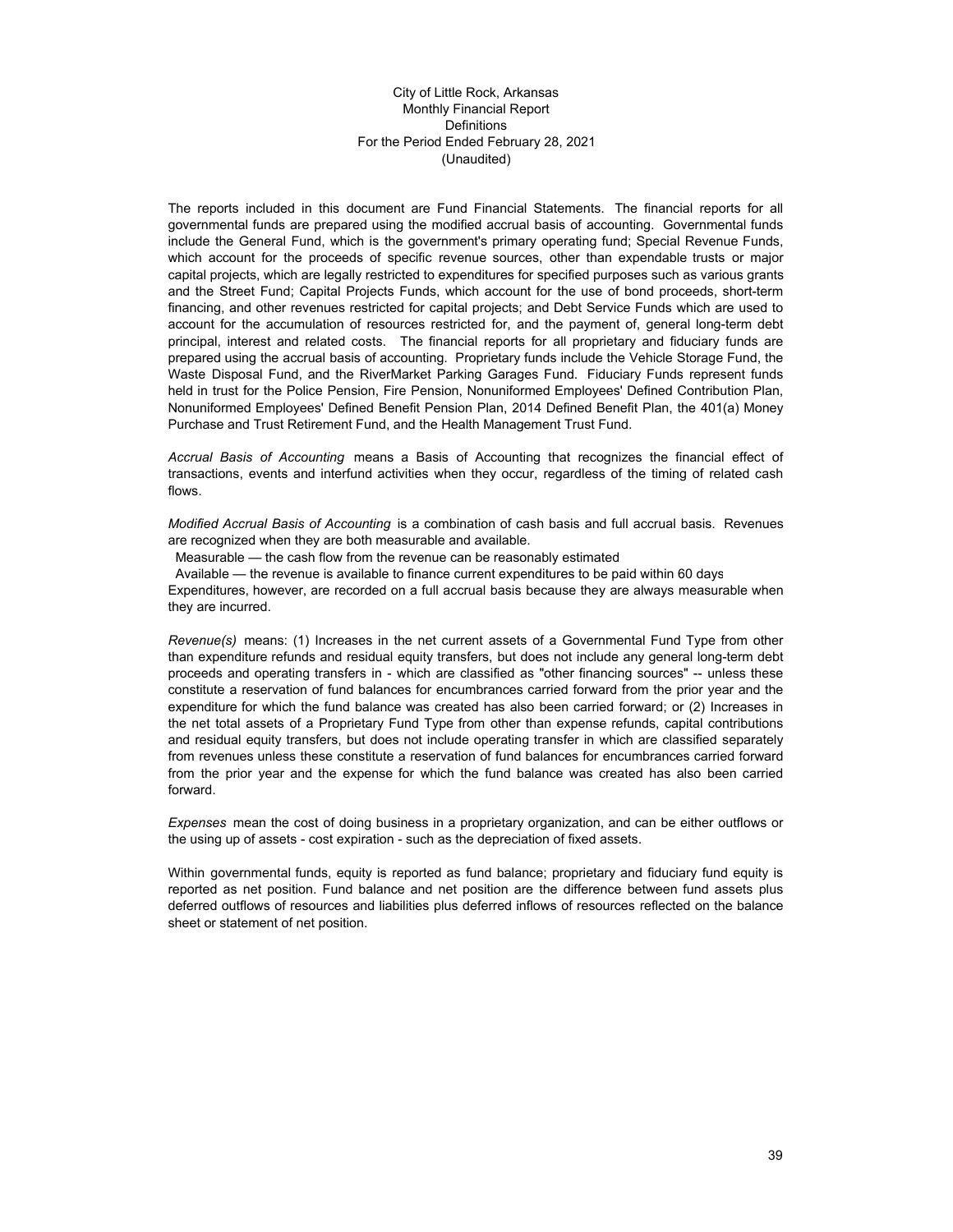City of Little Rock, Arkansas
Monthly Financial Report
Definitions
For the Period Ended February 28, 2021
(Unaudited)

The reports included in this document are Fund Financial Statements. The financial reports for all governmental funds are prepared using the modified accrual basis of accounting. Governmental funds include the General Fund, which is the government's primary operating fund; Special Revenue Funds, which account for the proceeds of specific revenue sources, other than expendable trusts or major capital projects, which are legally restricted to expenditures for specified purposes such as various grants and the Street Fund; Capital Projects Funds, which account for the use of bond proceeds, short-term financing, and other revenues restricted for capital projects; and Debt Service Funds which are used to account for the accumulation of resources restricted for, and the payment of, general long-term debt principal, interest and related costs. The financial reports for all proprietary and fiduciary funds are prepared using the accrual basis of accounting. Proprietary funds include the Vehicle Storage Fund, the Waste Disposal Fund, and the RiverMarket Parking Garages Fund. Fiduciary Funds represent funds held in trust for the Police Pension, Fire Pension, Nonuniformed Employees' Defined Contribution Plan, Nonuniformed Employees' Defined Benefit Pension Plan, 2014 Defined Benefit Plan, the 401(a) Money Purchase and Trust Retirement Fund, and the Health Management Trust Fund.

*Accrual Basis of Accounting* means a Basis of Accounting that recognizes the financial effect of transactions, events and interfund activities when they occur, regardless of the timing of related cash flows.

*Modified Accrual Basis of Accounting* is a combination of cash basis and full accrual basis. Revenues are recognized when they are both measurable and available.
Measurable — the cash flow from the revenue can be reasonably estimated
Available — the revenue is available to finance current expenditures to be paid within 60 days
Expenditures, however, are recorded on a full accrual basis because they are always measurable when they are incurred.

*Revenue(s)* means: (1) Increases in the net current assets of a Governmental Fund Type from other than expenditure refunds and residual equity transfers, but does not include any general long-term debt proceeds and operating transfers in - which are classified as "other financing sources" -- unless these constitute a reservation of fund balances for encumbrances carried forward from the prior year and the expenditure for which the fund balance was created has also been carried forward; or (2) Increases in the net total assets of a Proprietary Fund Type from other than expense refunds, capital contributions and residual equity transfers, but does not include operating transfer in which are classified separately from revenues unless these constitute a reservation of fund balances for encumbrances carried forward from the prior year and the expense for which the fund balance was created has also been carried forward.

*Expenses* mean the cost of doing business in a proprietary organization, and can be either outflows or the using up of assets - cost expiration - such as the depreciation of fixed assets.

Within governmental funds, equity is reported as fund balance; proprietary and fiduciary fund equity is reported as net position. Fund balance and net position are the difference between fund assets plus deferred outflows of resources and liabilities plus deferred inflows of resources reflected on the balance sheet or statement of net position.